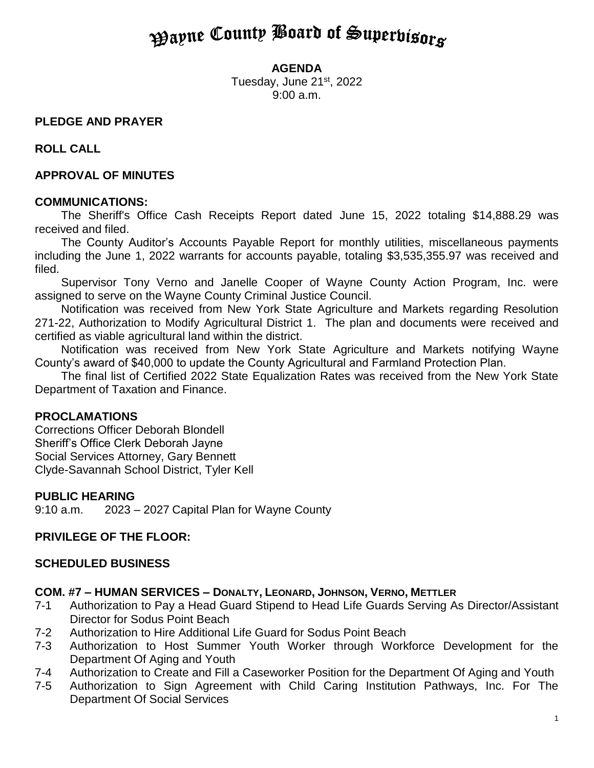# Wayne County Board of Supervisors

**AGENDA**
Tuesday, June 21st, 2022
9:00 a.m.

**PLEDGE AND PRAYER**

**ROLL CALL**

**APPROVAL OF MINUTES**

**COMMUNICATIONS:**

The Sheriff's Office Cash Receipts Report dated June 15, 2022 totaling $14,888.29 was received and filed.

The County Auditor's Accounts Payable Report for monthly utilities, miscellaneous payments including the June 1, 2022 warrants for accounts payable, totaling $3,535,355.97 was received and filed.

Supervisor Tony Verno and Janelle Cooper of Wayne County Action Program, Inc. were assigned to serve on the Wayne County Criminal Justice Council.

Notification was received from New York State Agriculture and Markets regarding Resolution 271-22, Authorization to Modify Agricultural District 1. The plan and documents were received and certified as viable agricultural land within the district.

Notification was received from New York State Agriculture and Markets notifying Wayne County's award of $40,000 to update the County Agricultural and Farmland Protection Plan.

The final list of Certified 2022 State Equalization Rates was received from the New York State Department of Taxation and Finance.

**PROCLAMATIONS**

Corrections Officer Deborah Blondell
Sheriff's Office Clerk Deborah Jayne
Social Services Attorney, Gary Bennett
Clyde-Savannah School District, Tyler Kell

**PUBLIC HEARING**

9:10 a.m. 2023 – 2027 Capital Plan for Wayne County

**PRIVILEGE OF THE FLOOR:**

**SCHEDULED BUSINESS**

**COM. #7 – HUMAN SERVICES – DONALTY, LEONARD, JOHNSON, VERNO, METTLER**

- 7-1 Authorization to Pay a Head Guard Stipend to Head Life Guards Serving As Director/Assistant Director for Sodus Point Beach
- 7-2 Authorization to Hire Additional Life Guard for Sodus Point Beach
- 7-3 Authorization to Host Summer Youth Worker through Workforce Development for the Department Of Aging and Youth
- 7-4 Authorization to Create and Fill a Caseworker Position for the Department Of Aging and Youth
- 7-5 Authorization to Sign Agreement with Child Caring Institution Pathways, Inc. For The Department Of Social Services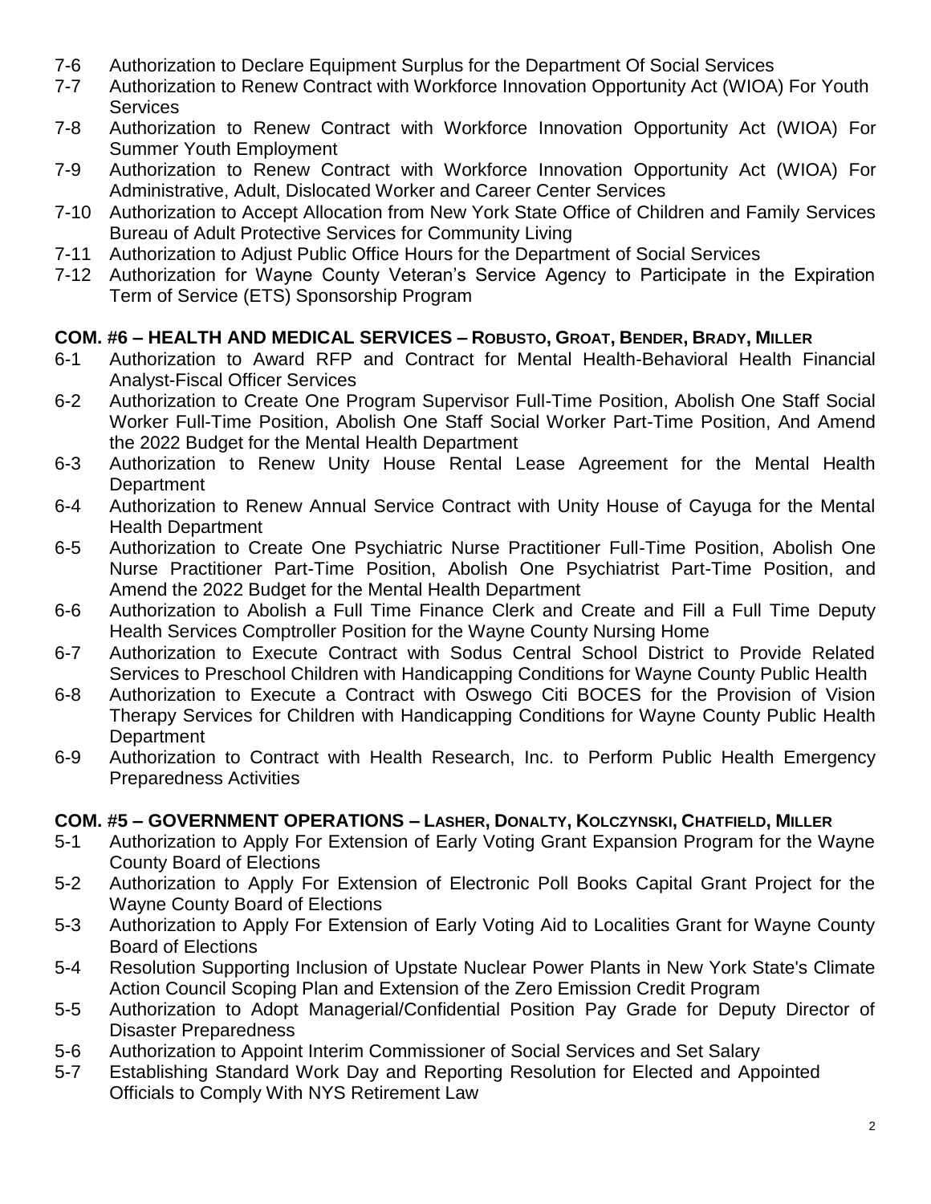7-6 Authorization to Declare Equipment Surplus for the Department Of Social Services
7-7 Authorization to Renew Contract with Workforce Innovation Opportunity Act (WIOA) For Youth Services
7-8 Authorization to Renew Contract with Workforce Innovation Opportunity Act (WIOA) For Summer Youth Employment
7-9 Authorization to Renew Contract with Workforce Innovation Opportunity Act (WIOA) For Administrative, Adult, Dislocated Worker and Career Center Services
7-10 Authorization to Accept Allocation from New York State Office of Children and Family Services Bureau of Adult Protective Services for Community Living
7-11 Authorization to Adjust Public Office Hours for the Department of Social Services
7-12 Authorization for Wayne County Veteran's Service Agency to Participate in the Expiration Term of Service (ETS) Sponsorship Program

**COM. #6 – HEALTH AND MEDICAL SERVICES – ROBUSTO, GROAT, BENDER, BRADY, MILLER**

6-1 Authorization to Award RFP and Contract for Mental Health-Behavioral Health Financial Analyst-Fiscal Officer Services
6-2 Authorization to Create One Program Supervisor Full-Time Position, Abolish One Staff Social Worker Full-Time Position, Abolish One Staff Social Worker Part-Time Position, And Amend the 2022 Budget for the Mental Health Department
6-3 Authorization to Renew Unity House Rental Lease Agreement for the Mental Health Department
6-4 Authorization to Renew Annual Service Contract with Unity House of Cayuga for the Mental Health Department
6-5 Authorization to Create One Psychiatric Nurse Practitioner Full-Time Position, Abolish One Nurse Practitioner Part-Time Position, Abolish One Psychiatrist Part-Time Position, and Amend the 2022 Budget for the Mental Health Department
6-6 Authorization to Abolish a Full Time Finance Clerk and Create and Fill a Full Time Deputy Health Services Comptroller Position for the Wayne County Nursing Home
6-7 Authorization to Execute Contract with Sodus Central School District to Provide Related Services to Preschool Children with Handicapping Conditions for Wayne County Public Health
6-8 Authorization to Execute a Contract with Oswego Citi BOCES for the Provision of Vision Therapy Services for Children with Handicapping Conditions for Wayne County Public Health Department
6-9 Authorization to Contract with Health Research, Inc. to Perform Public Health Emergency Preparedness Activities

**COM. #5 – GOVERNMENT OPERATIONS – LASHER, DONALTY, KOLCZYNSKI, CHATFIELD, MILLER**

5-1 Authorization to Apply For Extension of Early Voting Grant Expansion Program for the Wayne County Board of Elections
5-2 Authorization to Apply For Extension of Electronic Poll Books Capital Grant Project for the Wayne County Board of Elections
5-3 Authorization to Apply For Extension of Early Voting Aid to Localities Grant for Wayne County Board of Elections
5-4 Resolution Supporting Inclusion of Upstate Nuclear Power Plants in New York State's Climate Action Council Scoping Plan and Extension of the Zero Emission Credit Program
5-5 Authorization to Adopt Managerial/Confidential Position Pay Grade for Deputy Director of Disaster Preparedness
5-6 Authorization to Appoint Interim Commissioner of Social Services and Set Salary
5-7 Establishing Standard Work Day and Reporting Resolution for Elected and Appointed Officials to Comply With NYS Retirement Law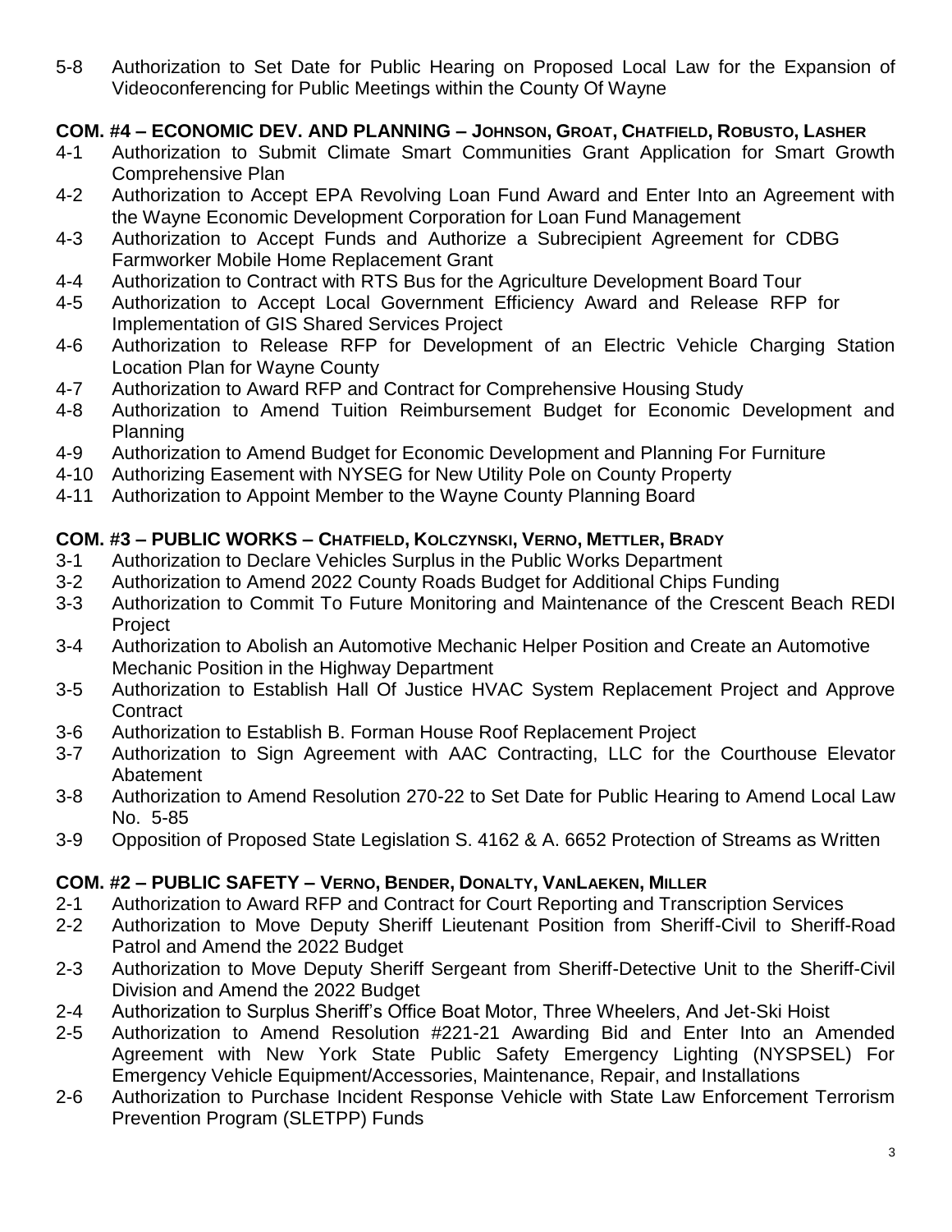5-8 Authorization to Set Date for Public Hearing on Proposed Local Law for the Expansion of Videoconferencing for Public Meetings within the County Of Wayne

### COM. #4 – ECONOMIC DEV. AND PLANNING – JOHNSON, GROAT, CHATFIELD, ROBUSTO, LASHER

4-1 Authorization to Submit Climate Smart Communities Grant Application for Smart Growth Comprehensive Plan
4-2 Authorization to Accept EPA Revolving Loan Fund Award and Enter Into an Agreement with the Wayne Economic Development Corporation for Loan Fund Management
4-3 Authorization to Accept Funds and Authorize a Subrecipient Agreement for CDBG Farmworker Mobile Home Replacement Grant
4-4 Authorization to Contract with RTS Bus for the Agriculture Development Board Tour
4-5 Authorization to Accept Local Government Efficiency Award and Release RFP for Implementation of GIS Shared Services Project
4-6 Authorization to Release RFP for Development of an Electric Vehicle Charging Station Location Plan for Wayne County
4-7 Authorization to Award RFP and Contract for Comprehensive Housing Study
4-8 Authorization to Amend Tuition Reimbursement Budget for Economic Development and Planning
4-9 Authorization to Amend Budget for Economic Development and Planning For Furniture
4-10 Authorizing Easement with NYSEG for New Utility Pole on County Property
4-11 Authorization to Appoint Member to the Wayne County Planning Board

### COM. #3 – PUBLIC WORKS – CHATFIELD, KOLCZYNSKI, VERNO, METTLER, BRADY

3-1 Authorization to Declare Vehicles Surplus in the Public Works Department
3-2 Authorization to Amend 2022 County Roads Budget for Additional Chips Funding
3-3 Authorization to Commit To Future Monitoring and Maintenance of the Crescent Beach REDI Project
3-4 Authorization to Abolish an Automotive Mechanic Helper Position and Create an Automotive Mechanic Position in the Highway Department
3-5 Authorization to Establish Hall Of Justice HVAC System Replacement Project and Approve Contract
3-6 Authorization to Establish B. Forman House Roof Replacement Project
3-7 Authorization to Sign Agreement with AAC Contracting, LLC for the Courthouse Elevator Abatement
3-8 Authorization to Amend Resolution 270-22 to Set Date for Public Hearing to Amend Local Law No. 5-85
3-9 Opposition of Proposed State Legislation S. 4162 & A. 6652 Protection of Streams as Written

### COM. #2 – PUBLIC SAFETY – VERNO, BENDER, DONALTY, VANLAEKEN, MILLER

2-1 Authorization to Award RFP and Contract for Court Reporting and Transcription Services
2-2 Authorization to Move Deputy Sheriff Lieutenant Position from Sheriff-Civil to Sheriff-Road Patrol and Amend the 2022 Budget
2-3 Authorization to Move Deputy Sheriff Sergeant from Sheriff-Detective Unit to the Sheriff-Civil Division and Amend the 2022 Budget
2-4 Authorization to Surplus Sheriff's Office Boat Motor, Three Wheelers, And Jet-Ski Hoist
2-5 Authorization to Amend Resolution #221-21 Awarding Bid and Enter Into an Amended Agreement with New York State Public Safety Emergency Lighting (NYSPSEL) For Emergency Vehicle Equipment/Accessories, Maintenance, Repair, and Installations
2-6 Authorization to Purchase Incident Response Vehicle with State Law Enforcement Terrorism Prevention Program (SLETPP) Funds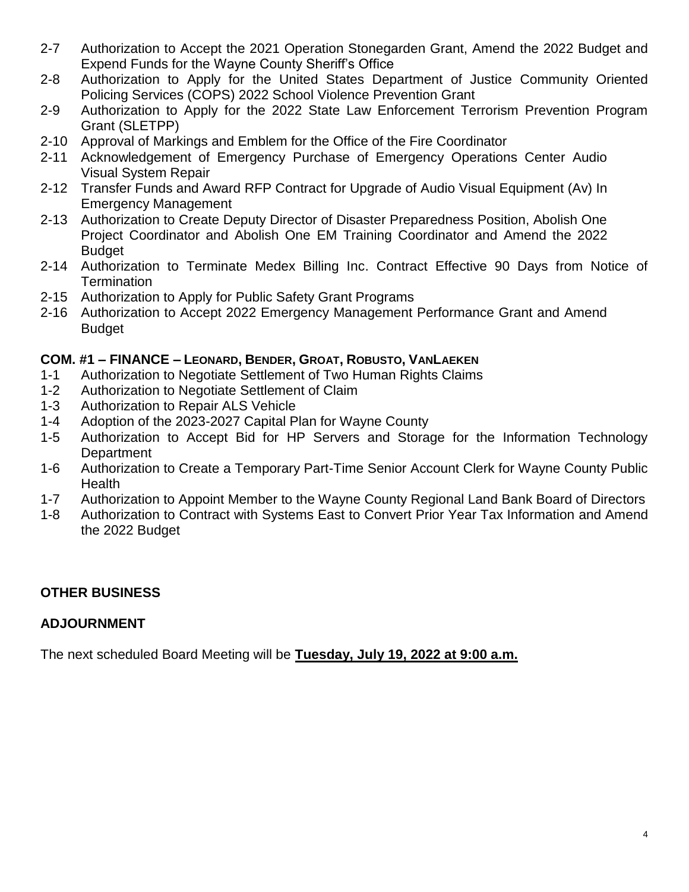2-7 Authorization to Accept the 2021 Operation Stonegarden Grant, Amend the 2022 Budget and Expend Funds for the Wayne County Sheriff's Office
2-8 Authorization to Apply for the United States Department of Justice Community Oriented Policing Services (COPS) 2022 School Violence Prevention Grant
2-9 Authorization to Apply for the 2022 State Law Enforcement Terrorism Prevention Program Grant (SLETPP)
2-10 Approval of Markings and Emblem for the Office of the Fire Coordinator
2-11 Acknowledgement of Emergency Purchase of Emergency Operations Center Audio Visual System Repair
2-12 Transfer Funds and Award RFP Contract for Upgrade of Audio Visual Equipment (Av) In Emergency Management
2-13 Authorization to Create Deputy Director of Disaster Preparedness Position, Abolish One Project Coordinator and Abolish One EM Training Coordinator and Amend the 2022 Budget
2-14 Authorization to Terminate Medex Billing Inc. Contract Effective 90 Days from Notice of Termination
2-15 Authorization to Apply for Public Safety Grant Programs
2-16 Authorization to Accept 2022 Emergency Management Performance Grant and Amend Budget

**COM. #1 – FINANCE – LEONARD, BENDER, GROAT, ROBUSTO, VANLAEKEN**

1-1 Authorization to Negotiate Settlement of Two Human Rights Claims
1-2 Authorization to Negotiate Settlement of Claim
1-3 Authorization to Repair ALS Vehicle
1-4 Adoption of the 2023-2027 Capital Plan for Wayne County
1-5 Authorization to Accept Bid for HP Servers and Storage for the Information Technology Department
1-6 Authorization to Create a Temporary Part-Time Senior Account Clerk for Wayne County Public Health
1-7 Authorization to Appoint Member to the Wayne County Regional Land Bank Board of Directors
1-8 Authorization to Contract with Systems East to Convert Prior Year Tax Information and Amend the 2022 Budget

**OTHER BUSINESS**

**ADJOURNMENT**

The next scheduled Board Meeting will be **Tuesday, July 19, 2022 at 9:00 a.m.**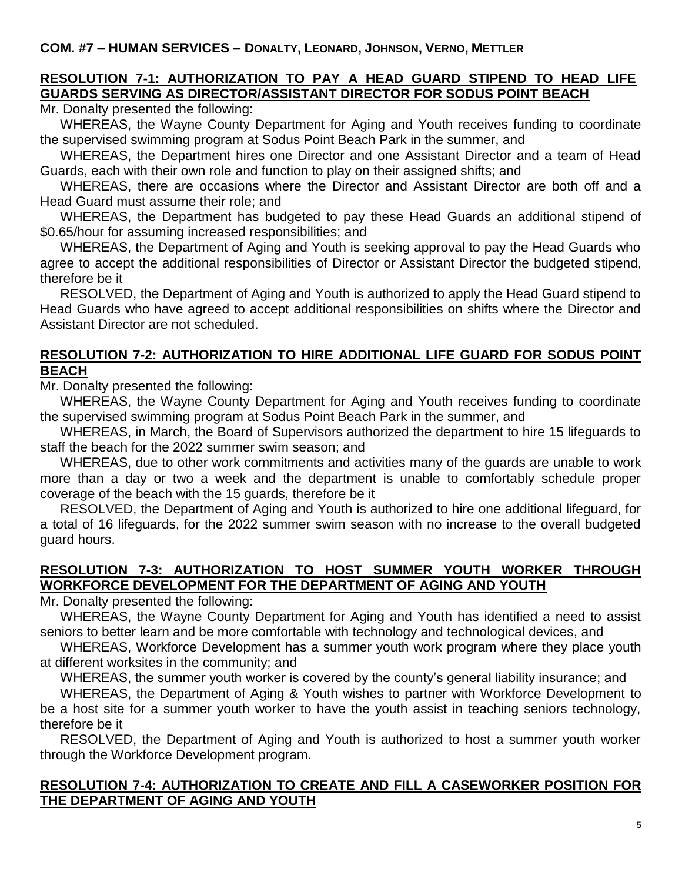**COM. #7 – HUMAN SERVICES – DONALTY, LEONARD, JOHNSON, VERNO, METTLER**

**RESOLUTION 7-1: AUTHORIZATION TO PAY A HEAD GUARD STIPEND TO HEAD LIFE GUARDS SERVING AS DIRECTOR/ASSISTANT DIRECTOR FOR SODUS POINT BEACH**

Mr. Donalty presented the following:

WHEREAS, the Wayne County Department for Aging and Youth receives funding to coordinate the supervised swimming program at Sodus Point Beach Park in the summer, and

WHEREAS, the Department hires one Director and one Assistant Director and a team of Head Guards, each with their own role and function to play on their assigned shifts; and

WHEREAS, there are occasions where the Director and Assistant Director are both off and a Head Guard must assume their role; and

WHEREAS, the Department has budgeted to pay these Head Guards an additional stipend of $0.65/hour for assuming increased responsibilities; and

WHEREAS, the Department of Aging and Youth is seeking approval to pay the Head Guards who agree to accept the additional responsibilities of Director or Assistant Director the budgeted stipend, therefore be it

RESOLVED, the Department of Aging and Youth is authorized to apply the Head Guard stipend to Head Guards who have agreed to accept additional responsibilities on shifts where the Director and Assistant Director are not scheduled.

**RESOLUTION 7-2: AUTHORIZATION TO HIRE ADDITIONAL LIFE GUARD FOR SODUS POINT BEACH**

Mr. Donalty presented the following:

WHEREAS, the Wayne County Department for Aging and Youth receives funding to coordinate the supervised swimming program at Sodus Point Beach Park in the summer, and

WHEREAS, in March, the Board of Supervisors authorized the department to hire 15 lifeguards to staff the beach for the 2022 summer swim season; and

WHEREAS, due to other work commitments and activities many of the guards are unable to work more than a day or two a week and the department is unable to comfortably schedule proper coverage of the beach with the 15 guards, therefore be it

RESOLVED, the Department of Aging and Youth is authorized to hire one additional lifeguard, for a total of 16 lifeguards, for the 2022 summer swim season with no increase to the overall budgeted guard hours.

**RESOLUTION 7-3: AUTHORIZATION TO HOST SUMMER YOUTH WORKER THROUGH WORKFORCE DEVELOPMENT FOR THE DEPARTMENT OF AGING AND YOUTH**

Mr. Donalty presented the following:

WHEREAS, the Wayne County Department for Aging and Youth has identified a need to assist seniors to better learn and be more comfortable with technology and technological devices, and

WHEREAS, Workforce Development has a summer youth work program where they place youth at different worksites in the community; and

WHEREAS, the summer youth worker is covered by the county's general liability insurance; and

WHEREAS, the Department of Aging & Youth wishes to partner with Workforce Development to be a host site for a summer youth worker to have the youth assist in teaching seniors technology, therefore be it

RESOLVED, the Department of Aging and Youth is authorized to host a summer youth worker through the Workforce Development program.

**RESOLUTION 7-4: AUTHORIZATION TO CREATE AND FILL A CASEWORKER POSITION FOR THE DEPARTMENT OF AGING AND YOUTH**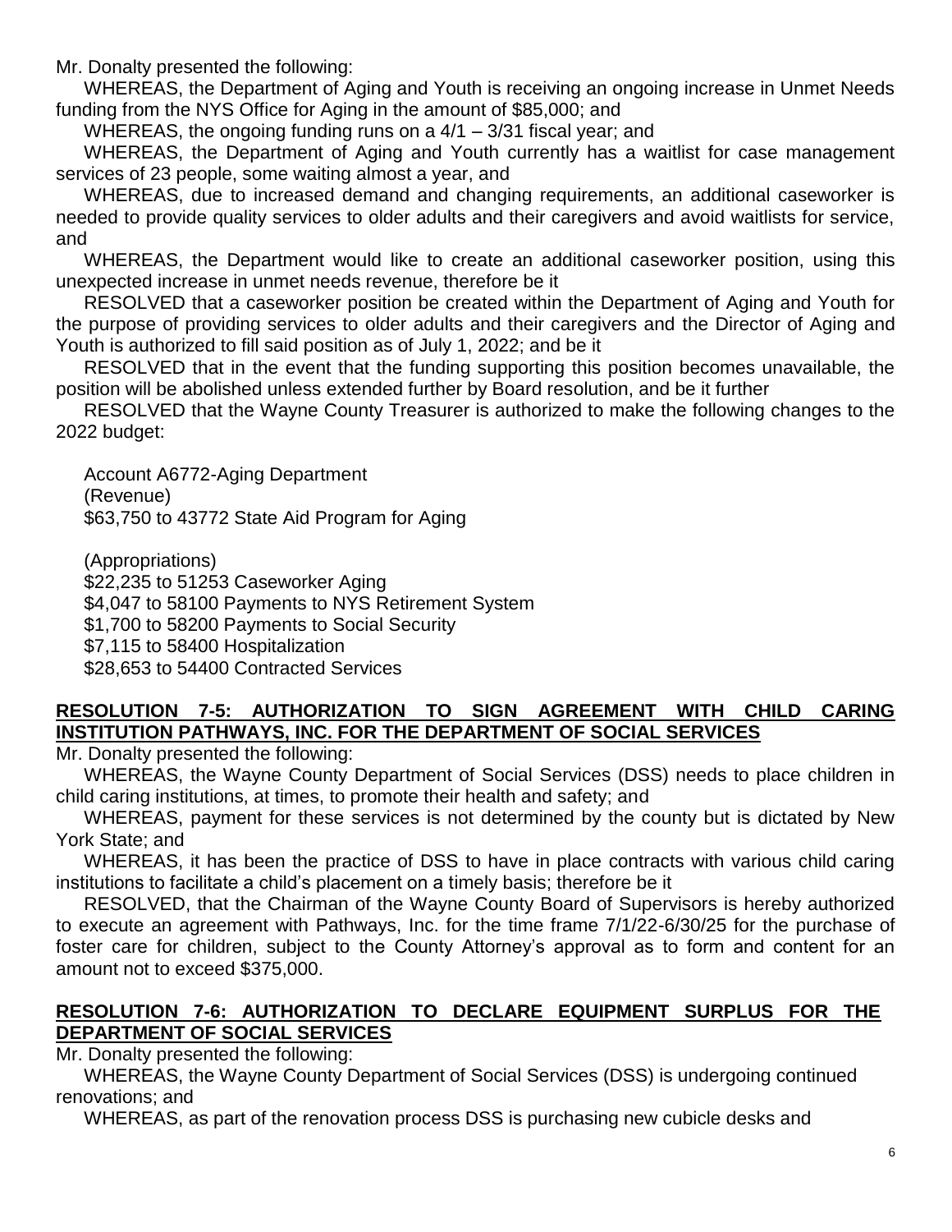Mr. Donalty presented the following:

WHEREAS, the Department of Aging and Youth is receiving an ongoing increase in Unmet Needs funding from the NYS Office for Aging in the amount of $85,000; and

WHEREAS, the ongoing funding runs on a 4/1 – 3/31 fiscal year; and

WHEREAS, the Department of Aging and Youth currently has a waitlist for case management services of 23 people, some waiting almost a year, and

WHEREAS, due to increased demand and changing requirements, an additional caseworker is needed to provide quality services to older adults and their caregivers and avoid waitlists for service, and

WHEREAS, the Department would like to create an additional caseworker position, using this unexpected increase in unmet needs revenue, therefore be it

RESOLVED that a caseworker position be created within the Department of Aging and Youth for the purpose of providing services to older adults and their caregivers and the Director of Aging and Youth is authorized to fill said position as of July 1, 2022; and be it

RESOLVED that in the event that the funding supporting this position becomes unavailable, the position will be abolished unless extended further by Board resolution, and be it further

RESOLVED that the Wayne County Treasurer is authorized to make the following changes to the 2022 budget:

Account A6772-Aging Department
(Revenue)
$63,750 to 43772 State Aid Program for Aging

(Appropriations)
$22,235 to 51253 Caseworker Aging
$4,047 to 58100 Payments to NYS Retirement System
$1,700 to 58200 Payments to Social Security
$7,115 to 58400 Hospitalization
$28,653 to 54400 Contracted Services

## RESOLUTION 7-5: AUTHORIZATION TO SIGN AGREEMENT WITH CHILD CARING INSTITUTION PATHWAYS, INC. FOR THE DEPARTMENT OF SOCIAL SERVICES

Mr. Donalty presented the following:

WHEREAS, the Wayne County Department of Social Services (DSS) needs to place children in child caring institutions, at times, to promote their health and safety; and

WHEREAS, payment for these services is not determined by the county but is dictated by New York State; and

WHEREAS, it has been the practice of DSS to have in place contracts with various child caring institutions to facilitate a child's placement on a timely basis; therefore be it

RESOLVED, that the Chairman of the Wayne County Board of Supervisors is hereby authorized to execute an agreement with Pathways, Inc. for the time frame 7/1/22-6/30/25 for the purchase of foster care for children, subject to the County Attorney's approval as to form and content for an amount not to exceed $375,000.

## RESOLUTION 7-6: AUTHORIZATION TO DECLARE EQUIPMENT SURPLUS FOR THE DEPARTMENT OF SOCIAL SERVICES

Mr. Donalty presented the following:

WHEREAS, the Wayne County Department of Social Services (DSS) is undergoing continued renovations; and

WHEREAS, as part of the renovation process DSS is purchasing new cubicle desks and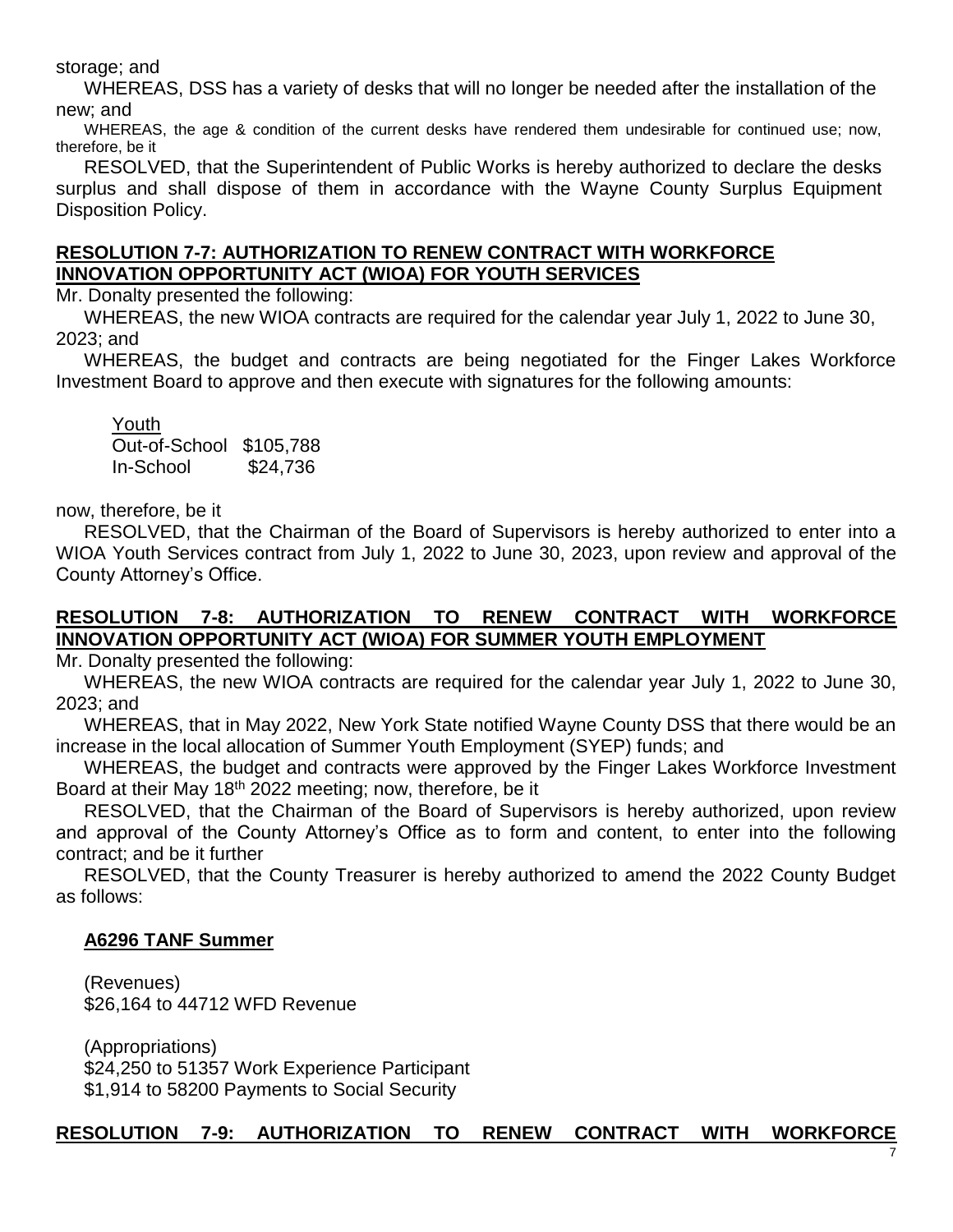storage; and

WHEREAS, DSS has a variety of desks that will no longer be needed after the installation of the new; and

WHEREAS, the age & condition of the current desks have rendered them undesirable for continued use; now, therefore, be it

RESOLVED, that the Superintendent of Public Works is hereby authorized to declare the desks surplus and shall dispose of them in accordance with the Wayne County Surplus Equipment Disposition Policy.

**RESOLUTION 7-7: AUTHORIZATION TO RENEW CONTRACT WITH WORKFORCE INNOVATION OPPORTUNITY ACT (WIOA) FOR YOUTH SERVICES**

Mr. Donalty presented the following:

WHEREAS, the new WIOA contracts are required for the calendar year July 1, 2022 to June 30, 2023; and

WHEREAS, the budget and contracts are being negotiated for the Finger Lakes Workforce Investment Board to approve and then execute with signatures for the following amounts:

| Youth | |
|---|---|
| Out-of-School | $105,788 |
| In-School | $24,736 |

now, therefore, be it

RESOLVED, that the Chairman of the Board of Supervisors is hereby authorized to enter into a WIOA Youth Services contract from July 1, 2022 to June 30, 2023, upon review and approval of the County Attorney's Office.

**RESOLUTION 7-8: AUTHORIZATION TO RENEW CONTRACT WITH WORKFORCE INNOVATION OPPORTUNITY ACT (WIOA) FOR SUMMER YOUTH EMPLOYMENT**

Mr. Donalty presented the following:

WHEREAS, the new WIOA contracts are required for the calendar year July 1, 2022 to June 30, 2023; and

WHEREAS, that in May 2022, New York State notified Wayne County DSS that there would be an increase in the local allocation of Summer Youth Employment (SYEP) funds; and

WHEREAS, the budget and contracts were approved by the Finger Lakes Workforce Investment Board at their May 18th 2022 meeting; now, therefore, be it

RESOLVED, that the Chairman of the Board of Supervisors is hereby authorized, upon review and approval of the County Attorney's Office as to form and content, to enter into the following contract; and be it further

RESOLVED, that the County Treasurer is hereby authorized to amend the 2022 County Budget as follows:

**A6296 TANF Summer**

(Revenues)
$26,164 to 44712 WFD Revenue

(Appropriations)
$24,250 to 51357 Work Experience Participant
$1,914 to 58200 Payments to Social Security

**RESOLUTION 7-9: AUTHORIZATION TO RENEW CONTRACT WITH WORKFORCE**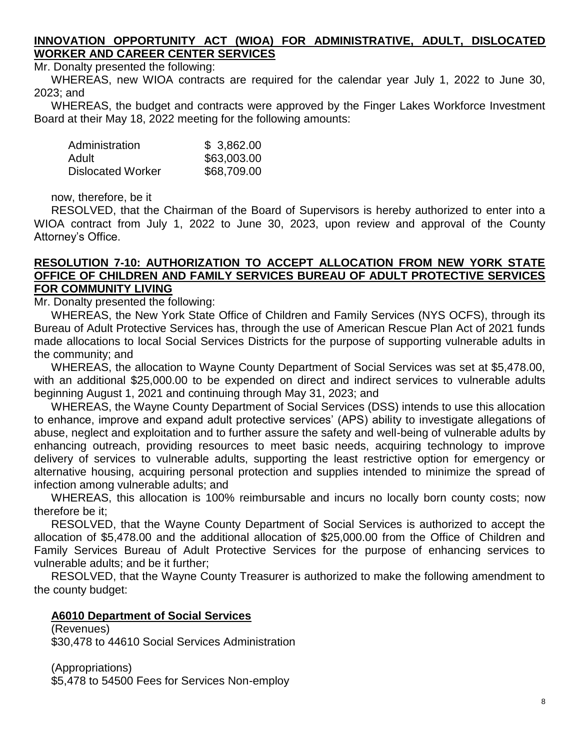**INNOVATION OPPORTUNITY ACT (WIOA) FOR ADMINISTRATIVE, ADULT, DISLOCATED WORKER AND CAREER CENTER SERVICES**

Mr. Donalty presented the following:

WHEREAS, new WIOA contracts are required for the calendar year July 1, 2022 to June 30, 2023; and

WHEREAS, the budget and contracts were approved by the Finger Lakes Workforce Investment Board at their May 18, 2022 meeting for the following amounts:

| | |
|---|---|
| Administration | $ 3,862.00 |
| Adult | $63,003.00 |
| Dislocated Worker | $68,709.00 |

now, therefore, be it

RESOLVED, that the Chairman of the Board of Supervisors is hereby authorized to enter into a WIOA contract from July 1, 2022 to June 30, 2023, upon review and approval of the County Attorney's Office.

**RESOLUTION 7-10: AUTHORIZATION TO ACCEPT ALLOCATION FROM NEW YORK STATE OFFICE OF CHILDREN AND FAMILY SERVICES BUREAU OF ADULT PROTECTIVE SERVICES FOR COMMUNITY LIVING**

Mr. Donalty presented the following:

WHEREAS, the New York State Office of Children and Family Services (NYS OCFS), through its Bureau of Adult Protective Services has, through the use of American Rescue Plan Act of 2021 funds made allocations to local Social Services Districts for the purpose of supporting vulnerable adults in the community; and

WHEREAS, the allocation to Wayne County Department of Social Services was set at $5,478.00, with an additional $25,000.00 to be expended on direct and indirect services to vulnerable adults beginning August 1, 2021 and continuing through May 31, 2023; and

WHEREAS, the Wayne County Department of Social Services (DSS) intends to use this allocation to enhance, improve and expand adult protective services' (APS) ability to investigate allegations of abuse, neglect and exploitation and to further assure the safety and well-being of vulnerable adults by enhancing outreach, providing resources to meet basic needs, acquiring technology to improve delivery of services to vulnerable adults, supporting the least restrictive option for emergency or alternative housing, acquiring personal protection and supplies intended to minimize the spread of infection among vulnerable adults; and

WHEREAS, this allocation is 100% reimbursable and incurs no locally born county costs; now therefore be it;

RESOLVED, that the Wayne County Department of Social Services is authorized to accept the allocation of $5,478.00 and the additional allocation of $25,000.00 from the Office of Children and Family Services Bureau of Adult Protective Services for the purpose of enhancing services to vulnerable adults; and be it further;

RESOLVED, that the Wayne County Treasurer is authorized to make the following amendment to the county budget:

**A6010 Department of Social Services**

(Revenues)
$30,478 to 44610 Social Services Administration

(Appropriations)
$5,478 to 54500 Fees for Services Non-employ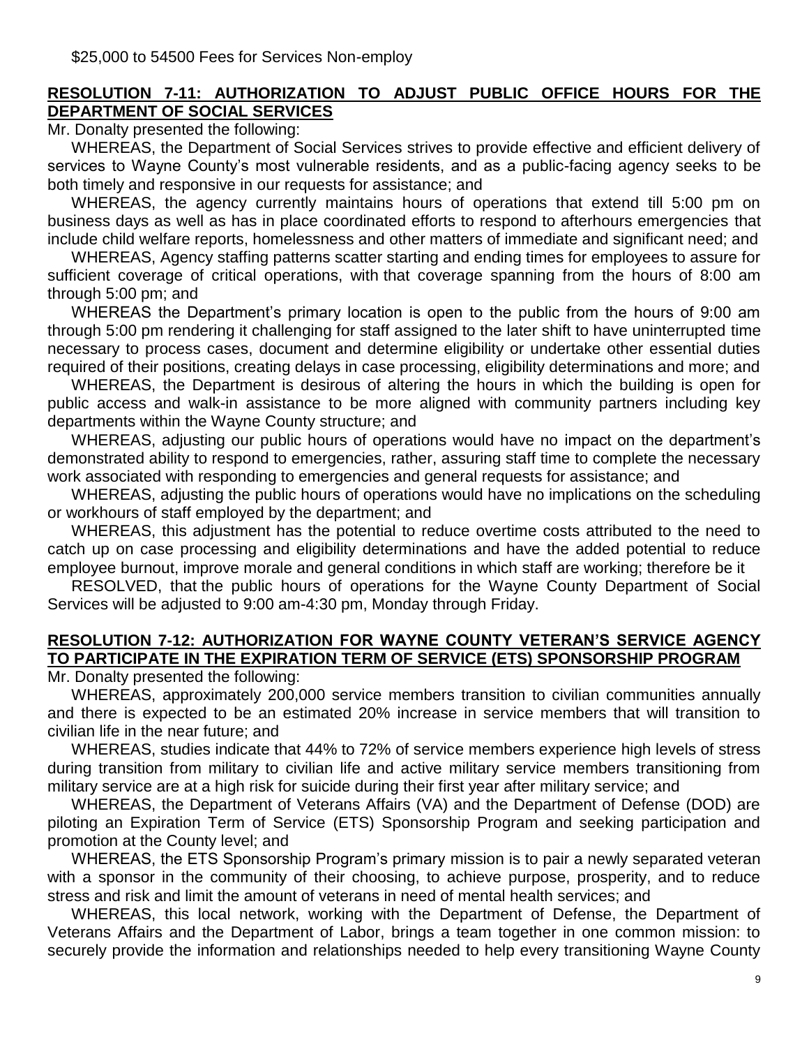$25,000 to 54500 Fees for Services Non-employ

**RESOLUTION 7-11: AUTHORIZATION TO ADJUST PUBLIC OFFICE HOURS FOR THE DEPARTMENT OF SOCIAL SERVICES**

Mr. Donalty presented the following:

WHEREAS, the Department of Social Services strives to provide effective and efficient delivery of services to Wayne County's most vulnerable residents, and as a public-facing agency seeks to be both timely and responsive in our requests for assistance; and

WHEREAS, the agency currently maintains hours of operations that extend till 5:00 pm on business days as well as has in place coordinated efforts to respond to afterhours emergencies that include child welfare reports, homelessness and other matters of immediate and significant need; and

WHEREAS, Agency staffing patterns scatter starting and ending times for employees to assure for sufficient coverage of critical operations, with that coverage spanning from the hours of 8:00 am through 5:00 pm; and

WHEREAS the Department's primary location is open to the public from the hours of 9:00 am through 5:00 pm rendering it challenging for staff assigned to the later shift to have uninterrupted time necessary to process cases, document and determine eligibility or undertake other essential duties required of their positions, creating delays in case processing, eligibility determinations and more; and

WHEREAS, the Department is desirous of altering the hours in which the building is open for public access and walk-in assistance to be more aligned with community partners including key departments within the Wayne County structure; and

WHEREAS, adjusting our public hours of operations would have no impact on the department's demonstrated ability to respond to emergencies, rather, assuring staff time to complete the necessary work associated with responding to emergencies and general requests for assistance; and

WHEREAS, adjusting the public hours of operations would have no implications on the scheduling or workhours of staff employed by the department; and

WHEREAS, this adjustment has the potential to reduce overtime costs attributed to the need to catch up on case processing and eligibility determinations and have the added potential to reduce employee burnout, improve morale and general conditions in which staff are working; therefore be it

RESOLVED, that the public hours of operations for the Wayne County Department of Social Services will be adjusted to 9:00 am-4:30 pm, Monday through Friday.

**RESOLUTION 7-12: AUTHORIZATION FOR WAYNE COUNTY VETERAN'S SERVICE AGENCY TO PARTICIPATE IN THE EXPIRATION TERM OF SERVICE (ETS) SPONSORSHIP PROGRAM**

Mr. Donalty presented the following:

WHEREAS, approximately 200,000 service members transition to civilian communities annually and there is expected to be an estimated 20% increase in service members that will transition to civilian life in the near future; and

WHEREAS, studies indicate that 44% to 72% of service members experience high levels of stress during transition from military to civilian life and active military service members transitioning from military service are at a high risk for suicide during their first year after military service; and

WHEREAS, the Department of Veterans Affairs (VA) and the Department of Defense (DOD) are piloting an Expiration Term of Service (ETS) Sponsorship Program and seeking participation and promotion at the County level; and

WHEREAS, the ETS Sponsorship Program's primary mission is to pair a newly separated veteran with a sponsor in the community of their choosing, to achieve purpose, prosperity, and to reduce stress and risk and limit the amount of veterans in need of mental health services; and

WHEREAS, this local network, working with the Department of Defense, the Department of Veterans Affairs and the Department of Labor, brings a team together in one common mission: to securely provide the information and relationships needed to help every transitioning Wayne County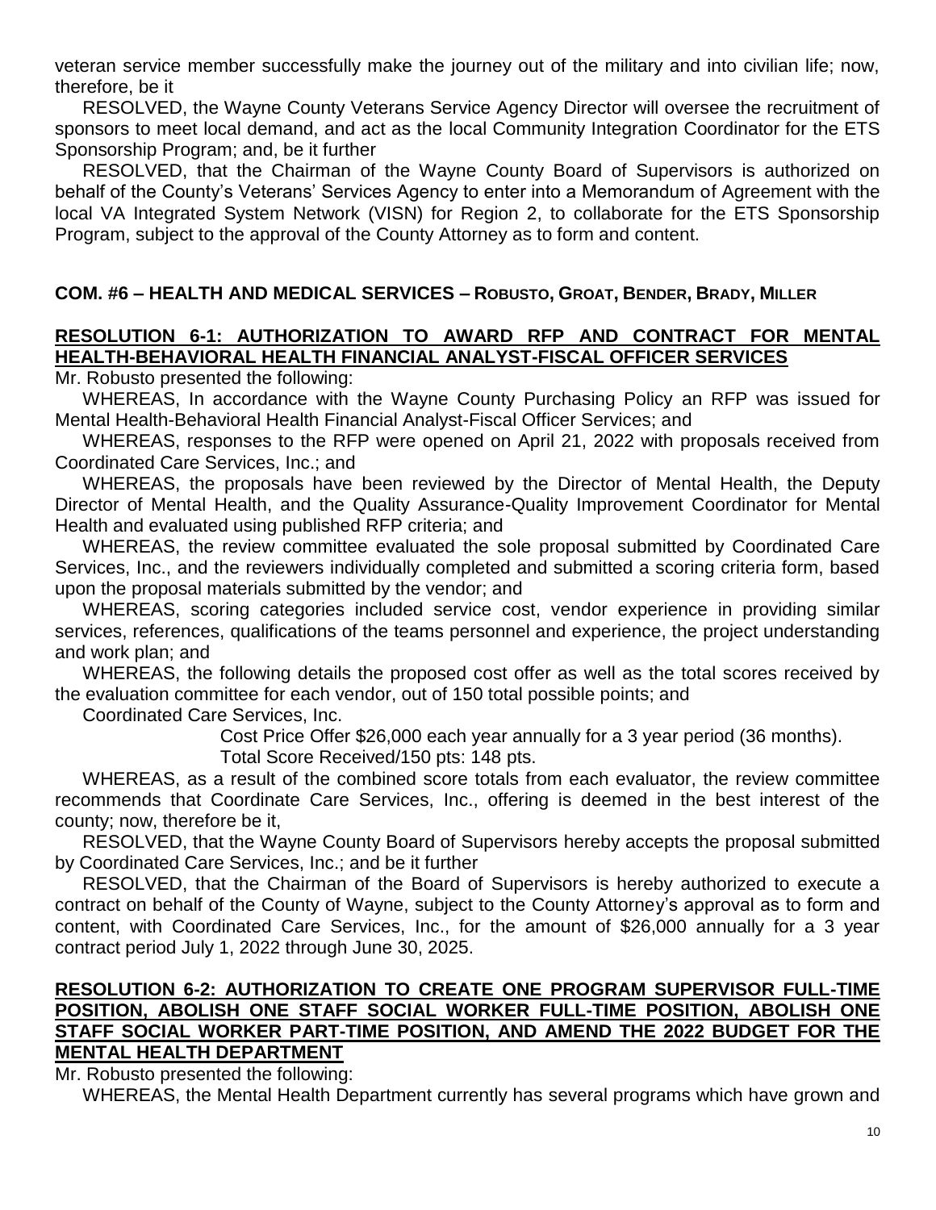veteran service member successfully make the journey out of the military and into civilian life; now, therefore, be it

RESOLVED, the Wayne County Veterans Service Agency Director will oversee the recruitment of sponsors to meet local demand, and act as the local Community Integration Coordinator for the ETS Sponsorship Program; and, be it further

RESOLVED, that the Chairman of the Wayne County Board of Supervisors is authorized on behalf of the County's Veterans' Services Agency to enter into a Memorandum of Agreement with the local VA Integrated System Network (VISN) for Region 2, to collaborate for the ETS Sponsorship Program, subject to the approval of the County Attorney as to form and content.

## COM. #6 – HEALTH AND MEDICAL SERVICES – ROBUSTO, GROAT, BENDER, BRADY, MILLER

### RESOLUTION 6-1: AUTHORIZATION TO AWARD RFP AND CONTRACT FOR MENTAL HEALTH-BEHAVIORAL HEALTH FINANCIAL ANALYST-FISCAL OFFICER SERVICES

Mr. Robusto presented the following:

WHEREAS, In accordance with the Wayne County Purchasing Policy an RFP was issued for Mental Health-Behavioral Health Financial Analyst-Fiscal Officer Services; and

WHEREAS, responses to the RFP were opened on April 21, 2022 with proposals received from Coordinated Care Services, Inc.; and

WHEREAS, the proposals have been reviewed by the Director of Mental Health, the Deputy Director of Mental Health, and the Quality Assurance-Quality Improvement Coordinator for Mental Health and evaluated using published RFP criteria; and

WHEREAS, the review committee evaluated the sole proposal submitted by Coordinated Care Services, Inc., and the reviewers individually completed and submitted a scoring criteria form, based upon the proposal materials submitted by the vendor; and

WHEREAS, scoring categories included service cost, vendor experience in providing similar services, references, qualifications of the teams personnel and experience, the project understanding and work plan; and

WHEREAS, the following details the proposed cost offer as well as the total scores received by the evaluation committee for each vendor, out of 150 total possible points; and

Coordinated Care Services, Inc.

Cost Price Offer $26,000 each year annually for a 3 year period (36 months).

Total Score Received/150 pts: 148 pts.

WHEREAS, as a result of the combined score totals from each evaluator, the review committee recommends that Coordinate Care Services, Inc., offering is deemed in the best interest of the county; now, therefore be it,

RESOLVED, that the Wayne County Board of Supervisors hereby accepts the proposal submitted by Coordinated Care Services, Inc.; and be it further

RESOLVED, that the Chairman of the Board of Supervisors is hereby authorized to execute a contract on behalf of the County of Wayne, subject to the County Attorney's approval as to form and content, with Coordinated Care Services, Inc., for the amount of $26,000 annually for a 3 year contract period July 1, 2022 through June 30, 2025.

### RESOLUTION 6-2: AUTHORIZATION TO CREATE ONE PROGRAM SUPERVISOR FULL-TIME POSITION, ABOLISH ONE STAFF SOCIAL WORKER FULL-TIME POSITION, ABOLISH ONE STAFF SOCIAL WORKER PART-TIME POSITION, AND AMEND THE 2022 BUDGET FOR THE MENTAL HEALTH DEPARTMENT

Mr. Robusto presented the following:

WHEREAS, the Mental Health Department currently has several programs which have grown and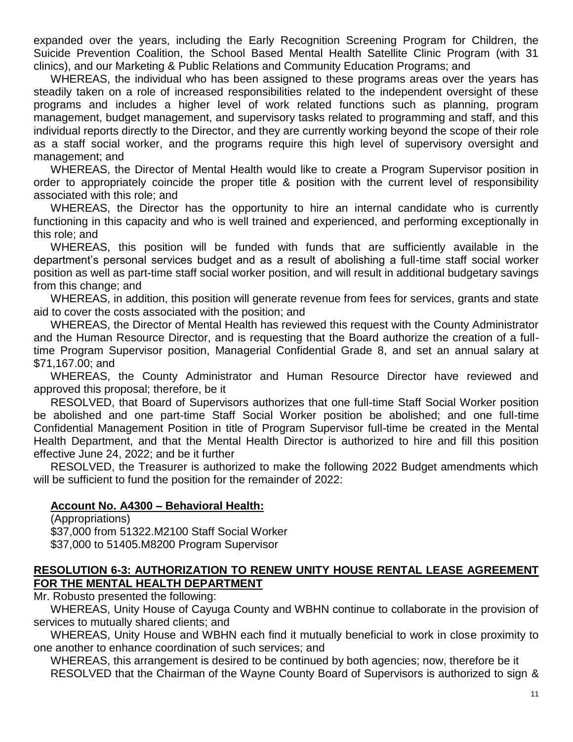expanded over the years, including the Early Recognition Screening Program for Children, the Suicide Prevention Coalition, the School Based Mental Health Satellite Clinic Program (with 31 clinics), and our Marketing & Public Relations and Community Education Programs; and

WHEREAS, the individual who has been assigned to these programs areas over the years has steadily taken on a role of increased responsibilities related to the independent oversight of these programs and includes a higher level of work related functions such as planning, program management, budget management, and supervisory tasks related to programming and staff, and this individual reports directly to the Director, and they are currently working beyond the scope of their role as a staff social worker, and the programs require this high level of supervisory oversight and management; and

WHEREAS, the Director of Mental Health would like to create a Program Supervisor position in order to appropriately coincide the proper title & position with the current level of responsibility associated with this role; and

WHEREAS, the Director has the opportunity to hire an internal candidate who is currently functioning in this capacity and who is well trained and experienced, and performing exceptionally in this role; and

WHEREAS, this position will be funded with funds that are sufficiently available in the department's personal services budget and as a result of abolishing a full-time staff social worker position as well as part-time staff social worker position, and will result in additional budgetary savings from this change; and

WHEREAS, in addition, this position will generate revenue from fees for services, grants and state aid to cover the costs associated with the position; and

WHEREAS, the Director of Mental Health has reviewed this request with the County Administrator and the Human Resource Director, and is requesting that the Board authorize the creation of a full-time Program Supervisor position, Managerial Confidential Grade 8, and set an annual salary at $71,167.00; and

WHEREAS, the County Administrator and Human Resource Director have reviewed and approved this proposal; therefore, be it

RESOLVED, that Board of Supervisors authorizes that one full-time Staff Social Worker position be abolished and one part-time Staff Social Worker position be abolished; and one full-time Confidential Management Position in title of Program Supervisor full-time be created in the Mental Health Department, and that the Mental Health Director is authorized to hire and fill this position effective June 24, 2022; and be it further

RESOLVED, the Treasurer is authorized to make the following 2022 Budget amendments which will be sufficient to fund the position for the remainder of 2022:

**Account No. A4300 – Behavioral Health:**

(Appropriations)
$37,000 from 51322.M2100 Staff Social Worker
$37,000 to 51405.M8200 Program Supervisor

## RESOLUTION 6-3: AUTHORIZATION TO RENEW UNITY HOUSE RENTAL LEASE AGREEMENT FOR THE MENTAL HEALTH DEPARTMENT

Mr. Robusto presented the following:

WHEREAS, Unity House of Cayuga County and WBHN continue to collaborate in the provision of services to mutually shared clients; and

WHEREAS, Unity House and WBHN each find it mutually beneficial to work in close proximity to one another to enhance coordination of such services; and

WHEREAS, this arrangement is desired to be continued by both agencies; now, therefore be it

RESOLVED that the Chairman of the Wayne County Board of Supervisors is authorized to sign &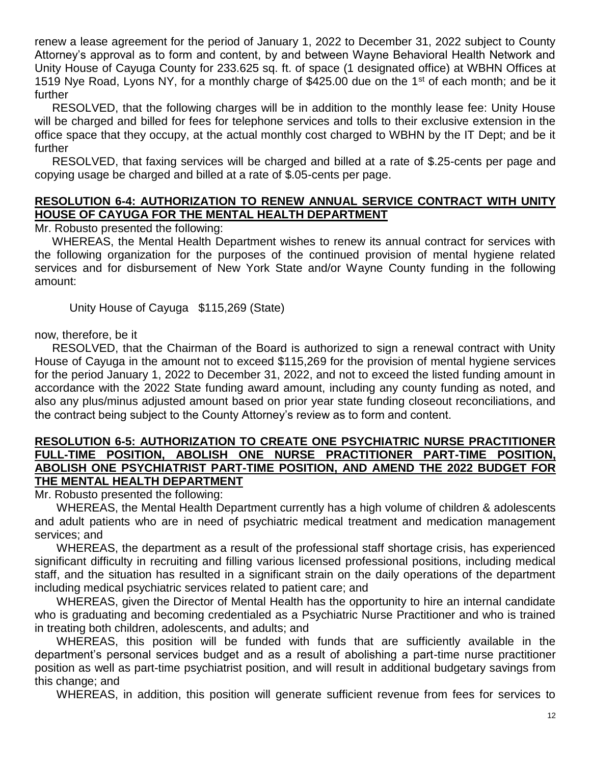renew a lease agreement for the period of January 1, 2022 to December 31, 2022 subject to County Attorney's approval as to form and content, by and between Wayne Behavioral Health Network and Unity House of Cayuga County for 233.625 sq. ft. of space (1 designated office) at WBHN Offices at 1519 Nye Road, Lyons NY, for a monthly charge of $425.00 due on the 1st of each month; and be it further

RESOLVED, that the following charges will be in addition to the monthly lease fee: Unity House will be charged and billed for fees for telephone services and tolls to their exclusive extension in the office space that they occupy, at the actual monthly cost charged to WBHN by the IT Dept; and be it further

RESOLVED, that faxing services will be charged and billed at a rate of $.25-cents per page and copying usage be charged and billed at a rate of $.05-cents per page.

**RESOLUTION 6-4: AUTHORIZATION TO RENEW ANNUAL SERVICE CONTRACT WITH UNITY HOUSE OF CAYUGA FOR THE MENTAL HEALTH DEPARTMENT**

Mr. Robusto presented the following:

WHEREAS, the Mental Health Department wishes to renew its annual contract for services with the following organization for the purposes of the continued provision of mental hygiene related services and for disbursement of New York State and/or Wayne County funding in the following amount:

Unity House of Cayuga $115,269 (State)

now, therefore, be it

RESOLVED, that the Chairman of the Board is authorized to sign a renewal contract with Unity House of Cayuga in the amount not to exceed $115,269 for the provision of mental hygiene services for the period January 1, 2022 to December 31, 2022, and not to exceed the listed funding amount in accordance with the 2022 State funding award amount, including any county funding as noted, and also any plus/minus adjusted amount based on prior year state funding closeout reconciliations, and the contract being subject to the County Attorney's review as to form and content.

**RESOLUTION 6-5: AUTHORIZATION TO CREATE ONE PSYCHIATRIC NURSE PRACTITIONER FULL-TIME POSITION, ABOLISH ONE NURSE PRACTITIONER PART-TIME POSITION, ABOLISH ONE PSYCHIATRIST PART-TIME POSITION, AND AMEND THE 2022 BUDGET FOR THE MENTAL HEALTH DEPARTMENT**

Mr. Robusto presented the following:

WHEREAS, the Mental Health Department currently has a high volume of children & adolescents and adult patients who are in need of psychiatric medical treatment and medication management services; and

WHEREAS, the department as a result of the professional staff shortage crisis, has experienced significant difficulty in recruiting and filling various licensed professional positions, including medical staff, and the situation has resulted in a significant strain on the daily operations of the department including medical psychiatric services related to patient care; and

WHEREAS, given the Director of Mental Health has the opportunity to hire an internal candidate who is graduating and becoming credentialed as a Psychiatric Nurse Practitioner and who is trained in treating both children, adolescents, and adults; and

WHEREAS, this position will be funded with funds that are sufficiently available in the department's personal services budget and as a result of abolishing a part-time nurse practitioner position as well as part-time psychiatrist position, and will result in additional budgetary savings from this change; and

WHEREAS, in addition, this position will generate sufficient revenue from fees for services to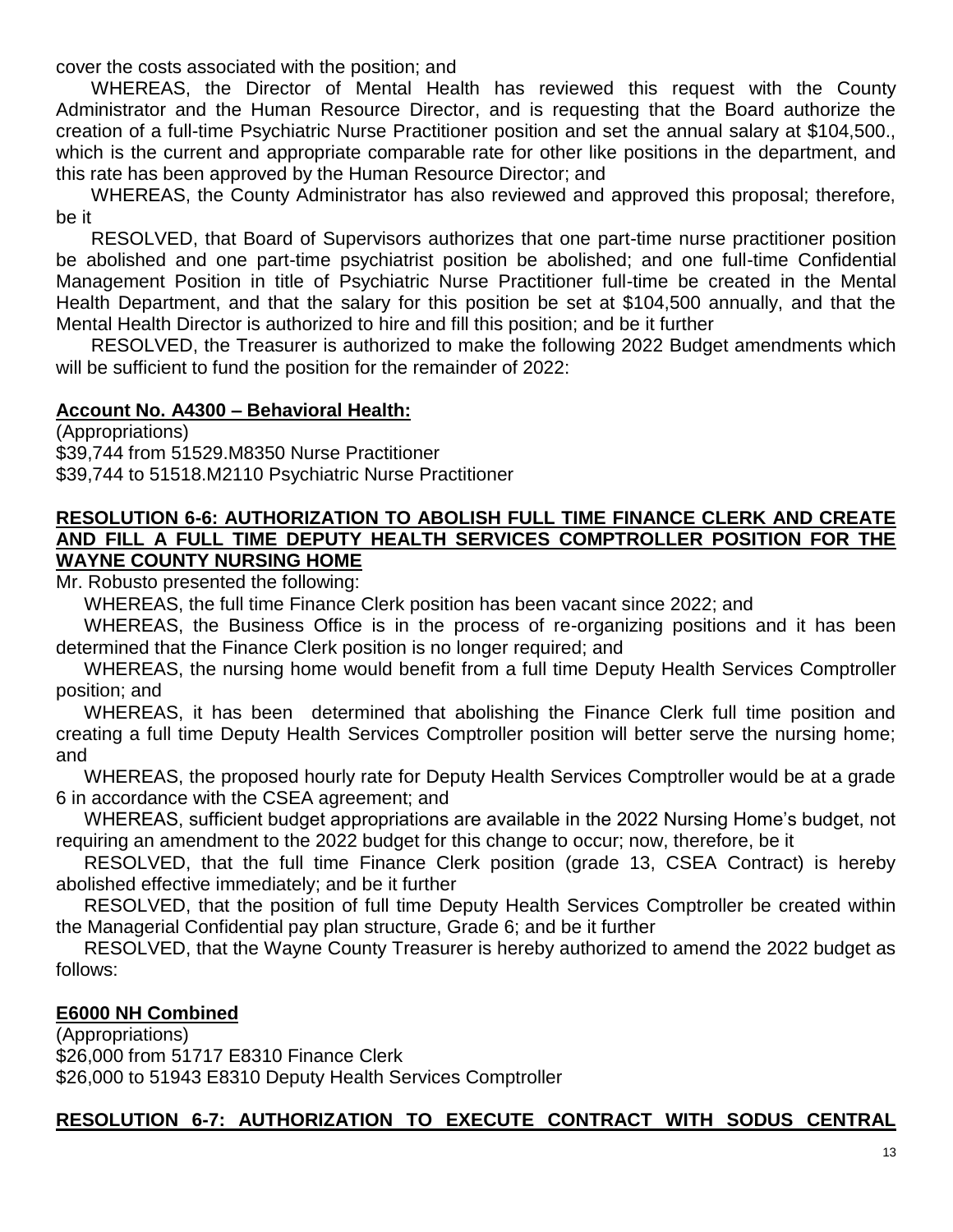cover the costs associated with the position; and

WHEREAS, the Director of Mental Health has reviewed this request with the County Administrator and the Human Resource Director, and is requesting that the Board authorize the creation of a full-time Psychiatric Nurse Practitioner position and set the annual salary at $104,500., which is the current and appropriate comparable rate for other like positions in the department, and this rate has been approved by the Human Resource Director; and

WHEREAS, the County Administrator has also reviewed and approved this proposal; therefore, be it

RESOLVED, that Board of Supervisors authorizes that one part-time nurse practitioner position be abolished and one part-time psychiatrist position be abolished; and one full-time Confidential Management Position in title of Psychiatric Nurse Practitioner full-time be created in the Mental Health Department, and that the salary for this position be set at $104,500 annually, and that the Mental Health Director is authorized to hire and fill this position; and be it further

RESOLVED, the Treasurer is authorized to make the following 2022 Budget amendments which will be sufficient to fund the position for the remainder of 2022:

**Account No. A4300 – Behavioral Health:**

(Appropriations)
$39,744 from 51529.M8350 Nurse Practitioner
$39,744 to 51518.M2110 Psychiatric Nurse Practitioner

**RESOLUTION 6-6: AUTHORIZATION TO ABOLISH FULL TIME FINANCE CLERK AND CREATE AND FILL A FULL TIME DEPUTY HEALTH SERVICES COMPTROLLER POSITION FOR THE WAYNE COUNTY NURSING HOME**

Mr. Robusto presented the following:

WHEREAS, the full time Finance Clerk position has been vacant since 2022; and

WHEREAS, the Business Office is in the process of re-organizing positions and it has been determined that the Finance Clerk position is no longer required; and

WHEREAS, the nursing home would benefit from a full time Deputy Health Services Comptroller position; and

WHEREAS, it has been determined that abolishing the Finance Clerk full time position and creating a full time Deputy Health Services Comptroller position will better serve the nursing home; and

WHEREAS, the proposed hourly rate for Deputy Health Services Comptroller would be at a grade 6 in accordance with the CSEA agreement; and

WHEREAS, sufficient budget appropriations are available in the 2022 Nursing Home's budget, not requiring an amendment to the 2022 budget for this change to occur; now, therefore, be it

RESOLVED, that the full time Finance Clerk position (grade 13, CSEA Contract) is hereby abolished effective immediately; and be it further

RESOLVED, that the position of full time Deputy Health Services Comptroller be created within the Managerial Confidential pay plan structure, Grade 6; and be it further

RESOLVED, that the Wayne County Treasurer is hereby authorized to amend the 2022 budget as follows:

**E6000 NH Combined**

(Appropriations)
$26,000 from 51717 E8310 Finance Clerk
$26,000 to 51943 E8310 Deputy Health Services Comptroller

**RESOLUTION 6-7: AUTHORIZATION TO EXECUTE CONTRACT WITH SODUS CENTRAL**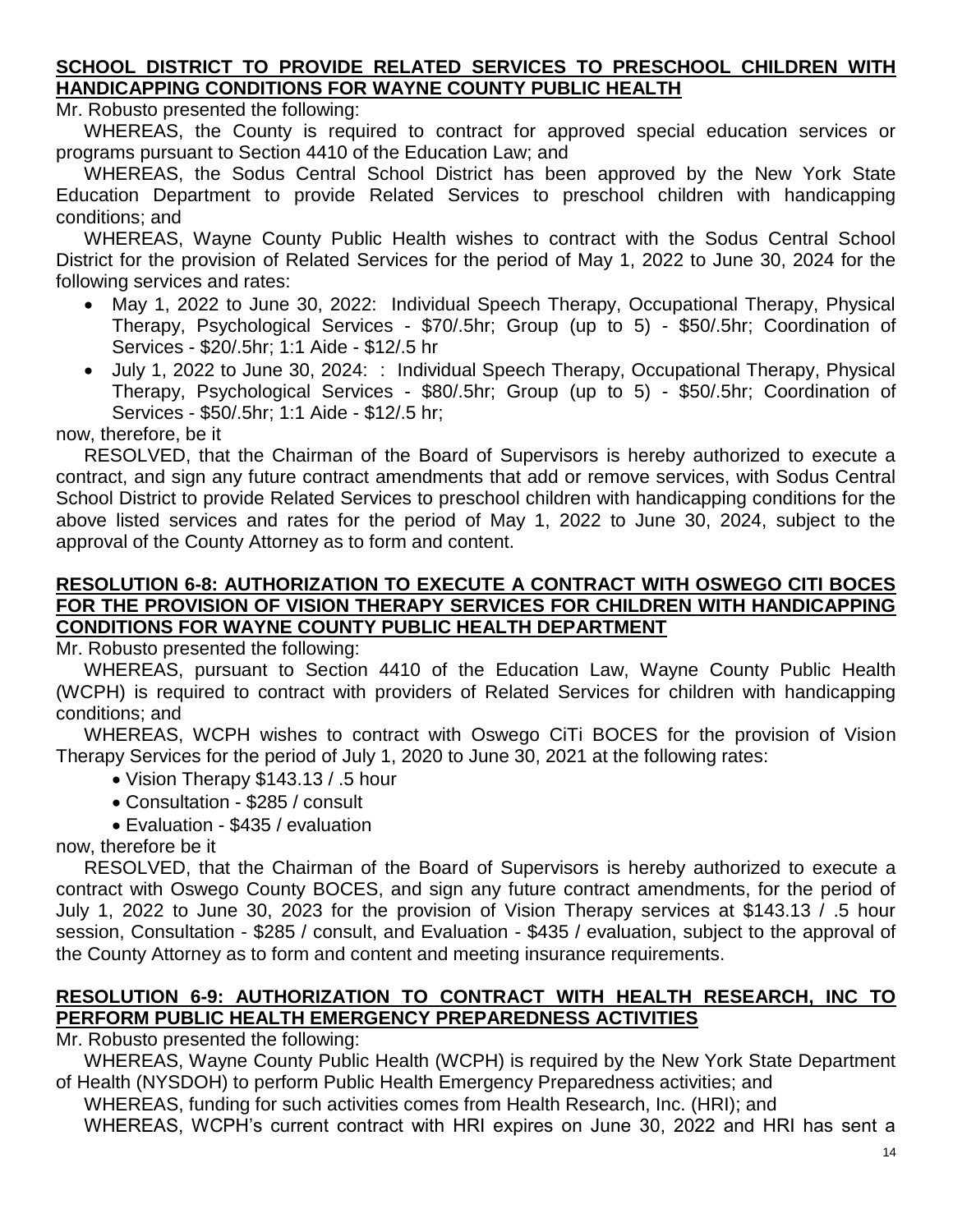**SCHOOL DISTRICT TO PROVIDE RELATED SERVICES TO PRESCHOOL CHILDREN WITH HANDICAPPING CONDITIONS FOR WAYNE COUNTY PUBLIC HEALTH**

Mr. Robusto presented the following:

WHEREAS, the County is required to contract for approved special education services or programs pursuant to Section 4410 of the Education Law; and

WHEREAS, the Sodus Central School District has been approved by the New York State Education Department to provide Related Services to preschool children with handicapping conditions; and

WHEREAS, Wayne County Public Health wishes to contract with the Sodus Central School District for the provision of Related Services for the period of May 1, 2022 to June 30, 2024 for the following services and rates:

- May 1, 2022 to June 30, 2022: Individual Speech Therapy, Occupational Therapy, Physical Therapy, Psychological Services - $70/.5hr; Group (up to 5) - $50/.5hr; Coordination of Services - $20/.5hr; 1:1 Aide - $12/.5 hr
- July 1, 2022 to June 30, 2024: : Individual Speech Therapy, Occupational Therapy, Physical Therapy, Psychological Services - $80/.5hr; Group (up to 5) - $50/.5hr; Coordination of Services - $50/.5hr; 1:1 Aide - $12/.5 hr;

now, therefore, be it

RESOLVED, that the Chairman of the Board of Supervisors is hereby authorized to execute a contract, and sign any future contract amendments that add or remove services, with Sodus Central School District to provide Related Services to preschool children with handicapping conditions for the above listed services and rates for the period of May 1, 2022 to June 30, 2024, subject to the approval of the County Attorney as to form and content.

**RESOLUTION 6-8: AUTHORIZATION TO EXECUTE A CONTRACT WITH OSWEGO CITI BOCES FOR THE PROVISION OF VISION THERAPY SERVICES FOR CHILDREN WITH HANDICAPPING CONDITIONS FOR WAYNE COUNTY PUBLIC HEALTH DEPARTMENT**

Mr. Robusto presented the following:

WHEREAS, pursuant to Section 4410 of the Education Law, Wayne County Public Health (WCPH) is required to contract with providers of Related Services for children with handicapping conditions; and

WHEREAS, WCPH wishes to contract with Oswego CiTi BOCES for the provision of Vision Therapy Services for the period of July 1, 2020 to June 30, 2021 at the following rates:

- Vision Therapy $143.13 / .5 hour
- Consultation - $285 / consult
- Evaluation - $435 / evaluation

now, therefore be it

RESOLVED, that the Chairman of the Board of Supervisors is hereby authorized to execute a contract with Oswego County BOCES, and sign any future contract amendments, for the period of July 1, 2022 to June 30, 2023 for the provision of Vision Therapy services at $143.13 / .5 hour session, Consultation - $285 / consult, and Evaluation - $435 / evaluation, subject to the approval of the County Attorney as to form and content and meeting insurance requirements.

**RESOLUTION 6-9: AUTHORIZATION TO CONTRACT WITH HEALTH RESEARCH, INC TO PERFORM PUBLIC HEALTH EMERGENCY PREPAREDNESS ACTIVITIES**

Mr. Robusto presented the following:

WHEREAS, Wayne County Public Health (WCPH) is required by the New York State Department of Health (NYSDOH) to perform Public Health Emergency Preparedness activities; and

WHEREAS, funding for such activities comes from Health Research, Inc. (HRI); and

WHEREAS, WCPH's current contract with HRI expires on June 30, 2022 and HRI has sent a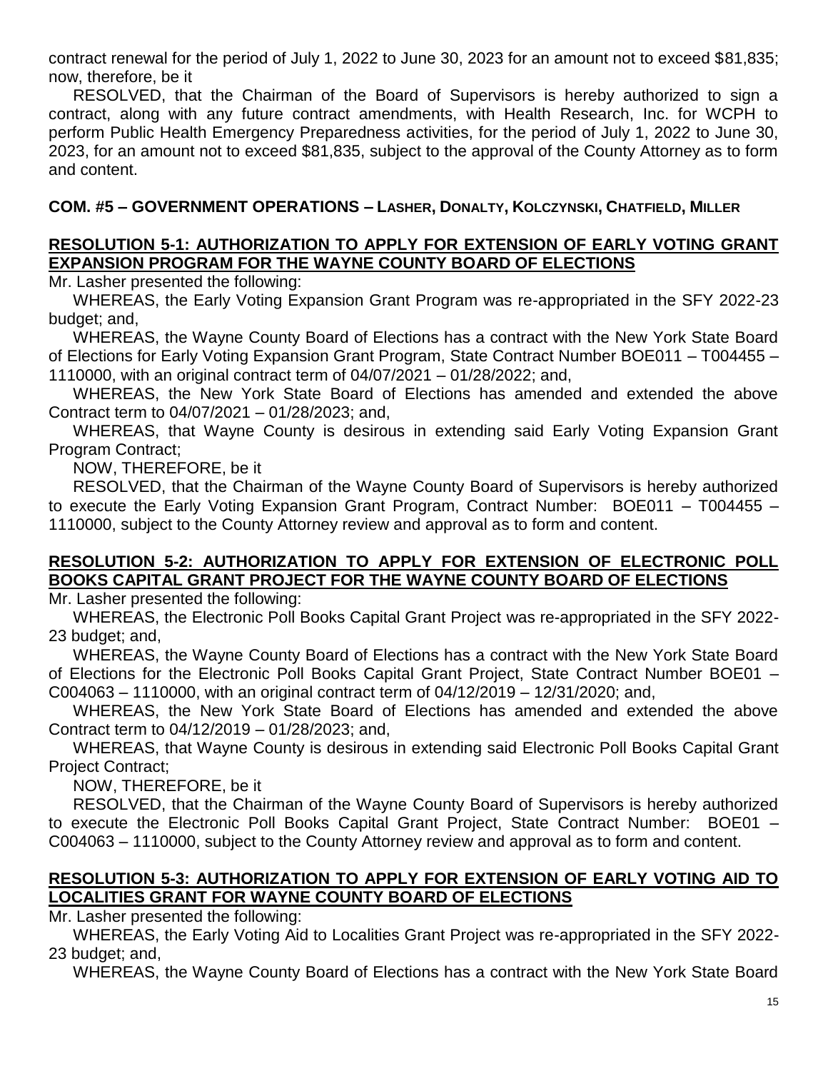contract renewal for the period of July 1, 2022 to June 30, 2023 for an amount not to exceed $81,835; now, therefore, be it

RESOLVED, that the Chairman of the Board of Supervisors is hereby authorized to sign a contract, along with any future contract amendments, with Health Research, Inc. for WCPH to perform Public Health Emergency Preparedness activities, for the period of July 1, 2022 to June 30, 2023, for an amount not to exceed $81,835, subject to the approval of the County Attorney as to form and content.

## COM. #5 – GOVERNMENT OPERATIONS – LASHER, DONALTY, KOLCZYNSKI, CHATFIELD, MILLER

### RESOLUTION 5-1: AUTHORIZATION TO APPLY FOR EXTENSION OF EARLY VOTING GRANT EXPANSION PROGRAM FOR THE WAYNE COUNTY BOARD OF ELECTIONS

Mr. Lasher presented the following:

WHEREAS, the Early Voting Expansion Grant Program was re-appropriated in the SFY 2022-23 budget; and,

WHEREAS, the Wayne County Board of Elections has a contract with the New York State Board of Elections for Early Voting Expansion Grant Program, State Contract Number BOE011 – T004455 – 1110000, with an original contract term of 04/07/2021 – 01/28/2022; and,

WHEREAS, the New York State Board of Elections has amended and extended the above Contract term to 04/07/2021 – 01/28/2023; and,

WHEREAS, that Wayne County is desirous in extending said Early Voting Expansion Grant Program Contract;

NOW, THEREFORE, be it

RESOLVED, that the Chairman of the Wayne County Board of Supervisors is hereby authorized to execute the Early Voting Expansion Grant Program, Contract Number: BOE011 – T004455 – 1110000, subject to the County Attorney review and approval as to form and content.

### RESOLUTION 5-2: AUTHORIZATION TO APPLY FOR EXTENSION OF ELECTRONIC POLL BOOKS CAPITAL GRANT PROJECT FOR THE WAYNE COUNTY BOARD OF ELECTIONS

Mr. Lasher presented the following:

WHEREAS, the Electronic Poll Books Capital Grant Project was re-appropriated in the SFY 2022-23 budget; and,

WHEREAS, the Wayne County Board of Elections has a contract with the New York State Board of Elections for the Electronic Poll Books Capital Grant Project, State Contract Number BOE01 – C004063 – 1110000, with an original contract term of 04/12/2019 – 12/31/2020; and,

WHEREAS, the New York State Board of Elections has amended and extended the above Contract term to 04/12/2019 – 01/28/2023; and,

WHEREAS, that Wayne County is desirous in extending said Electronic Poll Books Capital Grant Project Contract;

NOW, THEREFORE, be it

RESOLVED, that the Chairman of the Wayne County Board of Supervisors is hereby authorized to execute the Electronic Poll Books Capital Grant Project, State Contract Number: BOE01 – C004063 – 1110000, subject to the County Attorney review and approval as to form and content.

### RESOLUTION 5-3: AUTHORIZATION TO APPLY FOR EXTENSION OF EARLY VOTING AID TO LOCALITIES GRANT FOR WAYNE COUNTY BOARD OF ELECTIONS

Mr. Lasher presented the following:

WHEREAS, the Early Voting Aid to Localities Grant Project was re-appropriated in the SFY 2022-23 budget; and,

WHEREAS, the Wayne County Board of Elections has a contract with the New York State Board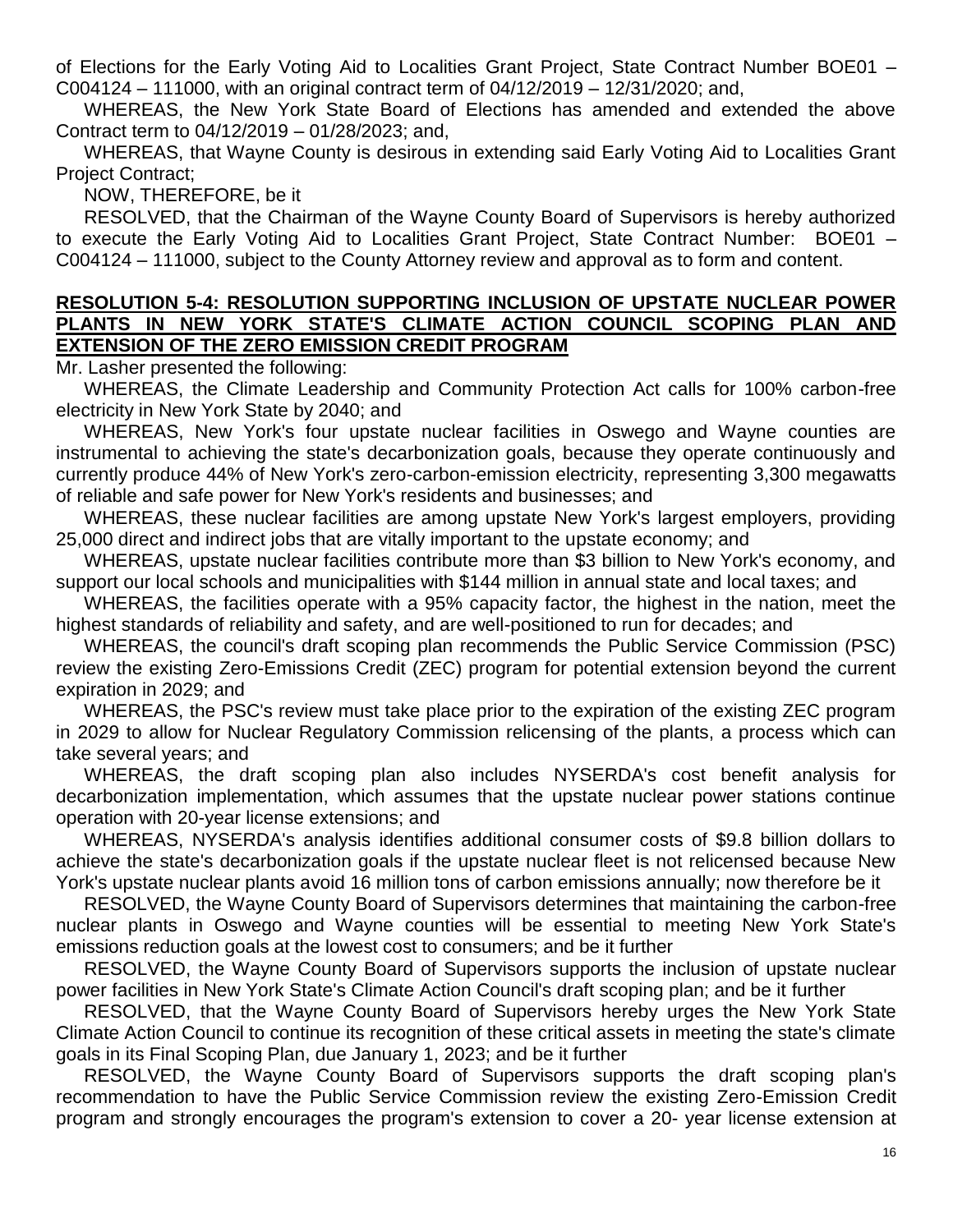of Elections for the Early Voting Aid to Localities Grant Project, State Contract Number BOE01 – C004124 – 111000, with an original contract term of 04/12/2019 – 12/31/2020; and,

WHEREAS, the New York State Board of Elections has amended and extended the above Contract term to 04/12/2019 – 01/28/2023; and,

WHEREAS, that Wayne County is desirous in extending said Early Voting Aid to Localities Grant Project Contract;

NOW, THEREFORE, be it

RESOLVED, that the Chairman of the Wayne County Board of Supervisors is hereby authorized to execute the Early Voting Aid to Localities Grant Project, State Contract Number: BOE01 – C004124 – 111000, subject to the County Attorney review and approval as to form and content.

**RESOLUTION 5-4: RESOLUTION SUPPORTING INCLUSION OF UPSTATE NUCLEAR POWER PLANTS IN NEW YORK STATE'S CLIMATE ACTION COUNCIL SCOPING PLAN AND EXTENSION OF THE ZERO EMISSION CREDIT PROGRAM**

Mr. Lasher presented the following:

WHEREAS, the Climate Leadership and Community Protection Act calls for 100% carbon-free electricity in New York State by 2040; and

WHEREAS, New York's four upstate nuclear facilities in Oswego and Wayne counties are instrumental to achieving the state's decarbonization goals, because they operate continuously and currently produce 44% of New York's zero-carbon-emission electricity, representing 3,300 megawatts of reliable and safe power for New York's residents and businesses; and

WHEREAS, these nuclear facilities are among upstate New York's largest employers, providing 25,000 direct and indirect jobs that are vitally important to the upstate economy; and

WHEREAS, upstate nuclear facilities contribute more than $3 billion to New York's economy, and support our local schools and municipalities with $144 million in annual state and local taxes; and

WHEREAS, the facilities operate with a 95% capacity factor, the highest in the nation, meet the highest standards of reliability and safety, and are well-positioned to run for decades; and

WHEREAS, the council's draft scoping plan recommends the Public Service Commission (PSC) review the existing Zero-Emissions Credit (ZEC) program for potential extension beyond the current expiration in 2029; and

WHEREAS, the PSC's review must take place prior to the expiration of the existing ZEC program in 2029 to allow for Nuclear Regulatory Commission relicensing of the plants, a process which can take several years; and

WHEREAS, the draft scoping plan also includes NYSERDA's cost benefit analysis for decarbonization implementation, which assumes that the upstate nuclear power stations continue operation with 20-year license extensions; and

WHEREAS, NYSERDA's analysis identifies additional consumer costs of $9.8 billion dollars to achieve the state's decarbonization goals if the upstate nuclear fleet is not relicensed because New York's upstate nuclear plants avoid 16 million tons of carbon emissions annually; now therefore be it

RESOLVED, the Wayne County Board of Supervisors determines that maintaining the carbon-free nuclear plants in Oswego and Wayne counties will be essential to meeting New York State's emissions reduction goals at the lowest cost to consumers; and be it further

RESOLVED, the Wayne County Board of Supervisors supports the inclusion of upstate nuclear power facilities in New York State's Climate Action Council's draft scoping plan; and be it further

RESOLVED, that the Wayne County Board of Supervisors hereby urges the New York State Climate Action Council to continue its recognition of these critical assets in meeting the state's climate goals in its Final Scoping Plan, due January 1, 2023; and be it further

RESOLVED, the Wayne County Board of Supervisors supports the draft scoping plan's recommendation to have the Public Service Commission review the existing Zero-Emission Credit program and strongly encourages the program's extension to cover a 20- year license extension at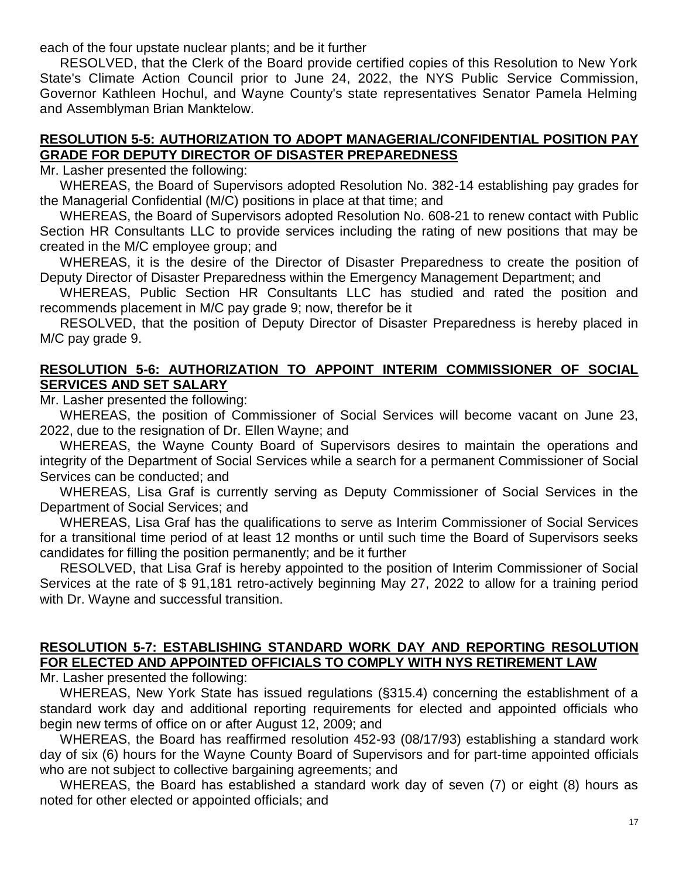each of the four upstate nuclear plants; and be it further

RESOLVED, that the Clerk of the Board provide certified copies of this Resolution to New York State's Climate Action Council prior to June 24, 2022, the NYS Public Service Commission, Governor Kathleen Hochul, and Wayne County's state representatives Senator Pamela Helming and Assemblyman Brian Manktelow.

**RESOLUTION 5-5: AUTHORIZATION TO ADOPT MANAGERIAL/CONFIDENTIAL POSITION PAY GRADE FOR DEPUTY DIRECTOR OF DISASTER PREPAREDNESS**

Mr. Lasher presented the following:

WHEREAS, the Board of Supervisors adopted Resolution No. 382-14 establishing pay grades for the Managerial Confidential (M/C) positions in place at that time; and

WHEREAS, the Board of Supervisors adopted Resolution No. 608-21 to renew contact with Public Section HR Consultants LLC to provide services including the rating of new positions that may be created in the M/C employee group; and

WHEREAS, it is the desire of the Director of Disaster Preparedness to create the position of Deputy Director of Disaster Preparedness within the Emergency Management Department; and

WHEREAS, Public Section HR Consultants LLC has studied and rated the position and recommends placement in M/C pay grade 9; now, therefor be it

RESOLVED, that the position of Deputy Director of Disaster Preparedness is hereby placed in M/C pay grade 9.

**RESOLUTION 5-6: AUTHORIZATION TO APPOINT INTERIM COMMISSIONER OF SOCIAL SERVICES AND SET SALARY**

Mr. Lasher presented the following:

WHEREAS, the position of Commissioner of Social Services will become vacant on June 23, 2022, due to the resignation of Dr. Ellen Wayne; and

WHEREAS, the Wayne County Board of Supervisors desires to maintain the operations and integrity of the Department of Social Services while a search for a permanent Commissioner of Social Services can be conducted; and

WHEREAS, Lisa Graf is currently serving as Deputy Commissioner of Social Services in the Department of Social Services; and

WHEREAS, Lisa Graf has the qualifications to serve as Interim Commissioner of Social Services for a transitional time period of at least 12 months or until such time the Board of Supervisors seeks candidates for filling the position permanently; and be it further

RESOLVED, that Lisa Graf is hereby appointed to the position of Interim Commissioner of Social Services at the rate of $ 91,181 retro-actively beginning May 27, 2022 to allow for a training period with Dr. Wayne and successful transition.

**RESOLUTION 5-7: ESTABLISHING STANDARD WORK DAY AND REPORTING RESOLUTION FOR ELECTED AND APPOINTED OFFICIALS TO COMPLY WITH NYS RETIREMENT LAW**

Mr. Lasher presented the following:

WHEREAS, New York State has issued regulations (§315.4) concerning the establishment of a standard work day and additional reporting requirements for elected and appointed officials who begin new terms of office on or after August 12, 2009; and

WHEREAS, the Board has reaffirmed resolution 452-93 (08/17/93) establishing a standard work day of six (6) hours for the Wayne County Board of Supervisors and for part-time appointed officials who are not subject to collective bargaining agreements; and

WHEREAS, the Board has established a standard work day of seven (7) or eight (8) hours as noted for other elected or appointed officials; and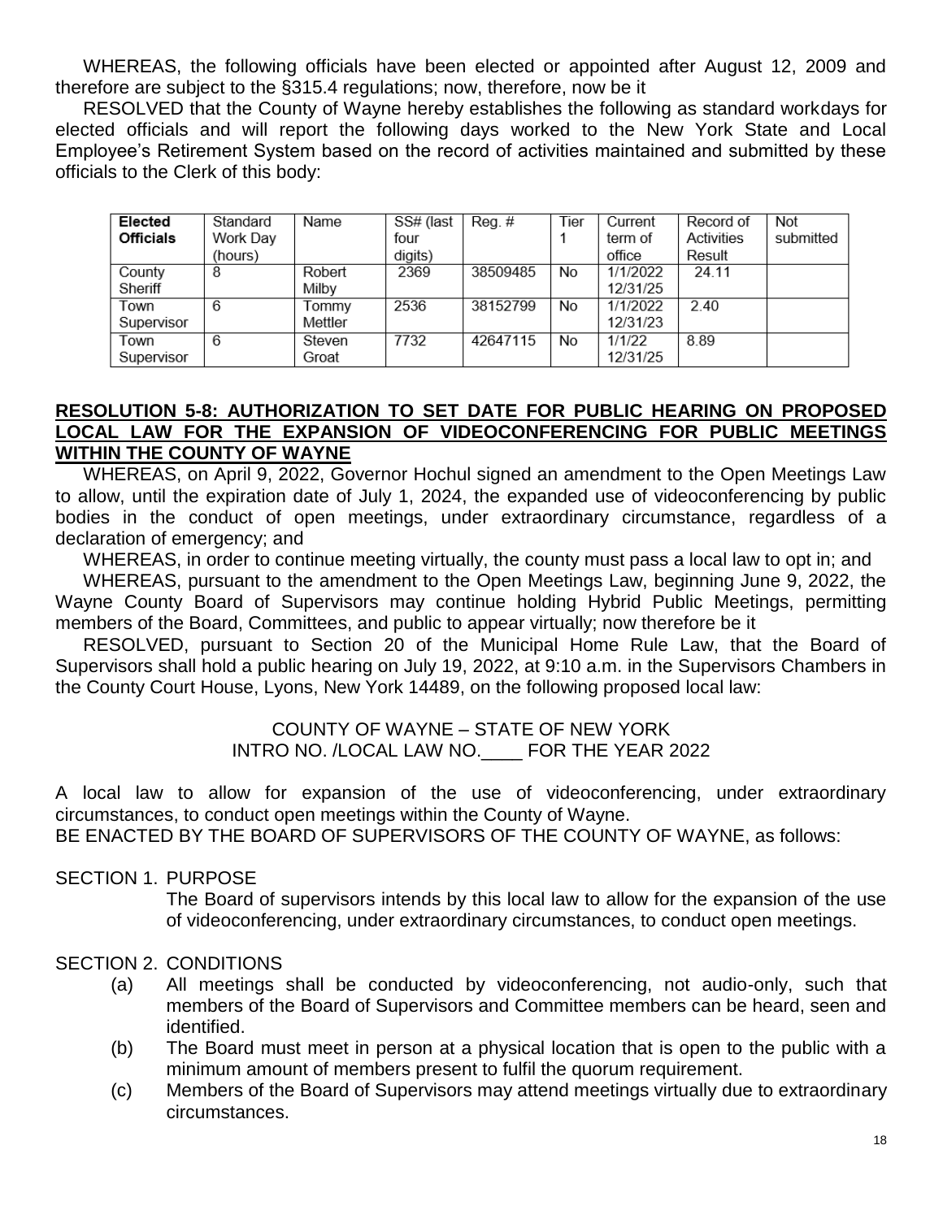WHEREAS, the following officials have been elected or appointed after August 12, 2009 and therefore are subject to the §315.4 regulations; now, therefore, now be it

RESOLVED that the County of Wayne hereby establishes the following as standard workdays for elected officials and will report the following days worked to the New York State and Local Employee's Retirement System based on the record of activities maintained and submitted by these officials to the Clerk of this body:

| **Elected Officials** | Standard Work Day (hours) | Name | SS# (last four digits) | Reg. # | Tier 1 | Current term of office | Record of Activities Result | Not submitted |
|---|---|---|---|---|---|---|---|---|
| County Sheriff | 8 | Robert Milby | 2369 | 38509485 | No | 1/1/2022 12/31/25 | 24.11 | |
| Town Supervisor | 6 | Tommy Mettler | 2536 | 38152799 | No | 1/1/2022 12/31/23 | 2.40 | |
| Town Supervisor | 6 | Steven Groat | 7732 | 42647115 | No | 1/1/22 12/31/25 | 8.89 | |

**RESOLUTION 5-8: AUTHORIZATION TO SET DATE FOR PUBLIC HEARING ON PROPOSED LOCAL LAW FOR THE EXPANSION OF VIDEOCONFERENCING FOR PUBLIC MEETINGS WITHIN THE COUNTY OF WAYNE**

WHEREAS, on April 9, 2022, Governor Hochul signed an amendment to the Open Meetings Law to allow, until the expiration date of July 1, 2024, the expanded use of videoconferencing by public bodies in the conduct of open meetings, under extraordinary circumstance, regardless of a declaration of emergency; and

WHEREAS, in order to continue meeting virtually, the county must pass a local law to opt in; and

WHEREAS, pursuant to the amendment to the Open Meetings Law, beginning June 9, 2022, the Wayne County Board of Supervisors may continue holding Hybrid Public Meetings, permitting members of the Board, Committees, and public to appear virtually; now therefore be it

RESOLVED, pursuant to Section 20 of the Municipal Home Rule Law, that the Board of Supervisors shall hold a public hearing on July 19, 2022, at 9:10 a.m. in the Supervisors Chambers in the County Court House, Lyons, New York 14489, on the following proposed local law:

COUNTY OF WAYNE – STATE OF NEW YORK
INTRO NO. /LOCAL LAW NO.____ FOR THE YEAR 2022

A local law to allow for expansion of the use of videoconferencing, under extraordinary circumstances, to conduct open meetings within the County of Wayne.
BE ENACTED BY THE BOARD OF SUPERVISORS OF THE COUNTY OF WAYNE, as follows:

SECTION 1. PURPOSE

The Board of supervisors intends by this local law to allow for the expansion of the use of videoconferencing, under extraordinary circumstances, to conduct open meetings.

SECTION 2. CONDITIONS

(a) All meetings shall be conducted by videoconferencing, not audio-only, such that members of the Board of Supervisors and Committee members can be heard, seen and identified.

(b) The Board must meet in person at a physical location that is open to the public with a minimum amount of members present to fulfil the quorum requirement.

(c) Members of the Board of Supervisors may attend meetings virtually due to extraordinary circumstances.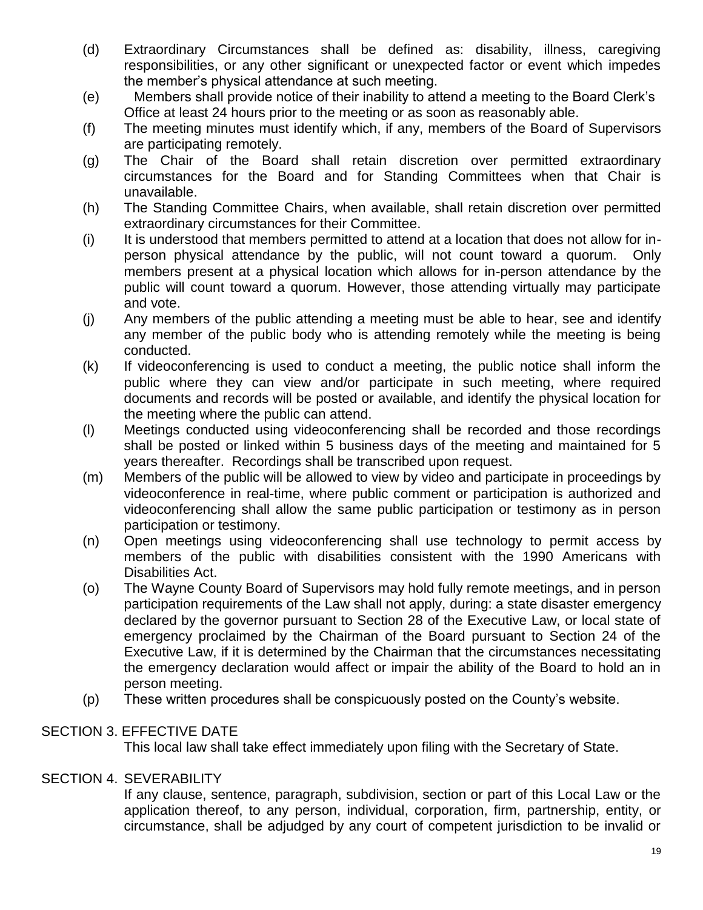(d) Extraordinary Circumstances shall be defined as: disability, illness, caregiving responsibilities, or any other significant or unexpected factor or event which impedes the member's physical attendance at such meeting.

(e) Members shall provide notice of their inability to attend a meeting to the Board Clerk's Office at least 24 hours prior to the meeting or as soon as reasonably able.

(f) The meeting minutes must identify which, if any, members of the Board of Supervisors are participating remotely.

(g) The Chair of the Board shall retain discretion over permitted extraordinary circumstances for the Board and for Standing Committees when that Chair is unavailable.

(h) The Standing Committee Chairs, when available, shall retain discretion over permitted extraordinary circumstances for their Committee.

(i) It is understood that members permitted to attend at a location that does not allow for in-person physical attendance by the public, will not count toward a quorum. Only members present at a physical location which allows for in-person attendance by the public will count toward a quorum. However, those attending virtually may participate and vote.

(j) Any members of the public attending a meeting must be able to hear, see and identify any member of the public body who is attending remotely while the meeting is being conducted.

(k) If videoconferencing is used to conduct a meeting, the public notice shall inform the public where they can view and/or participate in such meeting, where required documents and records will be posted or available, and identify the physical location for the meeting where the public can attend.

(l) Meetings conducted using videoconferencing shall be recorded and those recordings shall be posted or linked within 5 business days of the meeting and maintained for 5 years thereafter. Recordings shall be transcribed upon request.

(m) Members of the public will be allowed to view by video and participate in proceedings by videoconference in real-time, where public comment or participation is authorized and videoconferencing shall allow the same public participation or testimony as in person participation or testimony.

(n) Open meetings using videoconferencing shall use technology to permit access by members of the public with disabilities consistent with the 1990 Americans with Disabilities Act.

(o) The Wayne County Board of Supervisors may hold fully remote meetings, and in person participation requirements of the Law shall not apply, during: a state disaster emergency declared by the governor pursuant to Section 28 of the Executive Law, or local state of emergency proclaimed by the Chairman of the Board pursuant to Section 24 of the Executive Law, if it is determined by the Chairman that the circumstances necessitating the emergency declaration would affect or impair the ability of the Board to hold an in person meeting.

(p) These written procedures shall be conspicuously posted on the County's website.

## SECTION 3. EFFECTIVE DATE

This local law shall take effect immediately upon filing with the Secretary of State.

## SECTION 4. SEVERABILITY

If any clause, sentence, paragraph, subdivision, section or part of this Local Law or the application thereof, to any person, individual, corporation, firm, partnership, entity, or circumstance, shall be adjudged by any court of competent jurisdiction to be invalid or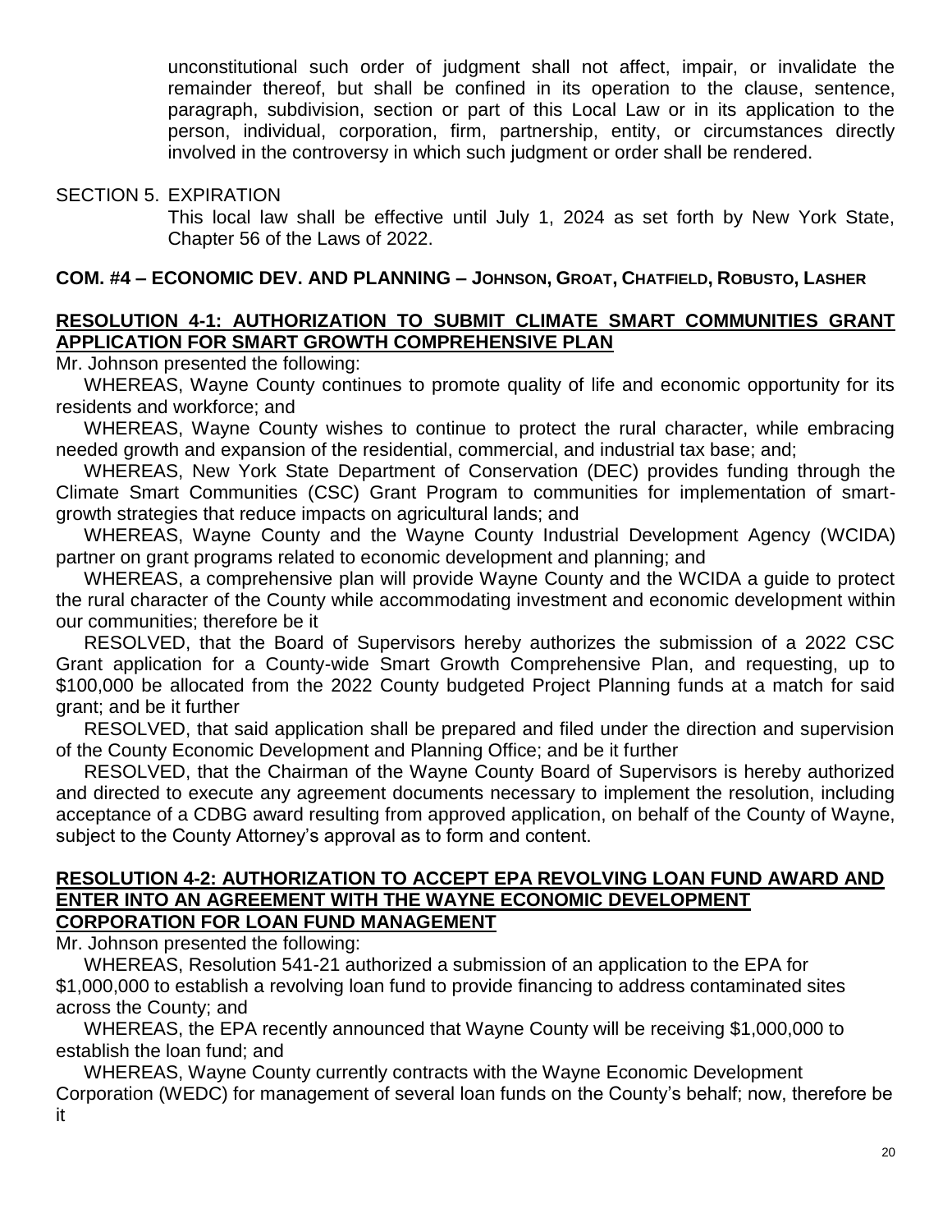unconstitutional such order of judgment shall not affect, impair, or invalidate the remainder thereof, but shall be confined in its operation to the clause, sentence, paragraph, subdivision, section or part of this Local Law or in its application to the person, individual, corporation, firm, partnership, entity, or circumstances directly involved in the controversy in which such judgment or order shall be rendered.

SECTION 5. EXPIRATION

This local law shall be effective until July 1, 2024 as set forth by New York State, Chapter 56 of the Laws of 2022.

**COM. #4 – ECONOMIC DEV. AND PLANNING – JOHNSON, GROAT, CHATFIELD, ROBUSTO, LASHER**

**RESOLUTION 4-1: AUTHORIZATION TO SUBMIT CLIMATE SMART COMMUNITIES GRANT APPLICATION FOR SMART GROWTH COMPREHENSIVE PLAN**

Mr. Johnson presented the following:

WHEREAS, Wayne County continues to promote quality of life and economic opportunity for its residents and workforce; and

WHEREAS, Wayne County wishes to continue to protect the rural character, while embracing needed growth and expansion of the residential, commercial, and industrial tax base; and;

WHEREAS, New York State Department of Conservation (DEC) provides funding through the Climate Smart Communities (CSC) Grant Program to communities for implementation of smart-growth strategies that reduce impacts on agricultural lands; and

WHEREAS, Wayne County and the Wayne County Industrial Development Agency (WCIDA) partner on grant programs related to economic development and planning; and

WHEREAS, a comprehensive plan will provide Wayne County and the WCIDA a guide to protect the rural character of the County while accommodating investment and economic development within our communities; therefore be it

RESOLVED, that the Board of Supervisors hereby authorizes the submission of a 2022 CSC Grant application for a County-wide Smart Growth Comprehensive Plan, and requesting, up to \$100,000 be allocated from the 2022 County budgeted Project Planning funds at a match for said grant; and be it further

RESOLVED, that said application shall be prepared and filed under the direction and supervision of the County Economic Development and Planning Office; and be it further

RESOLVED, that the Chairman of the Wayne County Board of Supervisors is hereby authorized and directed to execute any agreement documents necessary to implement the resolution, including acceptance of a CDBG award resulting from approved application, on behalf of the County of Wayne, subject to the County Attorney's approval as to form and content.

**RESOLUTION 4-2: AUTHORIZATION TO ACCEPT EPA REVOLVING LOAN FUND AWARD AND ENTER INTO AN AGREEMENT WITH THE WAYNE ECONOMIC DEVELOPMENT CORPORATION FOR LOAN FUND MANAGEMENT**

Mr. Johnson presented the following:

WHEREAS, Resolution 541-21 authorized a submission of an application to the EPA for \$1,000,000 to establish a revolving loan fund to provide financing to address contaminated sites across the County; and

WHEREAS, the EPA recently announced that Wayne County will be receiving \$1,000,000 to establish the loan fund; and

WHEREAS, Wayne County currently contracts with the Wayne Economic Development Corporation (WEDC) for management of several loan funds on the County's behalf; now, therefore be it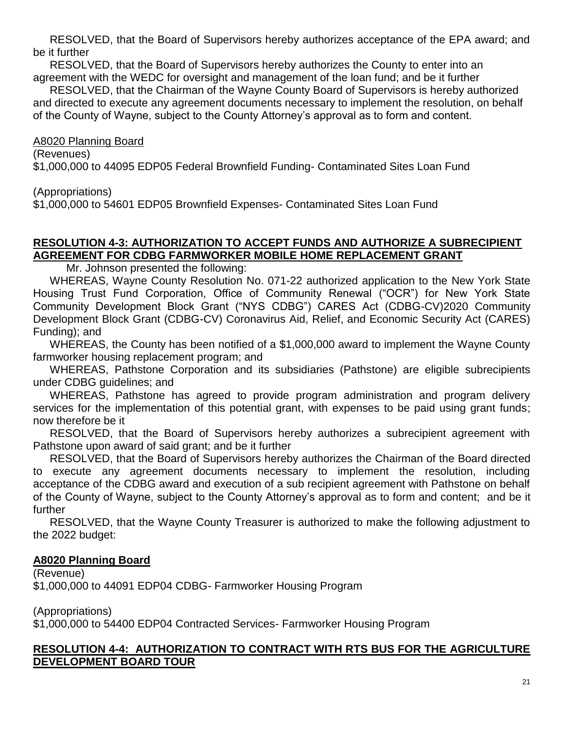RESOLVED, that the Board of Supervisors hereby authorizes acceptance of the EPA award; and be it further

RESOLVED, that the Board of Supervisors hereby authorizes the County to enter into an agreement with the WEDC for oversight and management of the loan fund; and be it further

RESOLVED, that the Chairman of the Wayne County Board of Supervisors is hereby authorized and directed to execute any agreement documents necessary to implement the resolution, on behalf of the County of Wayne, subject to the County Attorney's approval as to form and content.

A8020 Planning Board

(Revenues)

$1,000,000 to 44095 EDP05 Federal Brownfield Funding- Contaminated Sites Loan Fund

(Appropriations)

$1,000,000 to 54601 EDP05 Brownfield Expenses- Contaminated Sites Loan Fund

**RESOLUTION 4-3: AUTHORIZATION TO ACCEPT FUNDS AND AUTHORIZE A SUBRECIPIENT AGREEMENT FOR CDBG FARMWORKER MOBILE HOME REPLACEMENT GRANT**

Mr. Johnson presented the following:

WHEREAS, Wayne County Resolution No. 071-22 authorized application to the New York State Housing Trust Fund Corporation, Office of Community Renewal ("OCR") for New York State Community Development Block Grant ("NYS CDBG") CARES Act (CDBG-CV)2020 Community Development Block Grant (CDBG-CV) Coronavirus Aid, Relief, and Economic Security Act (CARES) Funding); and

WHEREAS, the County has been notified of a $1,000,000 award to implement the Wayne County farmworker housing replacement program; and

WHEREAS, Pathstone Corporation and its subsidiaries (Pathstone) are eligible subrecipients under CDBG guidelines; and

WHEREAS, Pathstone has agreed to provide program administration and program delivery services for the implementation of this potential grant, with expenses to be paid using grant funds; now therefore be it

RESOLVED, that the Board of Supervisors hereby authorizes a subrecipient agreement with Pathstone upon award of said grant; and be it further

RESOLVED, that the Board of Supervisors hereby authorizes the Chairman of the Board directed to execute any agreement documents necessary to implement the resolution, including acceptance of the CDBG award and execution of a sub recipient agreement with Pathstone on behalf of the County of Wayne, subject to the County Attorney's approval as to form and content; and be it further

RESOLVED, that the Wayne County Treasurer is authorized to make the following adjustment to the 2022 budget:

**A8020 Planning Board**

(Revenue)

$1,000,000 to 44091 EDP04 CDBG- Farmworker Housing Program

(Appropriations)

$1,000,000 to 54400 EDP04 Contracted Services- Farmworker Housing Program

**RESOLUTION 4-4: AUTHORIZATION TO CONTRACT WITH RTS BUS FOR THE AGRICULTURE DEVELOPMENT BOARD TOUR**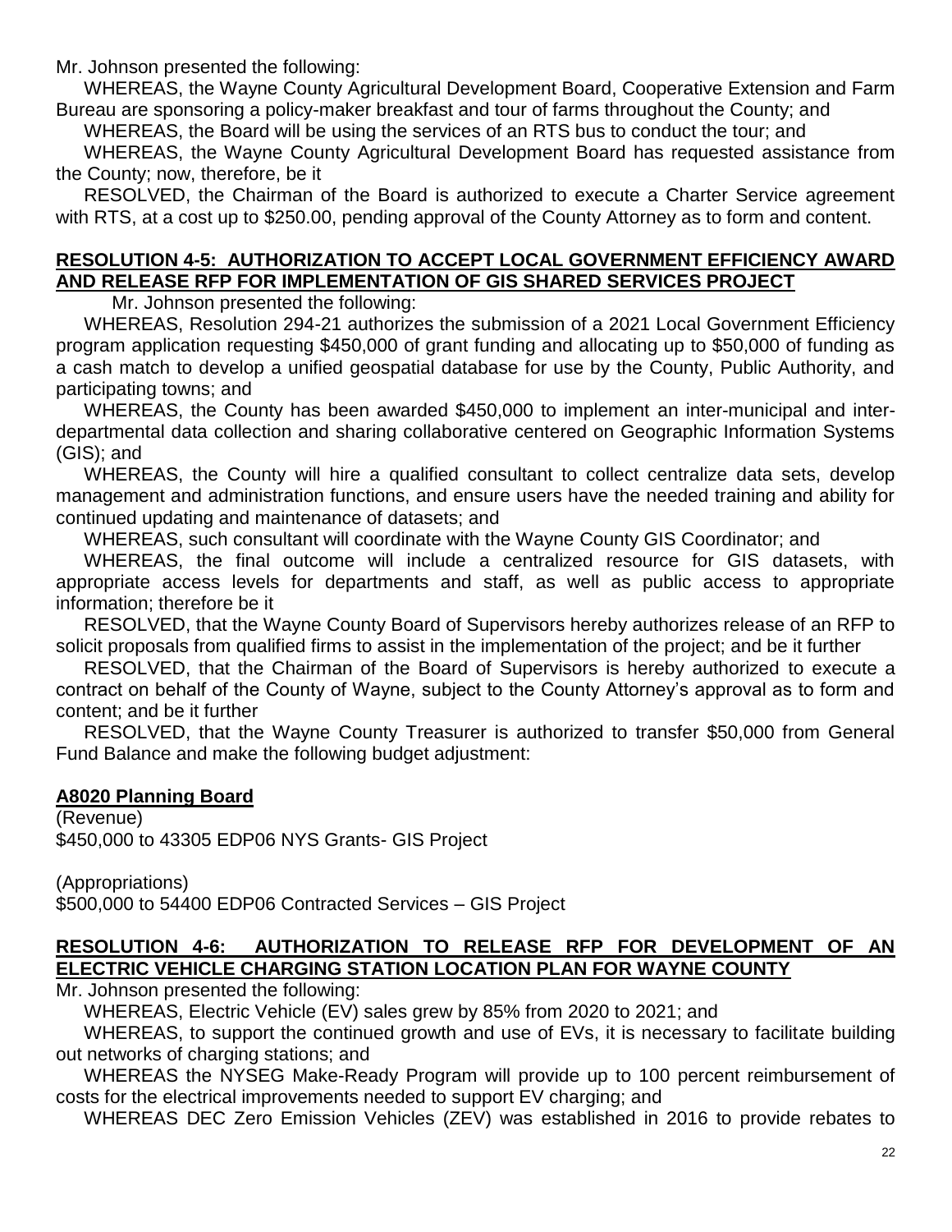Mr. Johnson presented the following:

WHEREAS, the Wayne County Agricultural Development Board, Cooperative Extension and Farm Bureau are sponsoring a policy-maker breakfast and tour of farms throughout the County; and

WHEREAS, the Board will be using the services of an RTS bus to conduct the tour; and

WHEREAS, the Wayne County Agricultural Development Board has requested assistance from the County; now, therefore, be it

RESOLVED, the Chairman of the Board is authorized to execute a Charter Service agreement with RTS, at a cost up to $250.00, pending approval of the County Attorney as to form and content.

**RESOLUTION 4-5: AUTHORIZATION TO ACCEPT LOCAL GOVERNMENT EFFICIENCY AWARD AND RELEASE RFP FOR IMPLEMENTATION OF GIS SHARED SERVICES PROJECT**

Mr. Johnson presented the following:

WHEREAS, Resolution 294-21 authorizes the submission of a 2021 Local Government Efficiency program application requesting $450,000 of grant funding and allocating up to $50,000 of funding as a cash match to develop a unified geospatial database for use by the County, Public Authority, and participating towns; and

WHEREAS, the County has been awarded $450,000 to implement an inter-municipal and inter-departmental data collection and sharing collaborative centered on Geographic Information Systems (GIS); and

WHEREAS, the County will hire a qualified consultant to collect centralize data sets, develop management and administration functions, and ensure users have the needed training and ability for continued updating and maintenance of datasets; and

WHEREAS, such consultant will coordinate with the Wayne County GIS Coordinator; and

WHEREAS, the final outcome will include a centralized resource for GIS datasets, with appropriate access levels for departments and staff, as well as public access to appropriate information; therefore be it

RESOLVED, that the Wayne County Board of Supervisors hereby authorizes release of an RFP to solicit proposals from qualified firms to assist in the implementation of the project; and be it further

RESOLVED, that the Chairman of the Board of Supervisors is hereby authorized to execute a contract on behalf of the County of Wayne, subject to the County Attorney's approval as to form and content; and be it further

RESOLVED, that the Wayne County Treasurer is authorized to transfer $50,000 from General Fund Balance and make the following budget adjustment:

**A8020 Planning Board**

(Revenue)
$450,000 to 43305 EDP06 NYS Grants- GIS Project

(Appropriations)
$500,000 to 54400 EDP06 Contracted Services – GIS Project

**RESOLUTION 4-6: AUTHORIZATION TO RELEASE RFP FOR DEVELOPMENT OF AN ELECTRIC VEHICLE CHARGING STATION LOCATION PLAN FOR WAYNE COUNTY**

Mr. Johnson presented the following:

WHEREAS, Electric Vehicle (EV) sales grew by 85% from 2020 to 2021; and

WHEREAS, to support the continued growth and use of EVs, it is necessary to facilitate building out networks of charging stations; and

WHEREAS the NYSEG Make-Ready Program will provide up to 100 percent reimbursement of costs for the electrical improvements needed to support EV charging; and

WHEREAS DEC Zero Emission Vehicles (ZEV) was established in 2016 to provide rebates to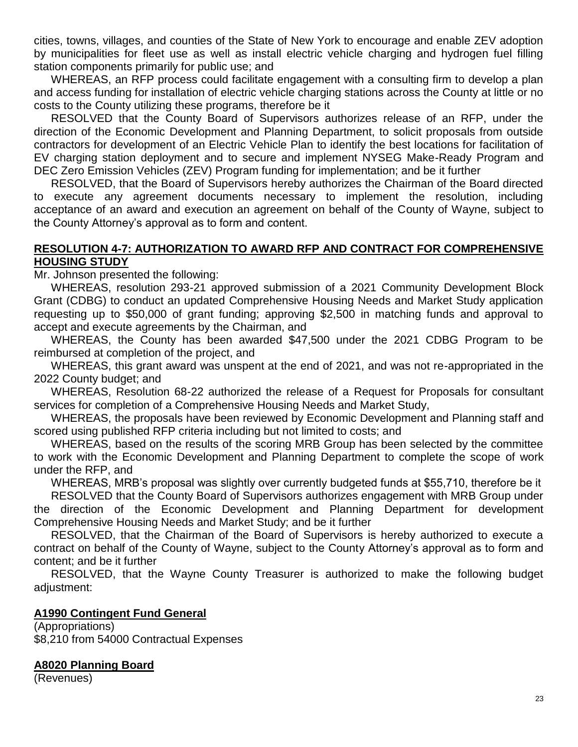cities, towns, villages, and counties of the State of New York to encourage and enable ZEV adoption by municipalities for fleet use as well as install electric vehicle charging and hydrogen fuel filling station components primarily for public use; and

WHEREAS, an RFP process could facilitate engagement with a consulting firm to develop a plan and access funding for installation of electric vehicle charging stations across the County at little or no costs to the County utilizing these programs, therefore be it

RESOLVED that the County Board of Supervisors authorizes release of an RFP, under the direction of the Economic Development and Planning Department, to solicit proposals from outside contractors for development of an Electric Vehicle Plan to identify the best locations for facilitation of EV charging station deployment and to secure and implement NYSEG Make-Ready Program and DEC Zero Emission Vehicles (ZEV) Program funding for implementation; and be it further

RESOLVED, that the Board of Supervisors hereby authorizes the Chairman of the Board directed to execute any agreement documents necessary to implement the resolution, including acceptance of an award and execution an agreement on behalf of the County of Wayne, subject to the County Attorney's approval as to form and content.

**RESOLUTION 4-7: AUTHORIZATION TO AWARD RFP AND CONTRACT FOR COMPREHENSIVE HOUSING STUDY**

Mr. Johnson presented the following:

WHEREAS, resolution 293-21 approved submission of a 2021 Community Development Block Grant (CDBG) to conduct an updated Comprehensive Housing Needs and Market Study application requesting up to $50,000 of grant funding; approving $2,500 in matching funds and approval to accept and execute agreements by the Chairman, and

WHEREAS, the County has been awarded $47,500 under the 2021 CDBG Program to be reimbursed at completion of the project, and

WHEREAS, this grant award was unspent at the end of 2021, and was not re-appropriated in the 2022 County budget; and

WHEREAS, Resolution 68-22 authorized the release of a Request for Proposals for consultant services for completion of a Comprehensive Housing Needs and Market Study,

WHEREAS, the proposals have been reviewed by Economic Development and Planning staff and scored using published RFP criteria including but not limited to costs; and

WHEREAS, based on the results of the scoring MRB Group has been selected by the committee to work with the Economic Development and Planning Department to complete the scope of work under the RFP, and

WHEREAS, MRB's proposal was slightly over currently budgeted funds at $55,710, therefore be it

RESOLVED that the County Board of Supervisors authorizes engagement with MRB Group under the direction of the Economic Development and Planning Department for development Comprehensive Housing Needs and Market Study; and be it further

RESOLVED, that the Chairman of the Board of Supervisors is hereby authorized to execute a contract on behalf of the County of Wayne, subject to the County Attorney's approval as to form and content; and be it further

RESOLVED, that the Wayne County Treasurer is authorized to make the following budget adjustment:

**A1990 Contingent Fund General**

(Appropriations)
$8,210 from 54000 Contractual Expenses

**A8020 Planning Board**

(Revenues)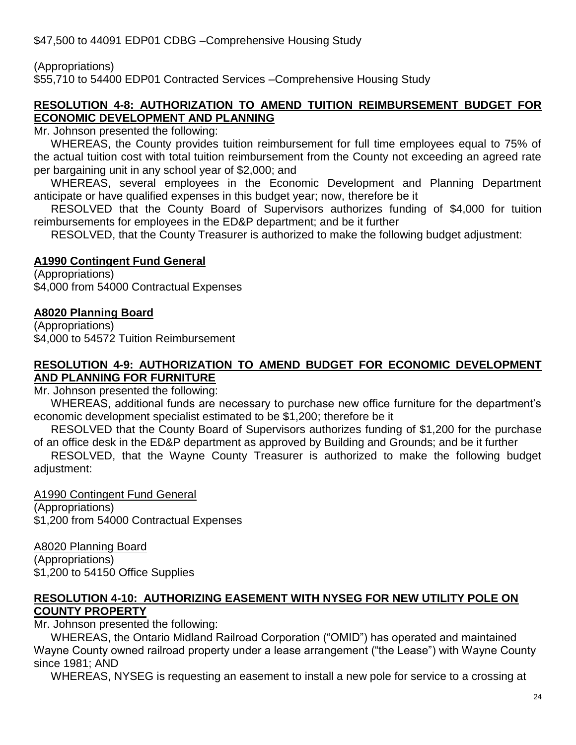$47,500 to 44091 EDP01 CDBG –Comprehensive Housing Study

(Appropriations)
$55,710 to 54400 EDP01 Contracted Services –Comprehensive Housing Study

## RESOLUTION 4-8: AUTHORIZATION TO AMEND TUITION REIMBURSEMENT BUDGET FOR ECONOMIC DEVELOPMENT AND PLANNING

Mr. Johnson presented the following:

WHEREAS, the County provides tuition reimbursement for full time employees equal to 75% of the actual tuition cost with total tuition reimbursement from the County not exceeding an agreed rate per bargaining unit in any school year of $2,000; and

WHEREAS, several employees in the Economic Development and Planning Department anticipate or have qualified expenses in this budget year; now, therefore be it

RESOLVED that the County Board of Supervisors authorizes funding of $4,000 for tuition reimbursements for employees in the ED&P department; and be it further

RESOLVED, that the County Treasurer is authorized to make the following budget adjustment:

**A1990 Contingent Fund General**
(Appropriations)
$4,000 from 54000 Contractual Expenses

**A8020 Planning Board**
(Appropriations)
$4,000 to 54572 Tuition Reimbursement

## RESOLUTION 4-9: AUTHORIZATION TO AMEND BUDGET FOR ECONOMIC DEVELOPMENT AND PLANNING FOR FURNITURE

Mr. Johnson presented the following:

WHEREAS, additional funds are necessary to purchase new office furniture for the department's economic development specialist estimated to be $1,200; therefore be it

RESOLVED that the County Board of Supervisors authorizes funding of $1,200 for the purchase of an office desk in the ED&P department as approved by Building and Grounds; and be it further

RESOLVED, that the Wayne County Treasurer is authorized to make the following budget adjustment:

A1990 Contingent Fund General
(Appropriations)
$1,200 from 54000 Contractual Expenses

A8020 Planning Board
(Appropriations)
$1,200 to 54150 Office Supplies

## RESOLUTION 4-10: AUTHORIZING EASEMENT WITH NYSEG FOR NEW UTILITY POLE ON COUNTY PROPERTY

Mr. Johnson presented the following:

WHEREAS, the Ontario Midland Railroad Corporation ("OMID") has operated and maintained Wayne County owned railroad property under a lease arrangement ("the Lease") with Wayne County since 1981; AND

WHEREAS, NYSEG is requesting an easement to install a new pole for service to a crossing at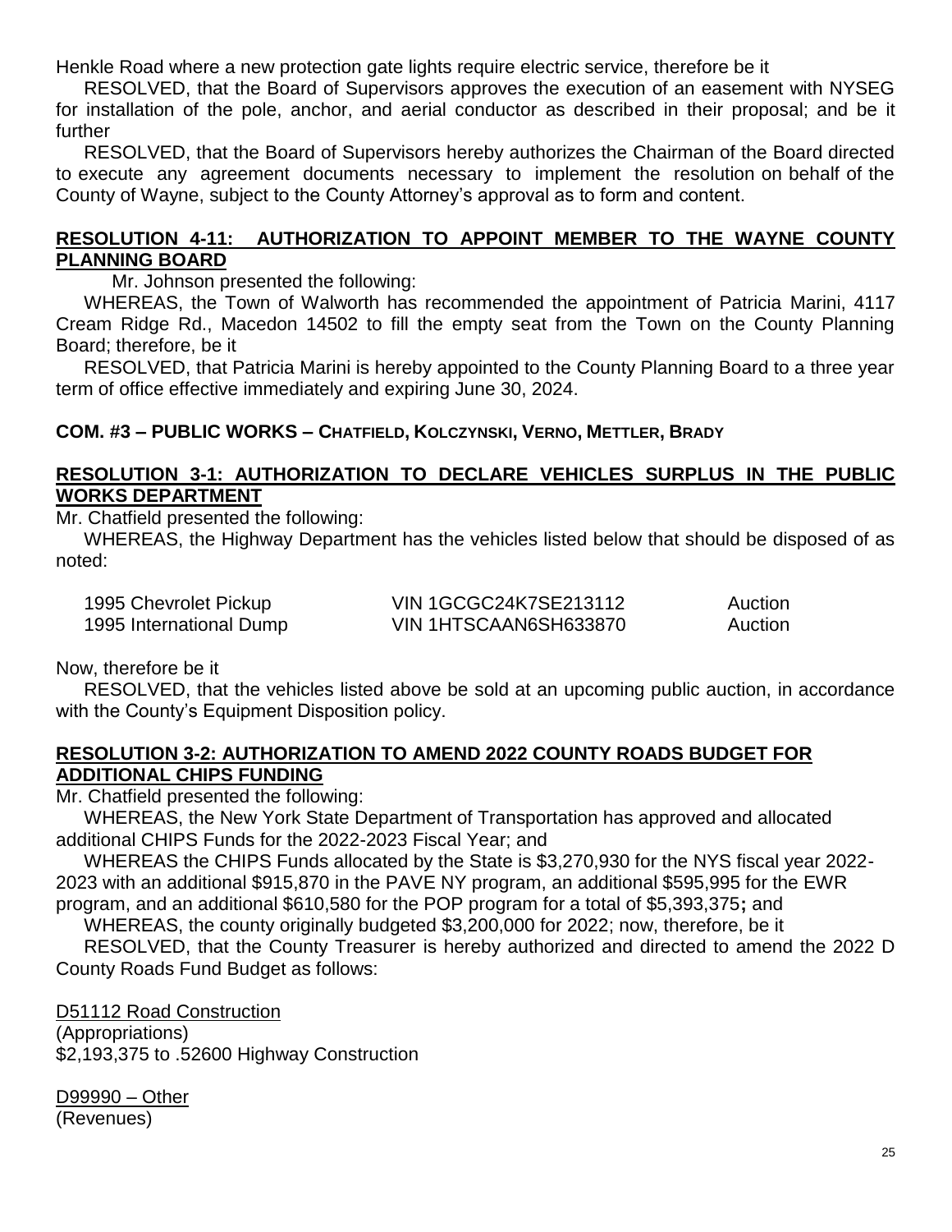Henkle Road where a new protection gate lights require electric service, therefore be it

RESOLVED, that the Board of Supervisors approves the execution of an easement with NYSEG for installation of the pole, anchor, and aerial conductor as described in their proposal; and be it further

RESOLVED, that the Board of Supervisors hereby authorizes the Chairman of the Board directed to execute any agreement documents necessary to implement the resolution on behalf of the County of Wayne, subject to the County Attorney's approval as to form and content.

## RESOLUTION 4-11: AUTHORIZATION TO APPOINT MEMBER TO THE WAYNE COUNTY PLANNING BOARD

Mr. Johnson presented the following:

WHEREAS, the Town of Walworth has recommended the appointment of Patricia Marini, 4117 Cream Ridge Rd., Macedon 14502 to fill the empty seat from the Town on the County Planning Board; therefore, be it

RESOLVED, that Patricia Marini is hereby appointed to the County Planning Board to a three year term of office effective immediately and expiring June 30, 2024.

**COM. #3 – PUBLIC WORKS – CHATFIELD, KOLCZYNSKI, VERNO, METTLER, BRADY**

## RESOLUTION 3-1: AUTHORIZATION TO DECLARE VEHICLES SURPLUS IN THE PUBLIC WORKS DEPARTMENT

Mr. Chatfield presented the following:

WHEREAS, the Highway Department has the vehicles listed below that should be disposed of as noted:

| | | |
|---|---|---|
| 1995 Chevrolet Pickup | VIN 1GCGC24K7SE213112 | Auction |
| 1995 International Dump | VIN 1HTSCAAN6SH633870 | Auction |

Now, therefore be it

RESOLVED, that the vehicles listed above be sold at an upcoming public auction, in accordance with the County's Equipment Disposition policy.

## RESOLUTION 3-2: AUTHORIZATION TO AMEND 2022 COUNTY ROADS BUDGET FOR ADDITIONAL CHIPS FUNDING

Mr. Chatfield presented the following:

WHEREAS, the New York State Department of Transportation has approved and allocated additional CHIPS Funds for the 2022-2023 Fiscal Year; and

WHEREAS the CHIPS Funds allocated by the State is $3,270,930 for the NYS fiscal year 2022-2023 with an additional $915,870 in the PAVE NY program, an additional $595,995 for the EWR program, and an additional $610,580 for the POP program for a total of $5,393,375**;** and

WHEREAS, the county originally budgeted $3,200,000 for 2022; now, therefore, be it

RESOLVED, that the County Treasurer is hereby authorized and directed to amend the 2022 D County Roads Fund Budget as follows:

D51112 Road Construction
(Appropriations)
$2,193,375 to .52600 Highway Construction

D99990 – Other
(Revenues)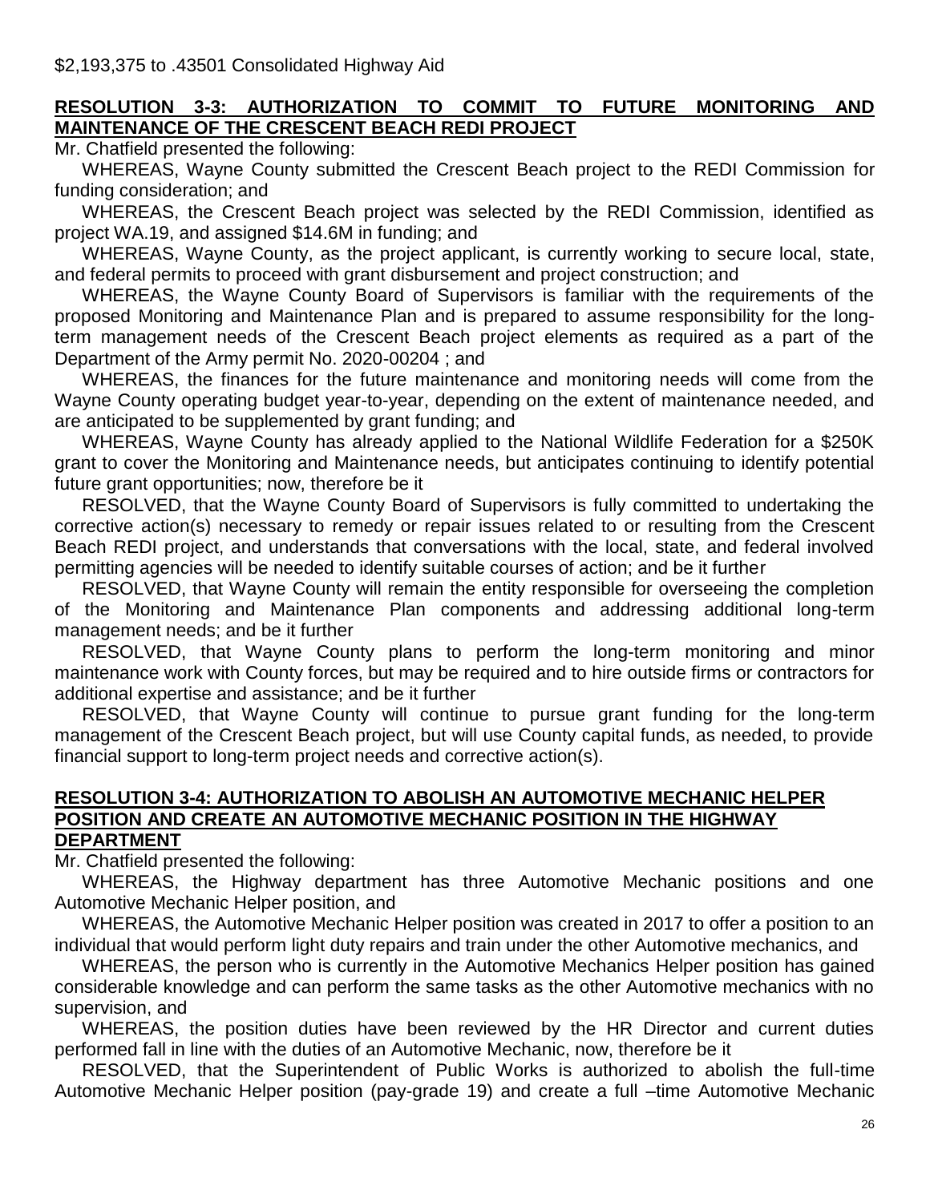$2,193,375 to .43501 Consolidated Highway Aid

**RESOLUTION 3-3: AUTHORIZATION TO COMMIT TO FUTURE MONITORING AND MAINTENANCE OF THE CRESCENT BEACH REDI PROJECT**

Mr. Chatfield presented the following:

WHEREAS, Wayne County submitted the Crescent Beach project to the REDI Commission for funding consideration; and

WHEREAS, the Crescent Beach project was selected by the REDI Commission, identified as project WA.19, and assigned $14.6M in funding; and

WHEREAS, Wayne County, as the project applicant, is currently working to secure local, state, and federal permits to proceed with grant disbursement and project construction; and

WHEREAS, the Wayne County Board of Supervisors is familiar with the requirements of the proposed Monitoring and Maintenance Plan and is prepared to assume responsibility for the long-term management needs of the Crescent Beach project elements as required as a part of the Department of the Army permit No. 2020-00204 ; and

WHEREAS, the finances for the future maintenance and monitoring needs will come from the Wayne County operating budget year-to-year, depending on the extent of maintenance needed, and are anticipated to be supplemented by grant funding; and

WHEREAS, Wayne County has already applied to the National Wildlife Federation for a $250K grant to cover the Monitoring and Maintenance needs, but anticipates continuing to identify potential future grant opportunities; now, therefore be it

RESOLVED, that the Wayne County Board of Supervisors is fully committed to undertaking the corrective action(s) necessary to remedy or repair issues related to or resulting from the Crescent Beach REDI project, and understands that conversations with the local, state, and federal involved permitting agencies will be needed to identify suitable courses of action; and be it further

RESOLVED, that Wayne County will remain the entity responsible for overseeing the completion of the Monitoring and Maintenance Plan components and addressing additional long-term management needs; and be it further

RESOLVED, that Wayne County plans to perform the long-term monitoring and minor maintenance work with County forces, but may be required and to hire outside firms or contractors for additional expertise and assistance; and be it further

RESOLVED, that Wayne County will continue to pursue grant funding for the long-term management of the Crescent Beach project, but will use County capital funds, as needed, to provide financial support to long-term project needs and corrective action(s).

**RESOLUTION 3-4: AUTHORIZATION TO ABOLISH AN AUTOMOTIVE MECHANIC HELPER POSITION AND CREATE AN AUTOMOTIVE MECHANIC POSITION IN THE HIGHWAY DEPARTMENT**

Mr. Chatfield presented the following:

WHEREAS, the Highway department has three Automotive Mechanic positions and one Automotive Mechanic Helper position, and

WHEREAS, the Automotive Mechanic Helper position was created in 2017 to offer a position to an individual that would perform light duty repairs and train under the other Automotive mechanics, and

WHEREAS, the person who is currently in the Automotive Mechanics Helper position has gained considerable knowledge and can perform the same tasks as the other Automotive mechanics with no supervision, and

WHEREAS, the position duties have been reviewed by the HR Director and current duties performed fall in line with the duties of an Automotive Mechanic, now, therefore be it

RESOLVED, that the Superintendent of Public Works is authorized to abolish the full-time Automotive Mechanic Helper position (pay-grade 19) and create a full –time Automotive Mechanic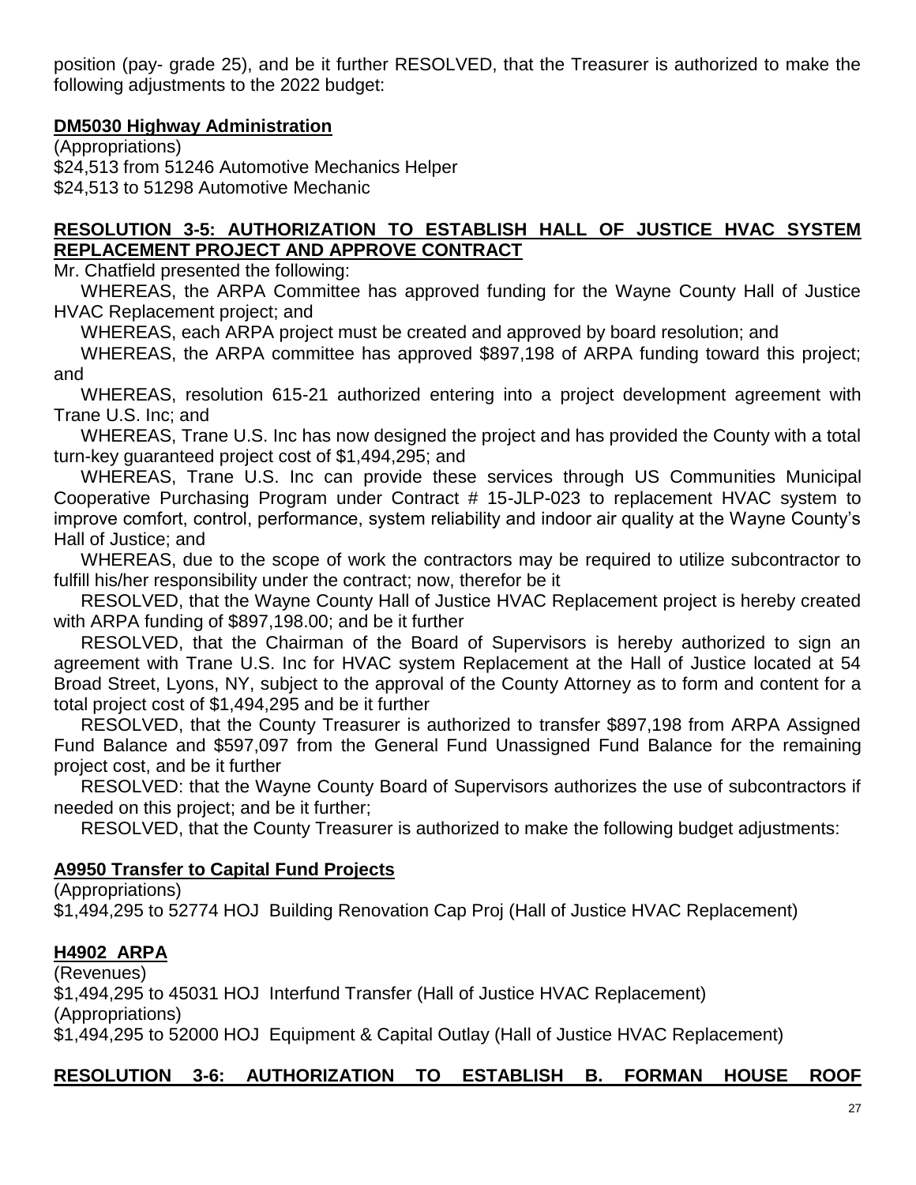position (pay- grade 25), and be it further RESOLVED, that the Treasurer is authorized to make the following adjustments to the 2022 budget:

**DM5030 Highway Administration**

(Appropriations)
$24,513 from 51246 Automotive Mechanics Helper
$24,513 to 51298 Automotive Mechanic

**RESOLUTION 3-5: AUTHORIZATION TO ESTABLISH HALL OF JUSTICE HVAC SYSTEM REPLACEMENT PROJECT AND APPROVE CONTRACT**

Mr. Chatfield presented the following:

WHEREAS, the ARPA Committee has approved funding for the Wayne County Hall of Justice HVAC Replacement project; and

WHEREAS, each ARPA project must be created and approved by board resolution; and

WHEREAS, the ARPA committee has approved $897,198 of ARPA funding toward this project; and

WHEREAS, resolution 615-21 authorized entering into a project development agreement with Trane U.S. Inc; and

WHEREAS, Trane U.S. Inc has now designed the project and has provided the County with a total turn-key guaranteed project cost of $1,494,295; and

WHEREAS, Trane U.S. Inc can provide these services through US Communities Municipal Cooperative Purchasing Program under Contract # 15-JLP-023 to replacement HVAC system to improve comfort, control, performance, system reliability and indoor air quality at the Wayne County's Hall of Justice; and

WHEREAS, due to the scope of work the contractors may be required to utilize subcontractor to fulfill his/her responsibility under the contract; now, therefor be it

RESOLVED, that the Wayne County Hall of Justice HVAC Replacement project is hereby created with ARPA funding of $897,198.00; and be it further

RESOLVED, that the Chairman of the Board of Supervisors is hereby authorized to sign an agreement with Trane U.S. Inc for HVAC system Replacement at the Hall of Justice located at 54 Broad Street, Lyons, NY, subject to the approval of the County Attorney as to form and content for a total project cost of $1,494,295 and be it further

RESOLVED, that the County Treasurer is authorized to transfer $897,198 from ARPA Assigned Fund Balance and $597,097 from the General Fund Unassigned Fund Balance for the remaining project cost, and be it further

RESOLVED: that the Wayne County Board of Supervisors authorizes the use of subcontractors if needed on this project; and be it further;

RESOLVED, that the County Treasurer is authorized to make the following budget adjustments:

**A9950 Transfer to Capital Fund Projects**

(Appropriations)
$1,494,295 to 52774 HOJ Building Renovation Cap Proj (Hall of Justice HVAC Replacement)

**H4902 ARPA**

(Revenues)
$1,494,295 to 45031 HOJ Interfund Transfer (Hall of Justice HVAC Replacement)
(Appropriations)
$1,494,295 to 52000 HOJ Equipment & Capital Outlay (Hall of Justice HVAC Replacement)

**RESOLUTION 3-6: AUTHORIZATION TO ESTABLISH B. FORMAN HOUSE ROOF**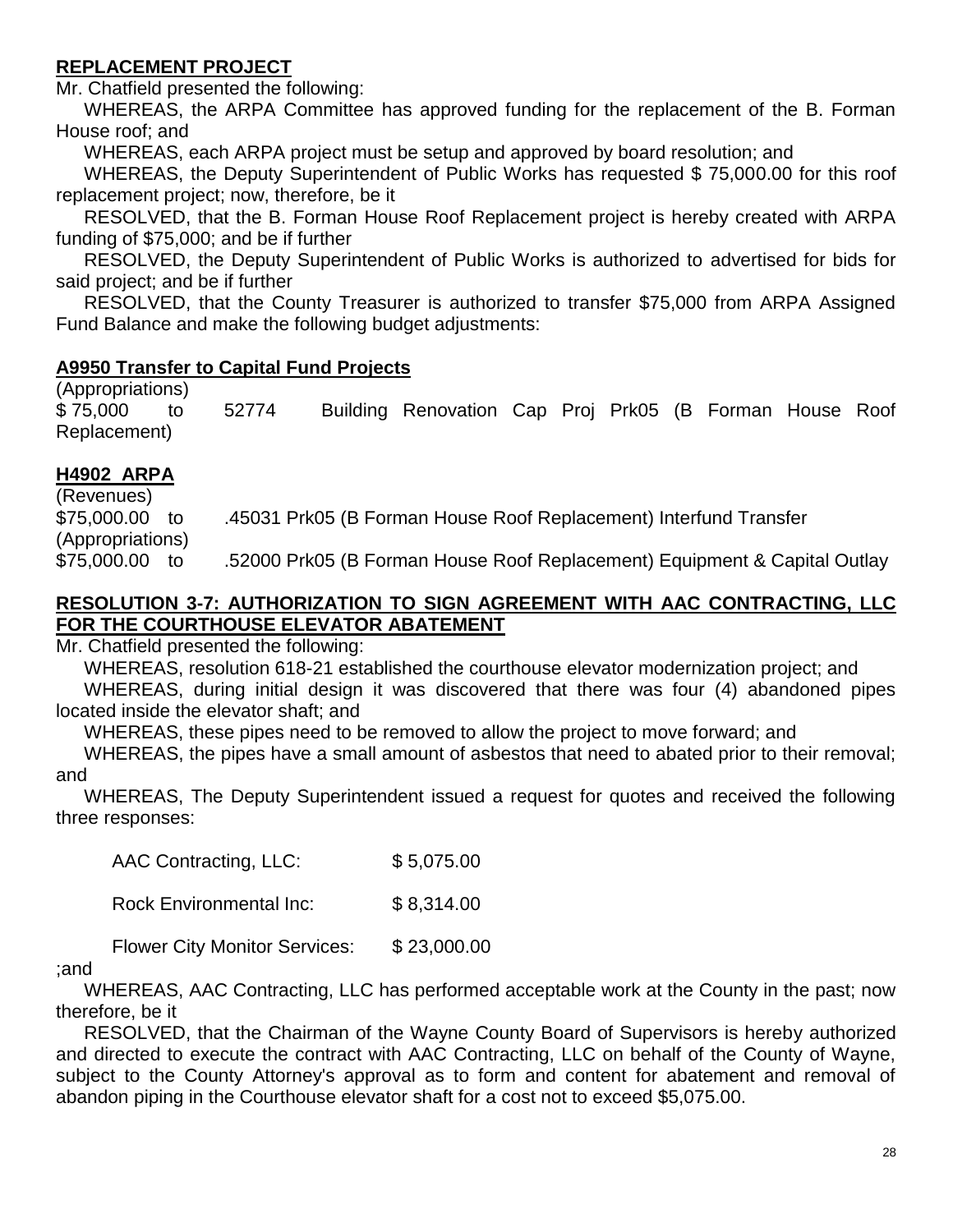**REPLACEMENT PROJECT**

Mr. Chatfield presented the following:

WHEREAS, the ARPA Committee has approved funding for the replacement of the B. Forman House roof; and

WHEREAS, each ARPA project must be setup and approved by board resolution; and

WHEREAS, the Deputy Superintendent of Public Works has requested $ 75,000.00 for this roof replacement project; now, therefore, be it

RESOLVED, that the B. Forman House Roof Replacement project is hereby created with ARPA funding of $75,000; and be if further

RESOLVED, the Deputy Superintendent of Public Works is authorized to advertised for bids for said project; and be if further

RESOLVED, that the County Treasurer is authorized to transfer $75,000 from ARPA Assigned Fund Balance and make the following budget adjustments:

**A9950 Transfer to Capital Fund Projects**

(Appropriations)
$ 75,000 to 52774 Building Renovation Cap Proj Prk05 (B Forman House Roof Replacement)

**H4902 ARPA**

(Revenues)
$75,000.00 to .45031 Prk05 (B Forman House Roof Replacement) Interfund Transfer
(Appropriations)
$75,000.00 to .52000 Prk05 (B Forman House Roof Replacement) Equipment & Capital Outlay

**RESOLUTION 3-7: AUTHORIZATION TO SIGN AGREEMENT WITH AAC CONTRACTING, LLC FOR THE COURTHOUSE ELEVATOR ABATEMENT**

Mr. Chatfield presented the following:

WHEREAS, resolution 618-21 established the courthouse elevator modernization project; and

WHEREAS, during initial design it was discovered that there was four (4) abandoned pipes located inside the elevator shaft; and

WHEREAS, these pipes need to be removed to allow the project to move forward; and

WHEREAS, the pipes have a small amount of asbestos that need to abated prior to their removal; and

WHEREAS, The Deputy Superintendent issued a request for quotes and received the following three responses:

| | |
|---|---|
| AAC Contracting, LLC: | $ 5,075.00 |
| Rock Environmental Inc: | $ 8,314.00 |
| Flower City Monitor Services: | $ 23,000.00 |

;and

WHEREAS, AAC Contracting, LLC has performed acceptable work at the County in the past; now therefore, be it

RESOLVED, that the Chairman of the Wayne County Board of Supervisors is hereby authorized and directed to execute the contract with AAC Contracting, LLC on behalf of the County of Wayne, subject to the County Attorney's approval as to form and content for abatement and removal of abandon piping in the Courthouse elevator shaft for a cost not to exceed $5,075.00.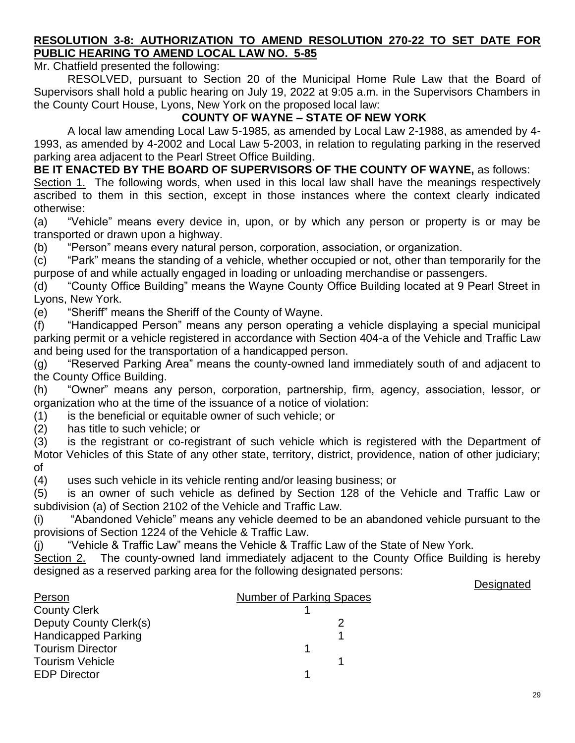**RESOLUTION 3-8: AUTHORIZATION TO AMEND RESOLUTION 270-22 TO SET DATE FOR PUBLIC HEARING TO AMEND LOCAL LAW NO. 5-85**

Mr. Chatfield presented the following:

RESOLVED, pursuant to Section 20 of the Municipal Home Rule Law that the Board of Supervisors shall hold a public hearing on July 19, 2022 at 9:05 a.m. in the Supervisors Chambers in the County Court House, Lyons, New York on the proposed local law:

**COUNTY OF WAYNE – STATE OF NEW YORK**

A local law amending Local Law 5-1985, as amended by Local Law 2-1988, as amended by 4-1993, as amended by 4-2002 and Local Law 5-2003, in relation to regulating parking in the reserved parking area adjacent to the Pearl Street Office Building.

**BE IT ENACTED BY THE BOARD OF SUPERVISORS OF THE COUNTY OF WAYNE,** as follows:

Section 1. The following words, when used in this local law shall have the meanings respectively ascribed to them in this section, except in those instances where the context clearly indicated otherwise:

(a) "Vehicle" means every device in, upon, or by which any person or property is or may be transported or drawn upon a highway.

(b) "Person" means every natural person, corporation, association, or organization.

(c) "Park" means the standing of a vehicle, whether occupied or not, other than temporarily for the purpose of and while actually engaged in loading or unloading merchandise or passengers.

(d) "County Office Building" means the Wayne County Office Building located at 9 Pearl Street in Lyons, New York.

(e) "Sheriff" means the Sheriff of the County of Wayne.

(f) "Handicapped Person" means any person operating a vehicle displaying a special municipal parking permit or a vehicle registered in accordance with Section 404-a of the Vehicle and Traffic Law and being used for the transportation of a handicapped person.

(g) "Reserved Parking Area" means the county-owned land immediately south of and adjacent to the County Office Building.

(h) "Owner" means any person, corporation, partnership, firm, agency, association, lessor, or organization who at the time of the issuance of a notice of violation:

(1) is the beneficial or equitable owner of such vehicle; or

(2) has title to such vehicle; or

(3) is the registrant or co-registrant of such vehicle which is registered with the Department of Motor Vehicles of this State of any other state, territory, district, providence, nation of other judiciary; of

(4) uses such vehicle in its vehicle renting and/or leasing business; or

(5) is an owner of such vehicle as defined by Section 128 of the Vehicle and Traffic Law or subdivision (a) of Section 2102 of the Vehicle and Traffic Law.

(i) "Abandoned Vehicle" means any vehicle deemed to be an abandoned vehicle pursuant to the provisions of Section 1224 of the Vehicle & Traffic Law.

(j) "Vehicle & Traffic Law" means the Vehicle & Traffic Law of the State of New York.

Section 2. The county-owned land immediately adjacent to the County Office Building is hereby designed as a reserved parking area for the following designated persons:

| Person | Designated Number of Parking Spaces |
|---|---|
| County Clerk | 1 |
| Deputy County Clerk(s) | 2 |
| Handicapped Parking | 1 |
| Tourism Director | 1 |
| Tourism Vehicle | 1 |
| EDP Director | 1 |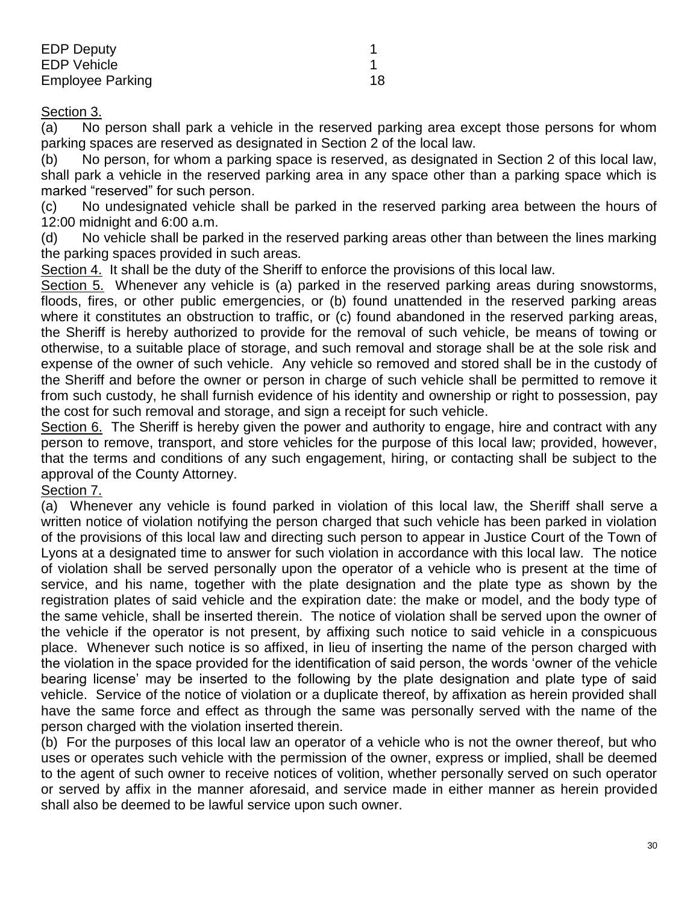| | |
|---|---|
| EDP Deputy | 1 |
| EDP Vehicle | 1 |
| Employee Parking | 18 |

Section 3.

(a) No person shall park a vehicle in the reserved parking area except those persons for whom parking spaces are reserved as designated in Section 2 of the local law.

(b) No person, for whom a parking space is reserved, as designated in Section 2 of this local law, shall park a vehicle in the reserved parking area in any space other than a parking space which is marked "reserved" for such person.

(c) No undesignated vehicle shall be parked in the reserved parking area between the hours of 12:00 midnight and 6:00 a.m.

(d) No vehicle shall be parked in the reserved parking areas other than between the lines marking the parking spaces provided in such areas.

Section 4. It shall be the duty of the Sheriff to enforce the provisions of this local law.

Section 5. Whenever any vehicle is (a) parked in the reserved parking areas during snowstorms, floods, fires, or other public emergencies, or (b) found unattended in the reserved parking areas where it constitutes an obstruction to traffic, or (c) found abandoned in the reserved parking areas, the Sheriff is hereby authorized to provide for the removal of such vehicle, be means of towing or otherwise, to a suitable place of storage, and such removal and storage shall be at the sole risk and expense of the owner of such vehicle. Any vehicle so removed and stored shall be in the custody of the Sheriff and before the owner or person in charge of such vehicle shall be permitted to remove it from such custody, he shall furnish evidence of his identity and ownership or right to possession, pay the cost for such removal and storage, and sign a receipt for such vehicle.

Section 6. The Sheriff is hereby given the power and authority to engage, hire and contract with any person to remove, transport, and store vehicles for the purpose of this local law; provided, however, that the terms and conditions of any such engagement, hiring, or contacting shall be subject to the approval of the County Attorney.

Section 7.

(a) Whenever any vehicle is found parked in violation of this local law, the Sheriff shall serve a written notice of violation notifying the person charged that such vehicle has been parked in violation of the provisions of this local law and directing such person to appear in Justice Court of the Town of Lyons at a designated time to answer for such violation in accordance with this local law. The notice of violation shall be served personally upon the operator of a vehicle who is present at the time of service, and his name, together with the plate designation and the plate type as shown by the registration plates of said vehicle and the expiration date: the make or model, and the body type of the same vehicle, shall be inserted therein. The notice of violation shall be served upon the owner of the vehicle if the operator is not present, by affixing such notice to said vehicle in a conspicuous place. Whenever such notice is so affixed, in lieu of inserting the name of the person charged with the violation in the space provided for the identification of said person, the words 'owner of the vehicle bearing license' may be inserted to the following by the plate designation and plate type of said vehicle. Service of the notice of violation or a duplicate thereof, by affixation as herein provided shall have the same force and effect as through the same was personally served with the name of the person charged with the violation inserted therein.

(b) For the purposes of this local law an operator of a vehicle who is not the owner thereof, but who uses or operates such vehicle with the permission of the owner, express or implied, shall be deemed to the agent of such owner to receive notices of volition, whether personally served on such operator or served by affix in the manner aforesaid, and service made in either manner as herein provided shall also be deemed to be lawful service upon such owner.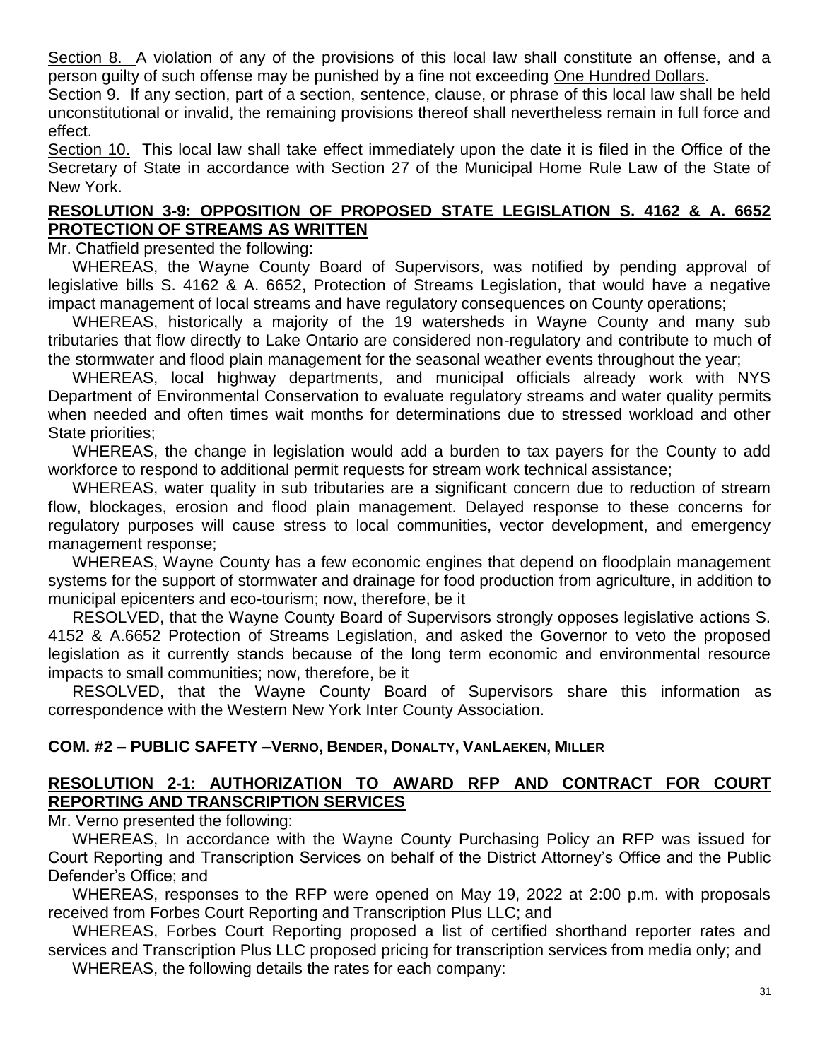Section 8. A violation of any of the provisions of this local law shall constitute an offense, and a person guilty of such offense may be punished by a fine not exceeding One Hundred Dollars.

Section 9. If any section, part of a section, sentence, clause, or phrase of this local law shall be held unconstitutional or invalid, the remaining provisions thereof shall nevertheless remain in full force and effect.

Section 10. This local law shall take effect immediately upon the date it is filed in the Office of the Secretary of State in accordance with Section 27 of the Municipal Home Rule Law of the State of New York.

**RESOLUTION 3-9: OPPOSITION OF PROPOSED STATE LEGISLATION S. 4162 & A. 6652 PROTECTION OF STREAMS AS WRITTEN**

Mr. Chatfield presented the following:

WHEREAS, the Wayne County Board of Supervisors, was notified by pending approval of legislative bills S. 4162 & A. 6652, Protection of Streams Legislation, that would have a negative impact management of local streams and have regulatory consequences on County operations;

WHEREAS, historically a majority of the 19 watersheds in Wayne County and many sub tributaries that flow directly to Lake Ontario are considered non-regulatory and contribute to much of the stormwater and flood plain management for the seasonal weather events throughout the year;

WHEREAS, local highway departments, and municipal officials already work with NYS Department of Environmental Conservation to evaluate regulatory streams and water quality permits when needed and often times wait months for determinations due to stressed workload and other State priorities;

WHEREAS, the change in legislation would add a burden to tax payers for the County to add workforce to respond to additional permit requests for stream work technical assistance;

WHEREAS, water quality in sub tributaries are a significant concern due to reduction of stream flow, blockages, erosion and flood plain management. Delayed response to these concerns for regulatory purposes will cause stress to local communities, vector development, and emergency management response;

WHEREAS, Wayne County has a few economic engines that depend on floodplain management systems for the support of stormwater and drainage for food production from agriculture, in addition to municipal epicenters and eco-tourism; now, therefore, be it

RESOLVED, that the Wayne County Board of Supervisors strongly opposes legislative actions S. 4152 & A.6652 Protection of Streams Legislation, and asked the Governor to veto the proposed legislation as it currently stands because of the long term economic and environmental resource impacts to small communities; now, therefore, be it

RESOLVED, that the Wayne County Board of Supervisors share this information as correspondence with the Western New York Inter County Association.

**COM. #2 – PUBLIC SAFETY –VERNO, BENDER, DONALTY, VANLAEKEN, MILLER**

**RESOLUTION 2-1: AUTHORIZATION TO AWARD RFP AND CONTRACT FOR COURT REPORTING AND TRANSCRIPTION SERVICES**

Mr. Verno presented the following:

WHEREAS, In accordance with the Wayne County Purchasing Policy an RFP was issued for Court Reporting and Transcription Services on behalf of the District Attorney's Office and the Public Defender's Office; and

WHEREAS, responses to the RFP were opened on May 19, 2022 at 2:00 p.m. with proposals received from Forbes Court Reporting and Transcription Plus LLC; and

WHEREAS, Forbes Court Reporting proposed a list of certified shorthand reporter rates and services and Transcription Plus LLC proposed pricing for transcription services from media only; and

WHEREAS, the following details the rates for each company: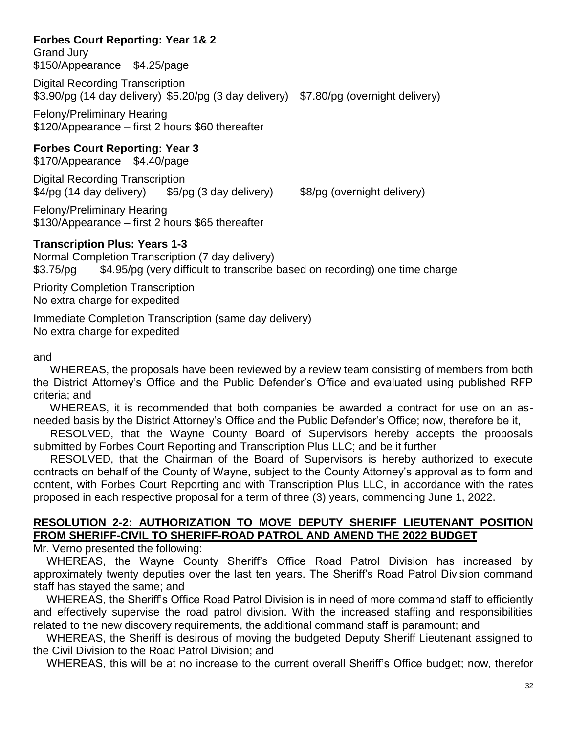**Forbes Court Reporting: Year 1& 2**

Grand Jury
$150/Appearance    $4.25/page

Digital Recording Transcription
$3.90/pg (14 day delivery)  $5.20/pg (3 day delivery)    $7.80/pg (overnight delivery)

Felony/Preliminary Hearing
$120/Appearance – first 2 hours $60 thereafter

**Forbes Court Reporting: Year 3**

$170/Appearance    $4.40/page

Digital Recording Transcription
$4/pg (14 day delivery)    $6/pg (3 day delivery)    $8/pg (overnight delivery)

Felony/Preliminary Hearing
$130/Appearance – first 2 hours $65 thereafter

**Transcription Plus: Years 1-3**

Normal Completion Transcription (7 day delivery)
$3.75/pg    $4.95/pg (very difficult to transcribe based on recording) one time charge

Priority Completion Transcription
No extra charge for expedited

Immediate Completion Transcription (same day delivery)
No extra charge for expedited

and

WHEREAS, the proposals have been reviewed by a review team consisting of members from both the District Attorney's Office and the Public Defender's Office and evaluated using published RFP criteria; and

WHEREAS, it is recommended that both companies be awarded a contract for use on an as-needed basis by the District Attorney's Office and the Public Defender's Office; now, therefore be it,

RESOLVED, that the Wayne County Board of Supervisors hereby accepts the proposals submitted by Forbes Court Reporting and Transcription Plus LLC; and be it further

RESOLVED, that the Chairman of the Board of Supervisors is hereby authorized to execute contracts on behalf of the County of Wayne, subject to the County Attorney's approval as to form and content, with Forbes Court Reporting and with Transcription Plus LLC, in accordance with the rates proposed in each respective proposal for a term of three (3) years, commencing June 1, 2022.

**RESOLUTION 2-2: AUTHORIZATION TO MOVE DEPUTY SHERIFF LIEUTENANT POSITION FROM SHERIFF-CIVIL TO SHERIFF-ROAD PATROL AND AMEND THE 2022 BUDGET**

Mr. Verno presented the following:

WHEREAS, the Wayne County Sheriff's Office Road Patrol Division has increased by approximately twenty deputies over the last ten years. The Sheriff's Road Patrol Division command staff has stayed the same; and

WHEREAS, the Sheriff's Office Road Patrol Division is in need of more command staff to efficiently and effectively supervise the road patrol division. With the increased staffing and responsibilities related to the new discovery requirements, the additional command staff is paramount; and

WHEREAS, the Sheriff is desirous of moving the budgeted Deputy Sheriff Lieutenant assigned to the Civil Division to the Road Patrol Division; and

WHEREAS, this will be at no increase to the current overall Sheriff's Office budget; now, therefor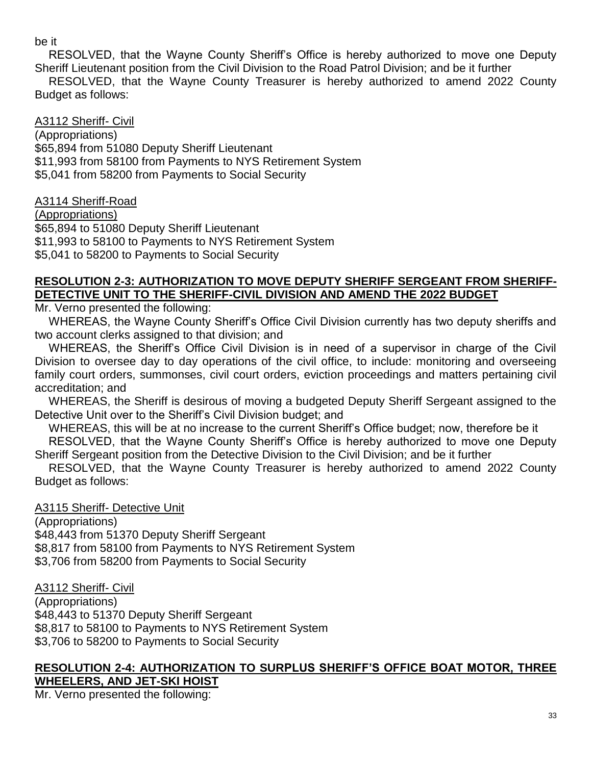be it

RESOLVED, that the Wayne County Sheriff's Office is hereby authorized to move one Deputy Sheriff Lieutenant position from the Civil Division to the Road Patrol Division; and be it further

RESOLVED, that the Wayne County Treasurer is hereby authorized to amend 2022 County Budget as follows:

A3112 Sheriff- Civil
(Appropriations)
$65,894 from 51080 Deputy Sheriff Lieutenant
$11,993 from 58100 from Payments to NYS Retirement System
$5,041 from 58200 from Payments to Social Security

A3114 Sheriff-Road
(Appropriations)
$65,894 to 51080 Deputy Sheriff Lieutenant
$11,993 to 58100 to Payments to NYS Retirement System
$5,041 to 58200 to Payments to Social Security

**RESOLUTION 2-3: AUTHORIZATION TO MOVE DEPUTY SHERIFF SERGEANT FROM SHERIFF-DETECTIVE UNIT TO THE SHERIFF-CIVIL DIVISION AND AMEND THE 2022 BUDGET**

Mr. Verno presented the following:

WHEREAS, the Wayne County Sheriff's Office Civil Division currently has two deputy sheriffs and two account clerks assigned to that division; and

WHEREAS, the Sheriff's Office Civil Division is in need of a supervisor in charge of the Civil Division to oversee day to day operations of the civil office, to include: monitoring and overseeing family court orders, summonses, civil court orders, eviction proceedings and matters pertaining civil accreditation; and

WHEREAS, the Sheriff is desirous of moving a budgeted Deputy Sheriff Sergeant assigned to the Detective Unit over to the Sheriff's Civil Division budget; and

WHEREAS, this will be at no increase to the current Sheriff's Office budget; now, therefore be it

RESOLVED, that the Wayne County Sheriff's Office is hereby authorized to move one Deputy Sheriff Sergeant position from the Detective Division to the Civil Division; and be it further

RESOLVED, that the Wayne County Treasurer is hereby authorized to amend 2022 County Budget as follows:

A3115 Sheriff- Detective Unit
(Appropriations)
$48,443 from 51370 Deputy Sheriff Sergeant
$8,817 from 58100 from Payments to NYS Retirement System
$3,706 from 58200 from Payments to Social Security

A3112 Sheriff- Civil
(Appropriations)
$48,443 to 51370 Deputy Sheriff Sergeant
$8,817 to 58100 to Payments to NYS Retirement System
$3,706 to 58200 to Payments to Social Security

**RESOLUTION 2-4: AUTHORIZATION TO SURPLUS SHERIFF'S OFFICE BOAT MOTOR, THREE WHEELERS, AND JET-SKI HOIST**

Mr. Verno presented the following: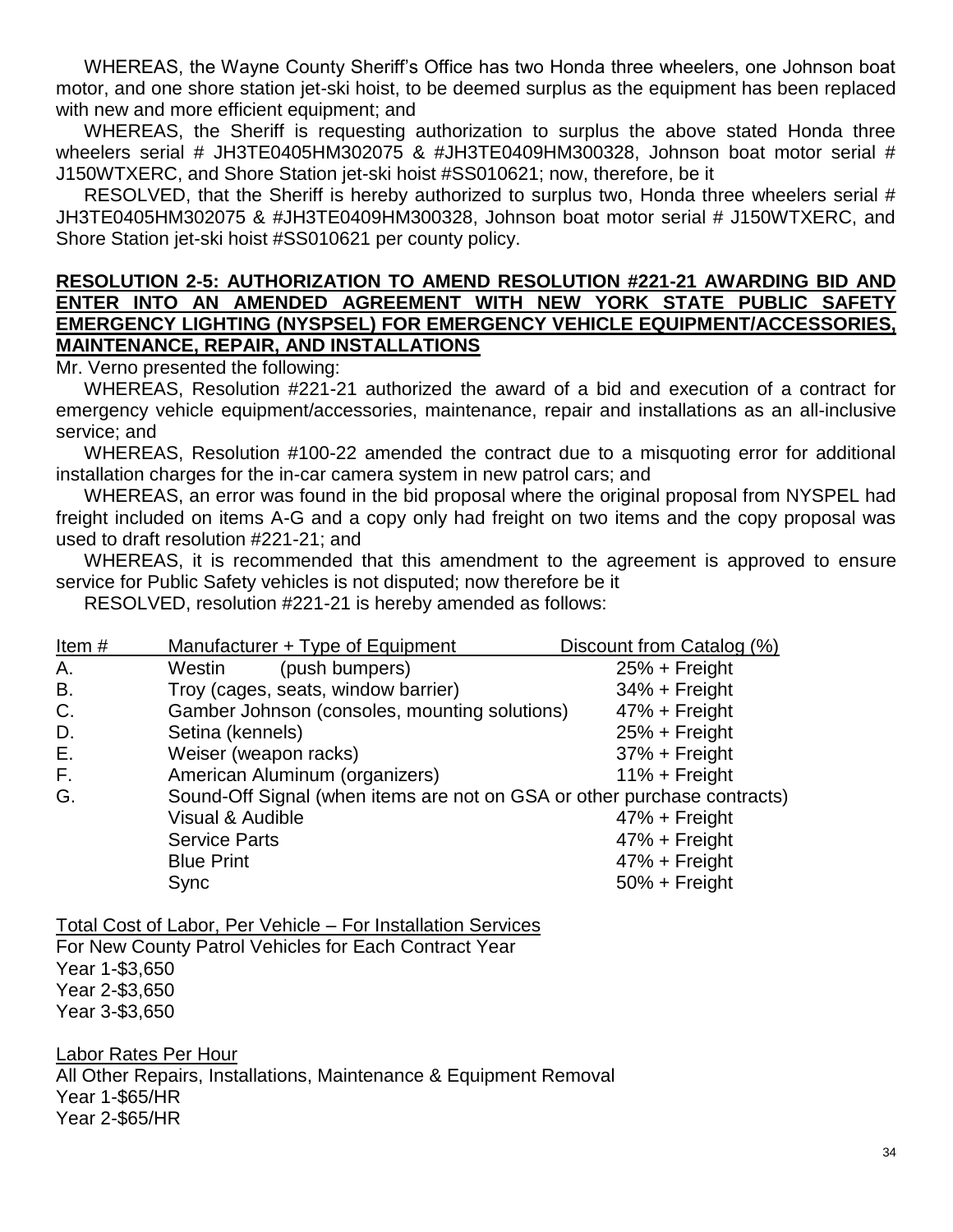WHEREAS, the Wayne County Sheriff's Office has two Honda three wheelers, one Johnson boat motor, and one shore station jet-ski hoist, to be deemed surplus as the equipment has been replaced with new and more efficient equipment; and

WHEREAS, the Sheriff is requesting authorization to surplus the above stated Honda three wheelers serial # JH3TE0405HM302075 & #JH3TE0409HM300328, Johnson boat motor serial # J150WTXERC, and Shore Station jet-ski hoist #SS010621; now, therefore, be it

RESOLVED, that the Sheriff is hereby authorized to surplus two, Honda three wheelers serial # JH3TE0405HM302075 & #JH3TE0409HM300328, Johnson boat motor serial # J150WTXERC, and Shore Station jet-ski hoist #SS010621 per county policy.

**RESOLUTION 2-5: AUTHORIZATION TO AMEND RESOLUTION #221-21 AWARDING BID AND ENTER INTO AN AMENDED AGREEMENT WITH NEW YORK STATE PUBLIC SAFETY EMERGENCY LIGHTING (NYSPSEL) FOR EMERGENCY VEHICLE EQUIPMENT/ACCESSORIES, MAINTENANCE, REPAIR, AND INSTALLATIONS**

Mr. Verno presented the following:

WHEREAS, Resolution #221-21 authorized the award of a bid and execution of a contract for emergency vehicle equipment/accessories, maintenance, repair and installations as an all-inclusive service; and

WHEREAS, Resolution #100-22 amended the contract due to a misquoting error for additional installation charges for the in-car camera system in new patrol cars; and

WHEREAS, an error was found in the bid proposal where the original proposal from NYSPEL had freight included on items A-G and a copy only had freight on two items and the copy proposal was used to draft resolution #221-21; and

WHEREAS, it is recommended that this amendment to the agreement is approved to ensure service for Public Safety vehicles is not disputed; now therefore be it

RESOLVED, resolution #221-21 is hereby amended as follows:

| Item # | Manufacturer + Type of Equipment | Discount from Catalog (%) |
|---|---|---|
| A. | Westin (push bumpers) | 25% + Freight |
| B. | Troy (cages, seats, window barrier) | 34% + Freight |
| C. | Gamber Johnson (consoles, mounting solutions) | 47% + Freight |
| D. | Setina (kennels) | 25% + Freight |
| E. | Weiser (weapon racks) | 37% + Freight |
| F. | American Aluminum (organizers) | 11% + Freight |
| G. | Sound-Off Signal (when items are not on GSA or other purchase contracts) | |
| | Visual & Audible | 47% + Freight |
| | Service Parts | 47% + Freight |
| | Blue Print | 47% + Freight |
| | Sync | 50% + Freight |

Total Cost of Labor, Per Vehicle – For Installation Services
For New County Patrol Vehicles for Each Contract Year
Year 1-$3,650
Year 2-$3,650
Year 3-$3,650

Labor Rates Per Hour
All Other Repairs, Installations, Maintenance & Equipment Removal
Year 1-$65/HR
Year 2-$65/HR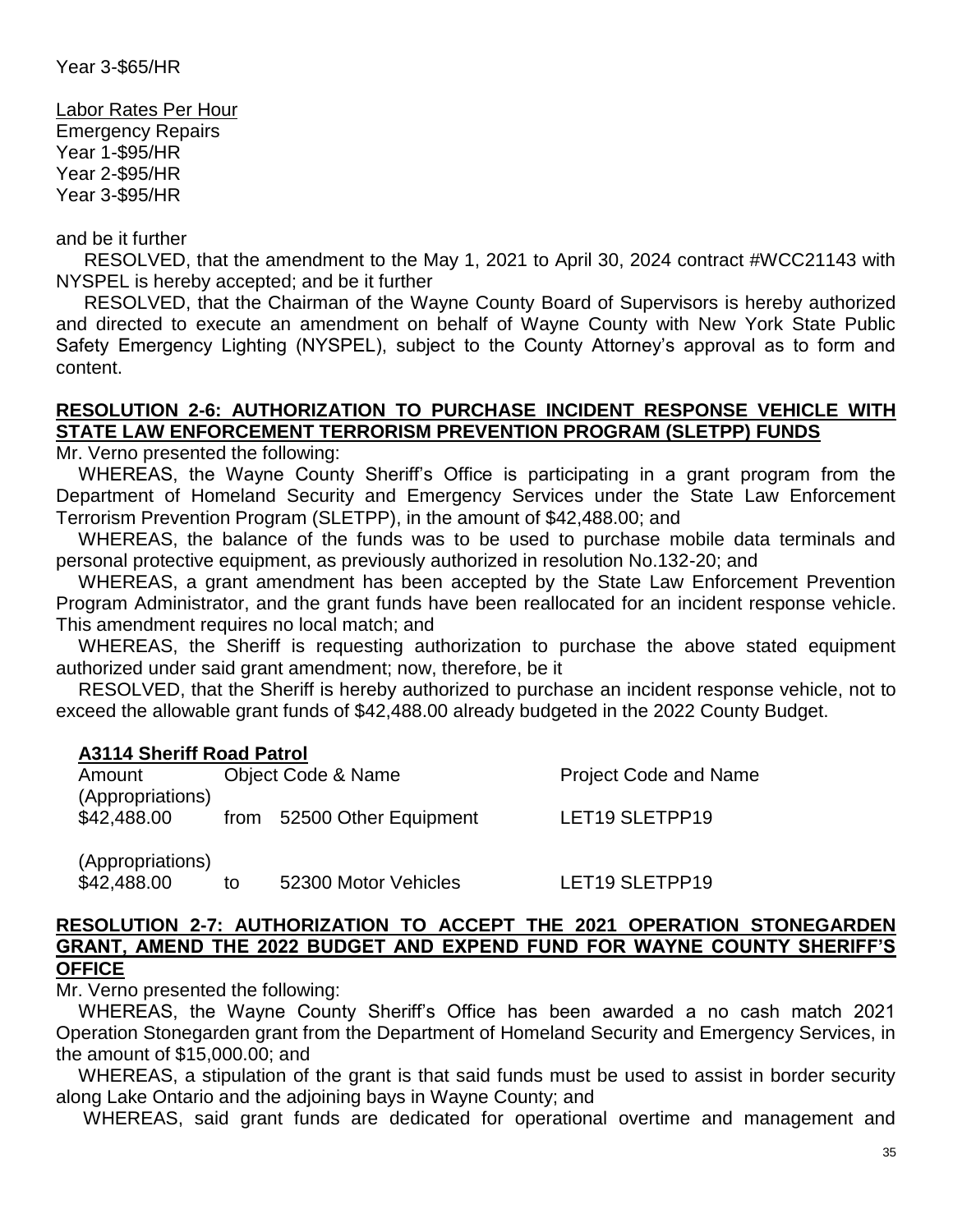Year 3-$65/HR

Labor Rates Per Hour
Emergency Repairs
Year 1-$95/HR
Year 2-$95/HR
Year 3-$95/HR

and be it further

RESOLVED, that the amendment to the May 1, 2021 to April 30, 2024 contract #WCC21143 with NYSPEL is hereby accepted; and be it further

RESOLVED, that the Chairman of the Wayne County Board of Supervisors is hereby authorized and directed to execute an amendment on behalf of Wayne County with New York State Public Safety Emergency Lighting (NYSPEL), subject to the County Attorney's approval as to form and content.

**RESOLUTION 2-6: AUTHORIZATION TO PURCHASE INCIDENT RESPONSE VEHICLE WITH STATE LAW ENFORCEMENT TERRORISM PREVENTION PROGRAM (SLETPP) FUNDS**

Mr. Verno presented the following:

WHEREAS, the Wayne County Sheriff's Office is participating in a grant program from the Department of Homeland Security and Emergency Services under the State Law Enforcement Terrorism Prevention Program (SLETPP), in the amount of $42,488.00; and

WHEREAS, the balance of the funds was to be used to purchase mobile data terminals and personal protective equipment, as previously authorized in resolution No.132-20; and

WHEREAS, a grant amendment has been accepted by the State Law Enforcement Prevention Program Administrator, and the grant funds have been reallocated for an incident response vehicle. This amendment requires no local match; and

WHEREAS, the Sheriff is requesting authorization to purchase the above stated equipment authorized under said grant amendment; now, therefore, be it

RESOLVED, that the Sheriff is hereby authorized to purchase an incident response vehicle, not to exceed the allowable grant funds of $42,488.00 already budgeted in the 2022 County Budget.

**A3114 Sheriff Road Patrol**

| Amount | | Object Code & Name | Project Code and Name |
|---|---|---|---|
| (Appropriations) $42,488.00 | from | 52500 Other Equipment | LET19 SLETPP19 |
| (Appropriations) $42,488.00 | to | 52300 Motor Vehicles | LET19 SLETPP19 |

**RESOLUTION 2-7: AUTHORIZATION TO ACCEPT THE 2021 OPERATION STONEGARDEN GRANT, AMEND THE 2022 BUDGET AND EXPEND FUND FOR WAYNE COUNTY SHERIFF'S OFFICE**

Mr. Verno presented the following:

WHEREAS, the Wayne County Sheriff's Office has been awarded a no cash match 2021 Operation Stonegarden grant from the Department of Homeland Security and Emergency Services, in the amount of $15,000.00; and

WHEREAS, a stipulation of the grant is that said funds must be used to assist in border security along Lake Ontario and the adjoining bays in Wayne County; and

WHEREAS, said grant funds are dedicated for operational overtime and management and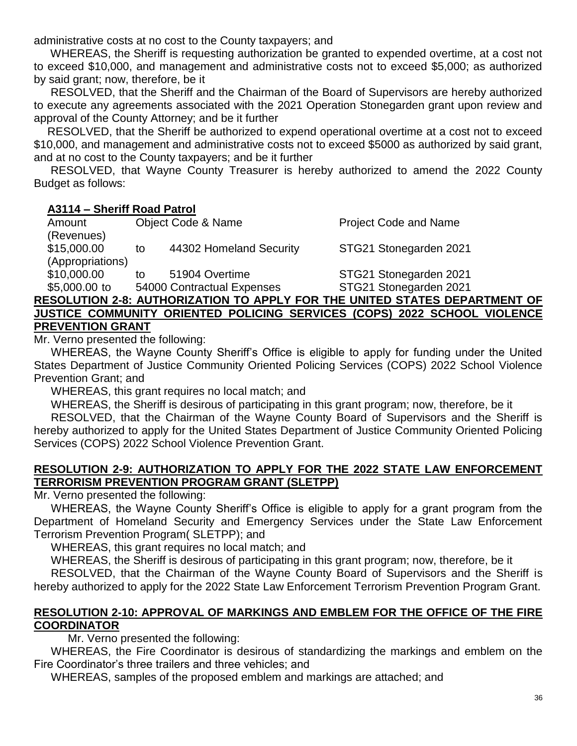administrative costs at no cost to the County taxpayers; and

WHEREAS, the Sheriff is requesting authorization be granted to expended overtime, at a cost not to exceed $10,000, and management and administrative costs not to exceed $5,000; as authorized by said grant; now, therefore, be it

RESOLVED, that the Sheriff and the Chairman of the Board of Supervisors are hereby authorized to execute any agreements associated with the 2021 Operation Stonegarden grant upon review and approval of the County Attorney; and be it further

RESOLVED, that the Sheriff be authorized to expend operational overtime at a cost not to exceed $10,000, and management and administrative costs not to exceed $5000 as authorized by said grant, and at no cost to the County taxpayers; and be it further

RESOLVED, that Wayne County Treasurer is hereby authorized to amend the 2022 County Budget as follows:

**A3114 – Sheriff Road Patrol**

| Amount | | Object Code & Name | Project Code and Name |
|---|---|---|---|
| (Revenues) | | | |
| $15,000.00 | to | 44302 Homeland Security | STG21 Stonegarden 2021 |
| (Appropriations) | | | |
| $10,000.00 | to | 51904 Overtime | STG21 Stonegarden 2021 |
| $5,000.00 to | | 54000 Contractual Expenses | STG21 Stonegarden 2021 |

## RESOLUTION 2-8: AUTHORIZATION TO APPLY FOR THE UNITED STATES DEPARTMENT OF JUSTICE COMMUNITY ORIENTED POLICING SERVICES (COPS) 2022 SCHOOL VIOLENCE PREVENTION GRANT

Mr. Verno presented the following:

WHEREAS, the Wayne County Sheriff's Office is eligible to apply for funding under the United States Department of Justice Community Oriented Policing Services (COPS) 2022 School Violence Prevention Grant; and

WHEREAS, this grant requires no local match; and

WHEREAS, the Sheriff is desirous of participating in this grant program; now, therefore, be it

RESOLVED, that the Chairman of the Wayne County Board of Supervisors and the Sheriff is hereby authorized to apply for the United States Department of Justice Community Oriented Policing Services (COPS) 2022 School Violence Prevention Grant.

## RESOLUTION 2-9: AUTHORIZATION TO APPLY FOR THE 2022 STATE LAW ENFORCEMENT TERRORISM PREVENTION PROGRAM GRANT (SLETPP)

Mr. Verno presented the following:

WHEREAS, the Wayne County Sheriff's Office is eligible to apply for a grant program from the Department of Homeland Security and Emergency Services under the State Law Enforcement Terrorism Prevention Program( SLETPP); and

WHEREAS, this grant requires no local match; and

WHEREAS, the Sheriff is desirous of participating in this grant program; now, therefore, be it

RESOLVED, that the Chairman of the Wayne County Board of Supervisors and the Sheriff is hereby authorized to apply for the 2022 State Law Enforcement Terrorism Prevention Program Grant.

## RESOLUTION 2-10: APPROVAL OF MARKINGS AND EMBLEM FOR THE OFFICE OF THE FIRE COORDINATOR

Mr. Verno presented the following:

WHEREAS, the Fire Coordinator is desirous of standardizing the markings and emblem on the Fire Coordinator's three trailers and three vehicles; and

WHEREAS, samples of the proposed emblem and markings are attached; and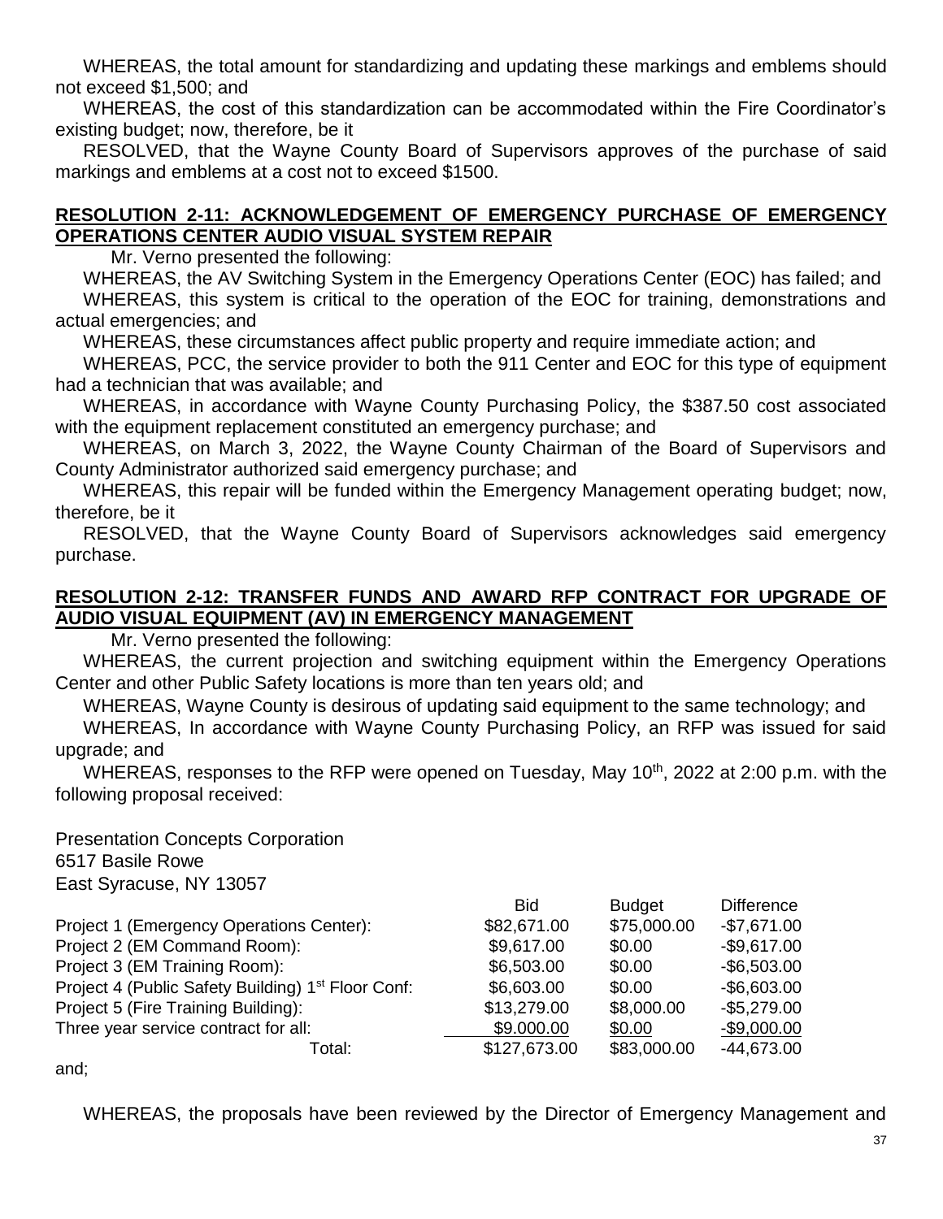WHEREAS, the total amount for standardizing and updating these markings and emblems should not exceed $1,500; and

WHEREAS, the cost of this standardization can be accommodated within the Fire Coordinator's existing budget; now, therefore, be it

RESOLVED, that the Wayne County Board of Supervisors approves of the purchase of said markings and emblems at a cost not to exceed $1500.

## RESOLUTION 2-11: ACKNOWLEDGEMENT OF EMERGENCY PURCHASE OF EMERGENCY OPERATIONS CENTER AUDIO VISUAL SYSTEM REPAIR

Mr. Verno presented the following:

WHEREAS, the AV Switching System in the Emergency Operations Center (EOC) has failed; and

WHEREAS, this system is critical to the operation of the EOC for training, demonstrations and actual emergencies; and

WHEREAS, these circumstances affect public property and require immediate action; and

WHEREAS, PCC, the service provider to both the 911 Center and EOC for this type of equipment had a technician that was available; and

WHEREAS, in accordance with Wayne County Purchasing Policy, the $387.50 cost associated with the equipment replacement constituted an emergency purchase; and

WHEREAS, on March 3, 2022, the Wayne County Chairman of the Board of Supervisors and County Administrator authorized said emergency purchase; and

WHEREAS, this repair will be funded within the Emergency Management operating budget; now, therefore, be it

RESOLVED, that the Wayne County Board of Supervisors acknowledges said emergency purchase.

## RESOLUTION 2-12: TRANSFER FUNDS AND AWARD RFP CONTRACT FOR UPGRADE OF AUDIO VISUAL EQUIPMENT (AV) IN EMERGENCY MANAGEMENT

Mr. Verno presented the following:

WHEREAS, the current projection and switching equipment within the Emergency Operations Center and other Public Safety locations is more than ten years old; and

WHEREAS, Wayne County is desirous of updating said equipment to the same technology; and

WHEREAS, In accordance with Wayne County Purchasing Policy, an RFP was issued for said upgrade; and

WHEREAS, responses to the RFP were opened on Tuesday, May 10th, 2022 at 2:00 p.m. with the following proposal received:

Presentation Concepts Corporation
6517 Basile Rowe
East Syracuse, NY 13057

| | Bid | Budget | Difference |
|---|---|---|---|
| Project 1 (Emergency Operations Center): | $82,671.00 | $75,000.00 | -$7,671.00 |
| Project 2 (EM Command Room): | $9,617.00 | $0.00 | -$9,617.00 |
| Project 3 (EM Training Room): | $6,503.00 | $0.00 | -$6,503.00 |
| Project 4 (Public Safety Building) 1st Floor Conf: | $6,603.00 | $0.00 | -$6,603.00 |
| Project 5 (Fire Training Building): | $13,279.00 | $8,000.00 | -$5,279.00 |
| Three year service contract for all: | $9.000.00 | $0.00 | -$9,000.00 |
| Total: | $127,673.00 | $83,000.00 | -44,673.00 |

and;

WHEREAS, the proposals have been reviewed by the Director of Emergency Management and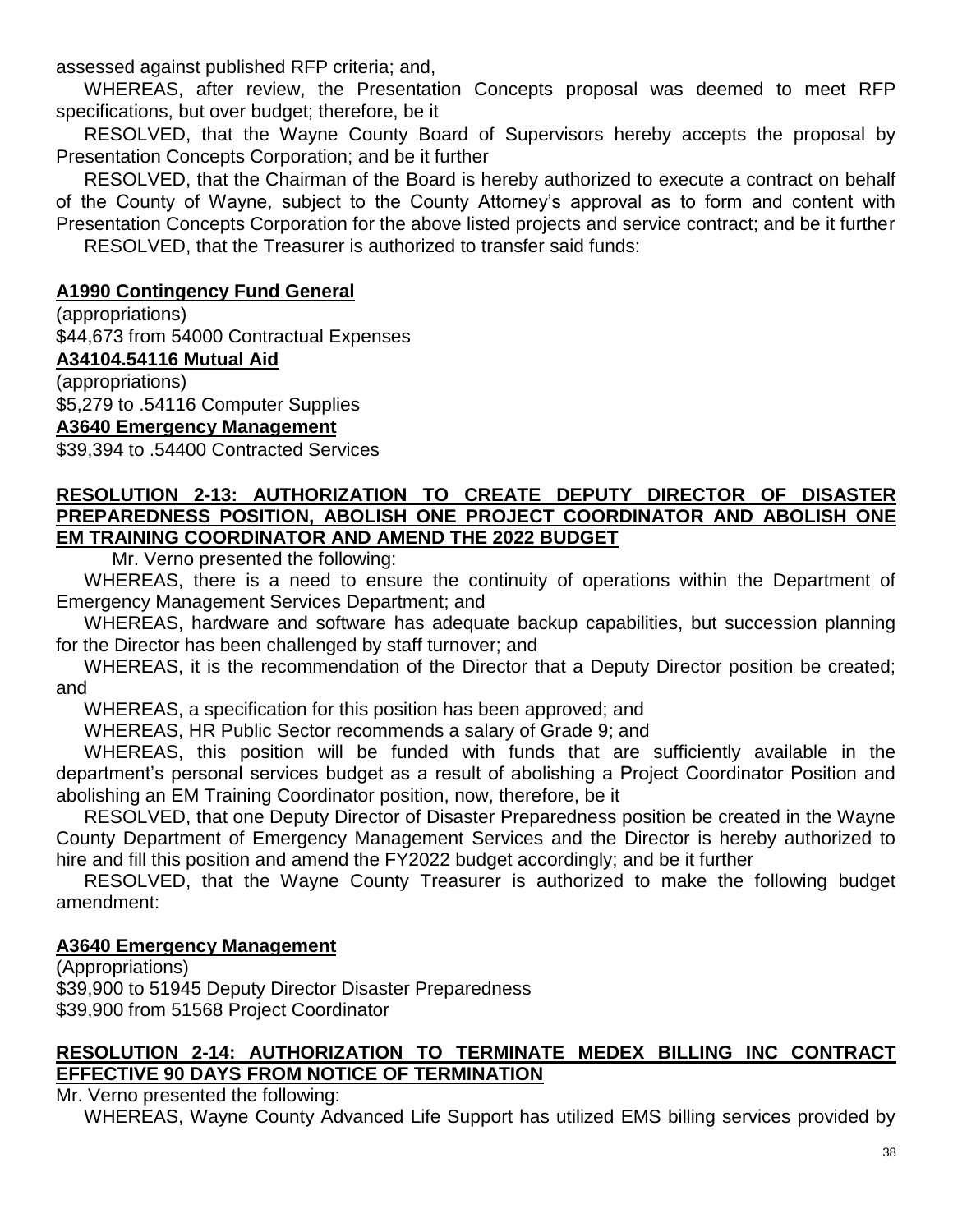assessed against published RFP criteria; and,

WHEREAS, after review, the Presentation Concepts proposal was deemed to meet RFP specifications, but over budget; therefore, be it

RESOLVED, that the Wayne County Board of Supervisors hereby accepts the proposal by Presentation Concepts Corporation; and be it further

RESOLVED, that the Chairman of the Board is hereby authorized to execute a contract on behalf of the County of Wayne, subject to the County Attorney's approval as to form and content with Presentation Concepts Corporation for the above listed projects and service contract; and be it further

RESOLVED, that the Treasurer is authorized to transfer said funds:

**A1990 Contingency Fund General**

(appropriations)
$44,673 from 54000 Contractual Expenses

**A34104.54116 Mutual Aid**

(appropriations)
$5,279 to .54116 Computer Supplies

**A3640 Emergency Management**

$39,394 to .54400 Contracted Services

**RESOLUTION 2-13: AUTHORIZATION TO CREATE DEPUTY DIRECTOR OF DISASTER PREPAREDNESS POSITION, ABOLISH ONE PROJECT COORDINATOR AND ABOLISH ONE EM TRAINING COORDINATOR AND AMEND THE 2022 BUDGET**

Mr. Verno presented the following:

WHEREAS, there is a need to ensure the continuity of operations within the Department of Emergency Management Services Department; and

WHEREAS, hardware and software has adequate backup capabilities, but succession planning for the Director has been challenged by staff turnover; and

WHEREAS, it is the recommendation of the Director that a Deputy Director position be created; and

WHEREAS, a specification for this position has been approved; and

WHEREAS, HR Public Sector recommends a salary of Grade 9; and

WHEREAS, this position will be funded with funds that are sufficiently available in the department's personal services budget as a result of abolishing a Project Coordinator Position and abolishing an EM Training Coordinator position, now, therefore, be it

RESOLVED, that one Deputy Director of Disaster Preparedness position be created in the Wayne County Department of Emergency Management Services and the Director is hereby authorized to hire and fill this position and amend the FY2022 budget accordingly; and be it further

RESOLVED, that the Wayne County Treasurer is authorized to make the following budget amendment:

**A3640 Emergency Management**

(Appropriations)
$39,900 to 51945 Deputy Director Disaster Preparedness
$39,900 from 51568 Project Coordinator

**RESOLUTION 2-14: AUTHORIZATION TO TERMINATE MEDEX BILLING INC CONTRACT EFFECTIVE 90 DAYS FROM NOTICE OF TERMINATION**

Mr. Verno presented the following:

WHEREAS, Wayne County Advanced Life Support has utilized EMS billing services provided by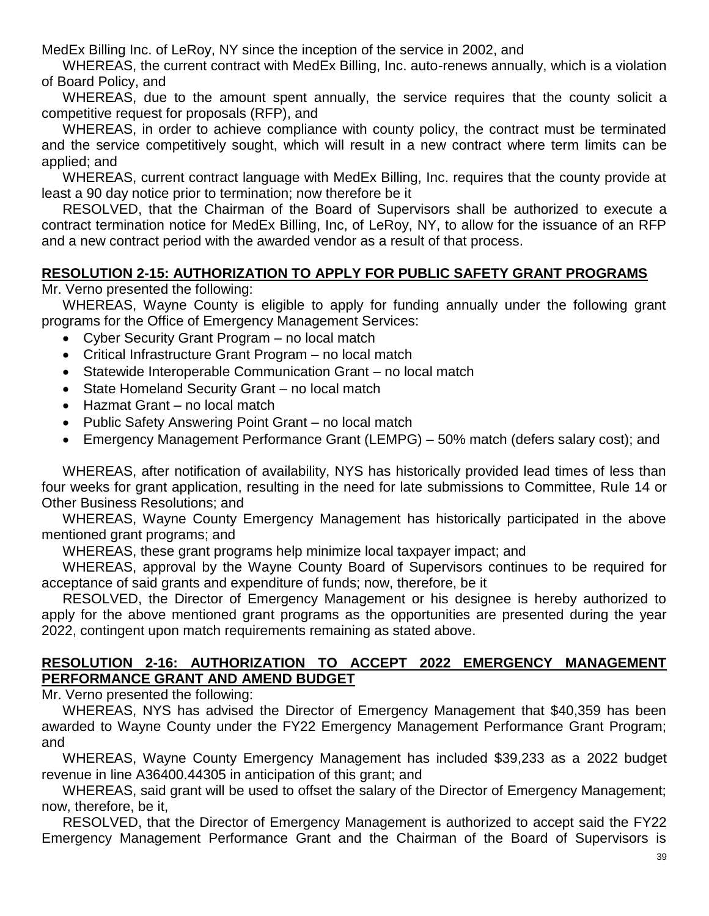MedEx Billing Inc. of LeRoy, NY since the inception of the service in 2002, and

WHEREAS, the current contract with MedEx Billing, Inc. auto-renews annually, which is a violation of Board Policy, and

WHEREAS, due to the amount spent annually, the service requires that the county solicit a competitive request for proposals (RFP), and

WHEREAS, in order to achieve compliance with county policy, the contract must be terminated and the service competitively sought, which will result in a new contract where term limits can be applied; and

WHEREAS, current contract language with MedEx Billing, Inc. requires that the county provide at least a 90 day notice prior to termination; now therefore be it

RESOLVED, that the Chairman of the Board of Supervisors shall be authorized to execute a contract termination notice for MedEx Billing, Inc, of LeRoy, NY, to allow for the issuance of an RFP and a new contract period with the awarded vendor as a result of that process.

**RESOLUTION 2-15: AUTHORIZATION TO APPLY FOR PUBLIC SAFETY GRANT PROGRAMS**

Mr. Verno presented the following:

WHEREAS, Wayne County is eligible to apply for funding annually under the following grant programs for the Office of Emergency Management Services:

- Cyber Security Grant Program – no local match
- Critical Infrastructure Grant Program – no local match
- Statewide Interoperable Communication Grant – no local match
- State Homeland Security Grant – no local match
- Hazmat Grant – no local match
- Public Safety Answering Point Grant – no local match
- Emergency Management Performance Grant (LEMPG) – 50% match (defers salary cost); and

WHEREAS, after notification of availability, NYS has historically provided lead times of less than four weeks for grant application, resulting in the need for late submissions to Committee, Rule 14 or Other Business Resolutions; and

WHEREAS, Wayne County Emergency Management has historically participated in the above mentioned grant programs; and

WHEREAS, these grant programs help minimize local taxpayer impact; and

WHEREAS, approval by the Wayne County Board of Supervisors continues to be required for acceptance of said grants and expenditure of funds; now, therefore, be it

RESOLVED, the Director of Emergency Management or his designee is hereby authorized to apply for the above mentioned grant programs as the opportunities are presented during the year 2022, contingent upon match requirements remaining as stated above.

**RESOLUTION 2-16: AUTHORIZATION TO ACCEPT 2022 EMERGENCY MANAGEMENT PERFORMANCE GRANT AND AMEND BUDGET**

Mr. Verno presented the following:

WHEREAS, NYS has advised the Director of Emergency Management that $40,359 has been awarded to Wayne County under the FY22 Emergency Management Performance Grant Program; and

WHEREAS, Wayne County Emergency Management has included $39,233 as a 2022 budget revenue in line A36400.44305 in anticipation of this grant; and

WHEREAS, said grant will be used to offset the salary of the Director of Emergency Management; now, therefore, be it,

RESOLVED, that the Director of Emergency Management is authorized to accept said the FY22 Emergency Management Performance Grant and the Chairman of the Board of Supervisors is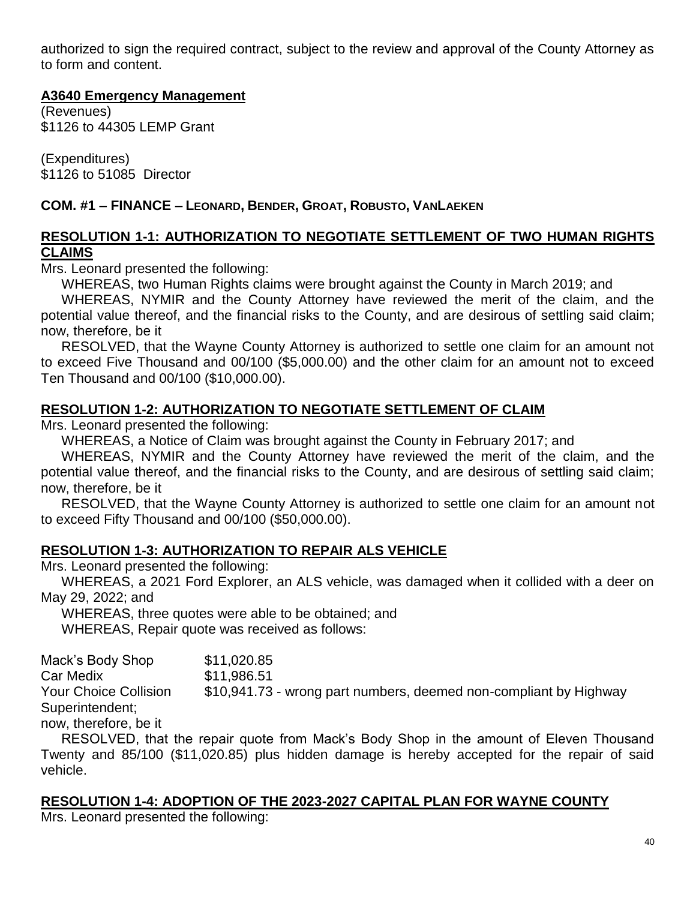authorized to sign the required contract, subject to the review and approval of the County Attorney as to form and content.

**A3640 Emergency Management**

(Revenues)
$1126 to 44305 LEMP Grant

(Expenditures)
$1126 to 51085 Director

**COM. #1 – FINANCE – LEONARD, BENDER, GROAT, ROBUSTO, VANLAEKEN**

**RESOLUTION 1-1: AUTHORIZATION TO NEGOTIATE SETTLEMENT OF TWO HUMAN RIGHTS CLAIMS**

Mrs. Leonard presented the following:

WHEREAS, two Human Rights claims were brought against the County in March 2019; and

WHEREAS, NYMIR and the County Attorney have reviewed the merit of the claim, and the potential value thereof, and the financial risks to the County, and are desirous of settling said claim; now, therefore, be it

RESOLVED, that the Wayne County Attorney is authorized to settle one claim for an amount not to exceed Five Thousand and 00/100 ($5,000.00) and the other claim for an amount not to exceed Ten Thousand and 00/100 ($10,000.00).

**RESOLUTION 1-2: AUTHORIZATION TO NEGOTIATE SETTLEMENT OF CLAIM**

Mrs. Leonard presented the following:

WHEREAS, a Notice of Claim was brought against the County in February 2017; and

WHEREAS, NYMIR and the County Attorney have reviewed the merit of the claim, and the potential value thereof, and the financial risks to the County, and are desirous of settling said claim; now, therefore, be it

RESOLVED, that the Wayne County Attorney is authorized to settle one claim for an amount not to exceed Fifty Thousand and 00/100 ($50,000.00).

**RESOLUTION 1-3: AUTHORIZATION TO REPAIR ALS VEHICLE**

Mrs. Leonard presented the following:

WHEREAS, a 2021 Ford Explorer, an ALS vehicle, was damaged when it collided with a deer on May 29, 2022; and

WHEREAS, three quotes were able to be obtained; and

WHEREAS, Repair quote was received as follows:

Mack's Body Shop $11,020.85
Car Medix $11,986.51
Your Choice Collision $10,941.73 - wrong part numbers, deemed non-compliant by Highway Superintendent;

now, therefore, be it

RESOLVED, that the repair quote from Mack's Body Shop in the amount of Eleven Thousand Twenty and 85/100 ($11,020.85) plus hidden damage is hereby accepted for the repair of said vehicle.

**RESOLUTION 1-4: ADOPTION OF THE 2023-2027 CAPITAL PLAN FOR WAYNE COUNTY**

Mrs. Leonard presented the following: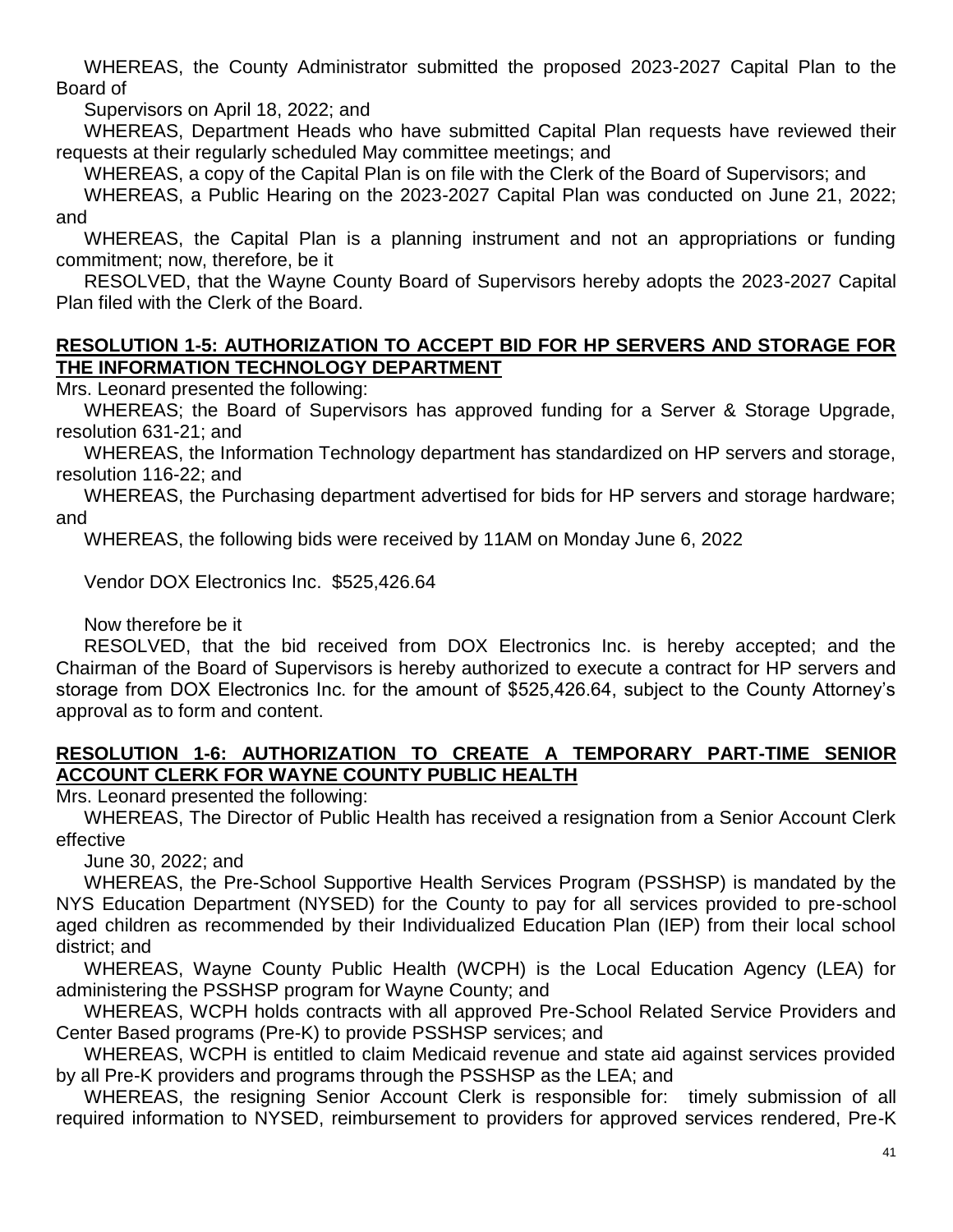WHEREAS, the County Administrator submitted the proposed 2023-2027 Capital Plan to the Board of

Supervisors on April 18, 2022; and

WHEREAS, Department Heads who have submitted Capital Plan requests have reviewed their requests at their regularly scheduled May committee meetings; and

WHEREAS, a copy of the Capital Plan is on file with the Clerk of the Board of Supervisors; and

WHEREAS, a Public Hearing on the 2023-2027 Capital Plan was conducted on June 21, 2022; and

WHEREAS, the Capital Plan is a planning instrument and not an appropriations or funding commitment; now, therefore, be it

RESOLVED, that the Wayne County Board of Supervisors hereby adopts the 2023-2027 Capital Plan filed with the Clerk of the Board.

**RESOLUTION 1-5: AUTHORIZATION TO ACCEPT BID FOR HP SERVERS AND STORAGE FOR THE INFORMATION TECHNOLOGY DEPARTMENT**

Mrs. Leonard presented the following:

WHEREAS; the Board of Supervisors has approved funding for a Server & Storage Upgrade, resolution 631-21; and

WHEREAS, the Information Technology department has standardized on HP servers and storage, resolution 116-22; and

WHEREAS, the Purchasing department advertised for bids for HP servers and storage hardware; and

WHEREAS, the following bids were received by 11AM on Monday June 6, 2022

Vendor DOX Electronics Inc. $525,426.64

Now therefore be it

RESOLVED, that the bid received from DOX Electronics Inc. is hereby accepted; and the Chairman of the Board of Supervisors is hereby authorized to execute a contract for HP servers and storage from DOX Electronics Inc. for the amount of $525,426.64, subject to the County Attorney's approval as to form and content.

**RESOLUTION 1-6: AUTHORIZATION TO CREATE A TEMPORARY PART-TIME SENIOR ACCOUNT CLERK FOR WAYNE COUNTY PUBLIC HEALTH**

Mrs. Leonard presented the following:

WHEREAS, The Director of Public Health has received a resignation from a Senior Account Clerk effective

June 30, 2022; and

WHEREAS, the Pre-School Supportive Health Services Program (PSSHSP) is mandated by the NYS Education Department (NYSED) for the County to pay for all services provided to pre-school aged children as recommended by their Individualized Education Plan (IEP) from their local school district; and

WHEREAS, Wayne County Public Health (WCPH) is the Local Education Agency (LEA) for administering the PSSHSP program for Wayne County; and

WHEREAS, WCPH holds contracts with all approved Pre-School Related Service Providers and Center Based programs (Pre-K) to provide PSSHSP services; and

WHEREAS, WCPH is entitled to claim Medicaid revenue and state aid against services provided by all Pre-K providers and programs through the PSSHSP as the LEA; and

WHEREAS, the resigning Senior Account Clerk is responsible for: timely submission of all required information to NYSED, reimbursement to providers for approved services rendered, Pre-K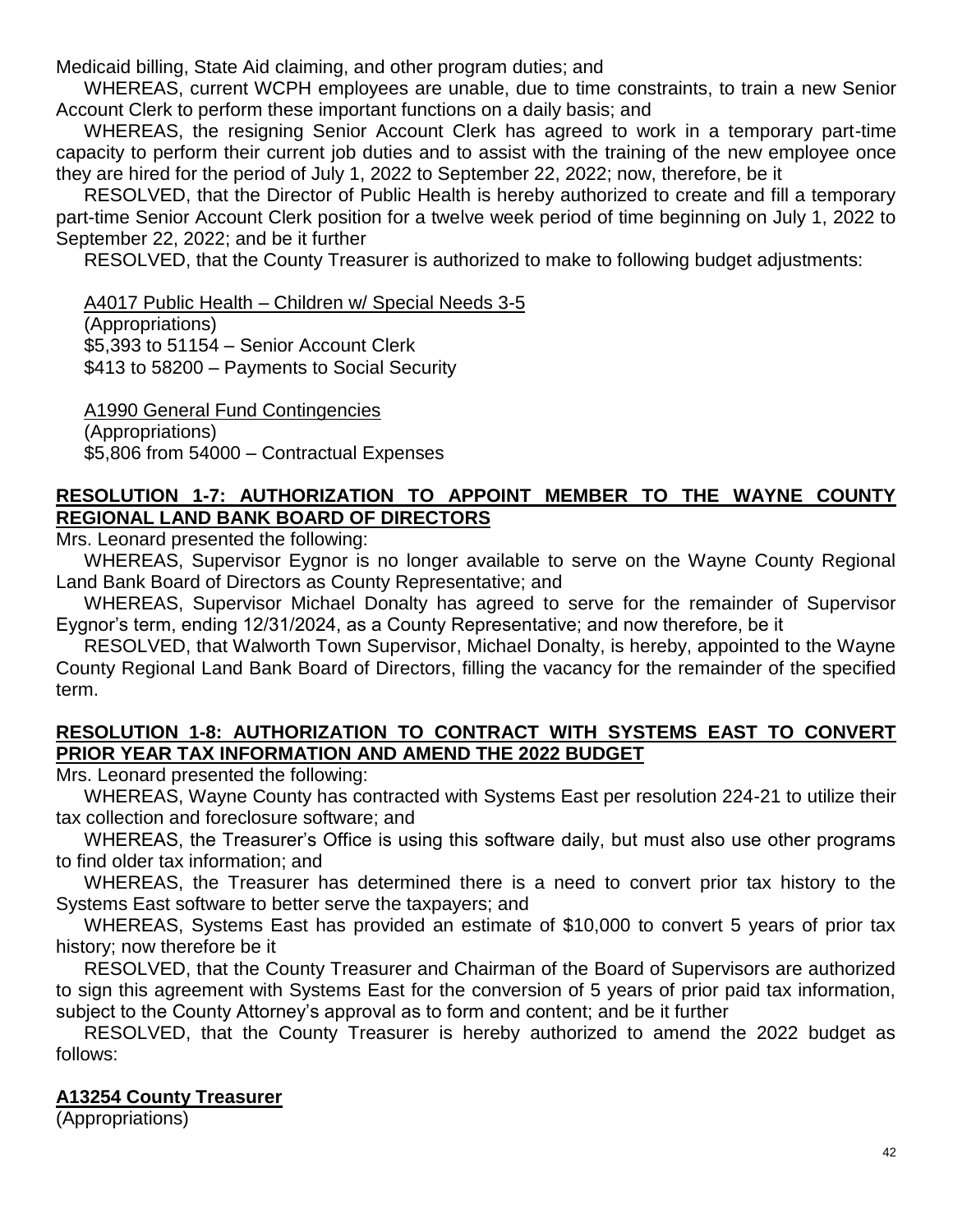Medicaid billing, State Aid claiming, and other program duties; and

WHEREAS, current WCPH employees are unable, due to time constraints, to train a new Senior Account Clerk to perform these important functions on a daily basis; and

WHEREAS, the resigning Senior Account Clerk has agreed to work in a temporary part-time capacity to perform their current job duties and to assist with the training of the new employee once they are hired for the period of July 1, 2022 to September 22, 2022; now, therefore, be it

RESOLVED, that the Director of Public Health is hereby authorized to create and fill a temporary part-time Senior Account Clerk position for a twelve week period of time beginning on July 1, 2022 to September 22, 2022; and be it further

RESOLVED, that the County Treasurer is authorized to make to following budget adjustments:

A4017 Public Health – Children w/ Special Needs 3-5
(Appropriations)
$5,393 to 51154 – Senior Account Clerk
$413 to 58200 – Payments to Social Security

A1990 General Fund Contingencies
(Appropriations)
$5,806 from 54000 – Contractual Expenses

**RESOLUTION 1-7: AUTHORIZATION TO APPOINT MEMBER TO THE WAYNE COUNTY REGIONAL LAND BANK BOARD OF DIRECTORS**

Mrs. Leonard presented the following:

WHEREAS, Supervisor Eygnor is no longer available to serve on the Wayne County Regional Land Bank Board of Directors as County Representative; and

WHEREAS, Supervisor Michael Donalty has agreed to serve for the remainder of Supervisor Eygnor's term, ending 12/31/2024, as a County Representative; and now therefore, be it

RESOLVED, that Walworth Town Supervisor, Michael Donalty, is hereby, appointed to the Wayne County Regional Land Bank Board of Directors, filling the vacancy for the remainder of the specified term.

**RESOLUTION 1-8: AUTHORIZATION TO CONTRACT WITH SYSTEMS EAST TO CONVERT PRIOR YEAR TAX INFORMATION AND AMEND THE 2022 BUDGET**

Mrs. Leonard presented the following:

WHEREAS, Wayne County has contracted with Systems East per resolution 224-21 to utilize their tax collection and foreclosure software; and

WHEREAS, the Treasurer's Office is using this software daily, but must also use other programs to find older tax information; and

WHEREAS, the Treasurer has determined there is a need to convert prior tax history to the Systems East software to better serve the taxpayers; and

WHEREAS, Systems East has provided an estimate of $10,000 to convert 5 years of prior tax history; now therefore be it

RESOLVED, that the County Treasurer and Chairman of the Board of Supervisors are authorized to sign this agreement with Systems East for the conversion of 5 years of prior paid tax information, subject to the County Attorney's approval as to form and content; and be it further

RESOLVED, that the County Treasurer is hereby authorized to amend the 2022 budget as follows:

**A13254 County Treasurer**
(Appropriations)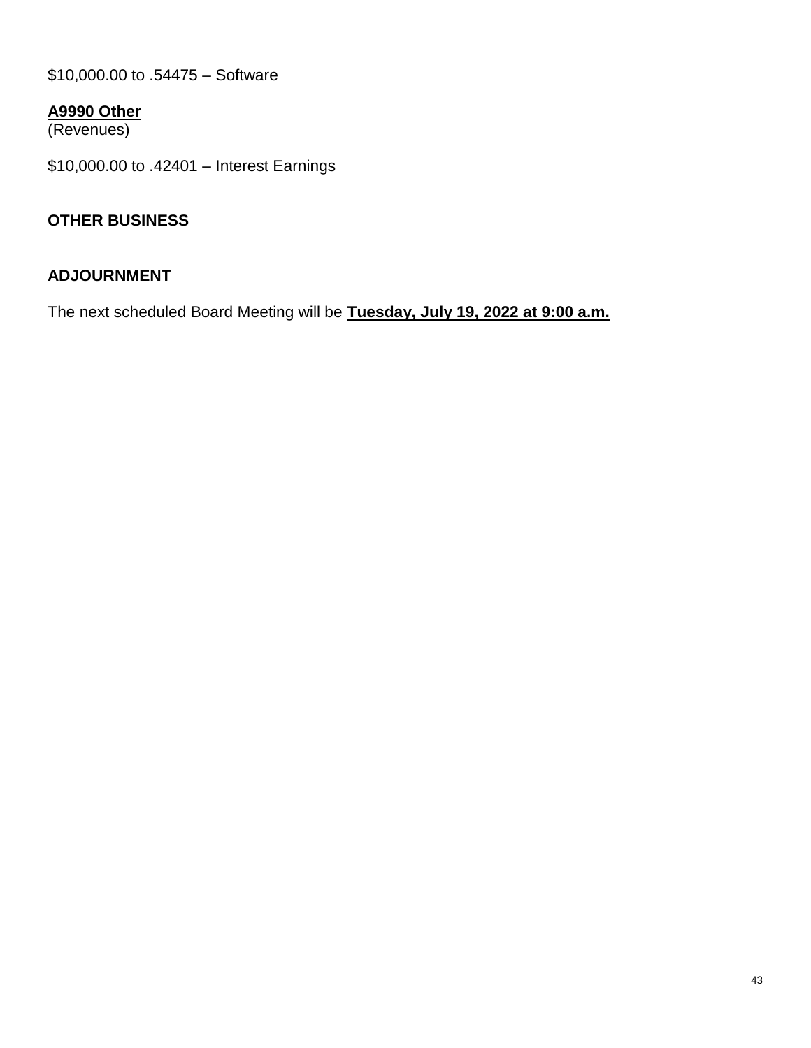$10,000.00 to .54475 – Software

**A9990 Other**
(Revenues)

$10,000.00 to .42401 – Interest Earnings

**OTHER BUSINESS**

**ADJOURNMENT**

The next scheduled Board Meeting will be **Tuesday, July 19, 2022 at 9:00 a.m.**